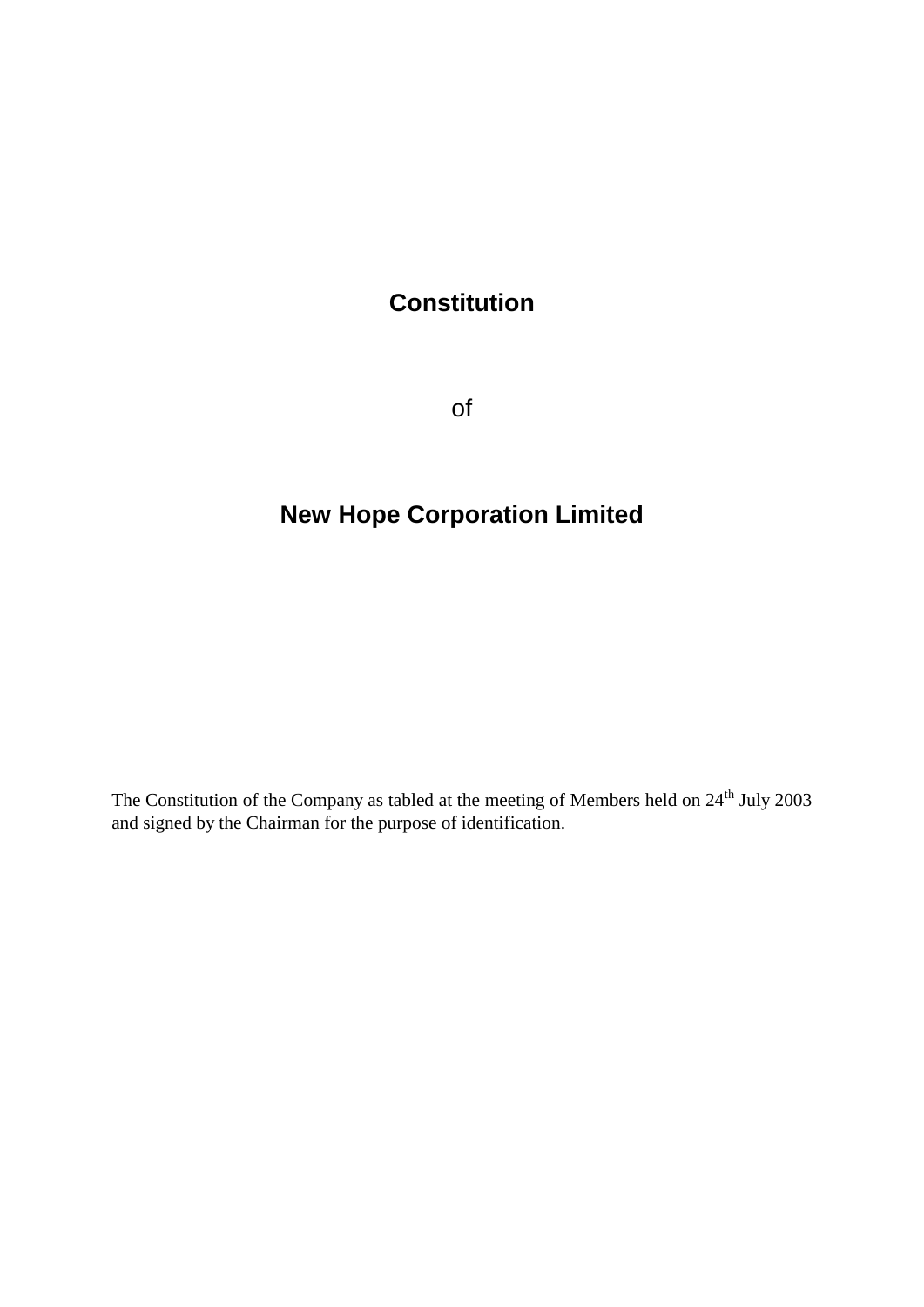# Constitution

of

# New Hope Corporation Limited

The Constitution of the Company as tabled at the meeting of Members held on 24th July 2003 and signed by the Chairman for the purpose of identification.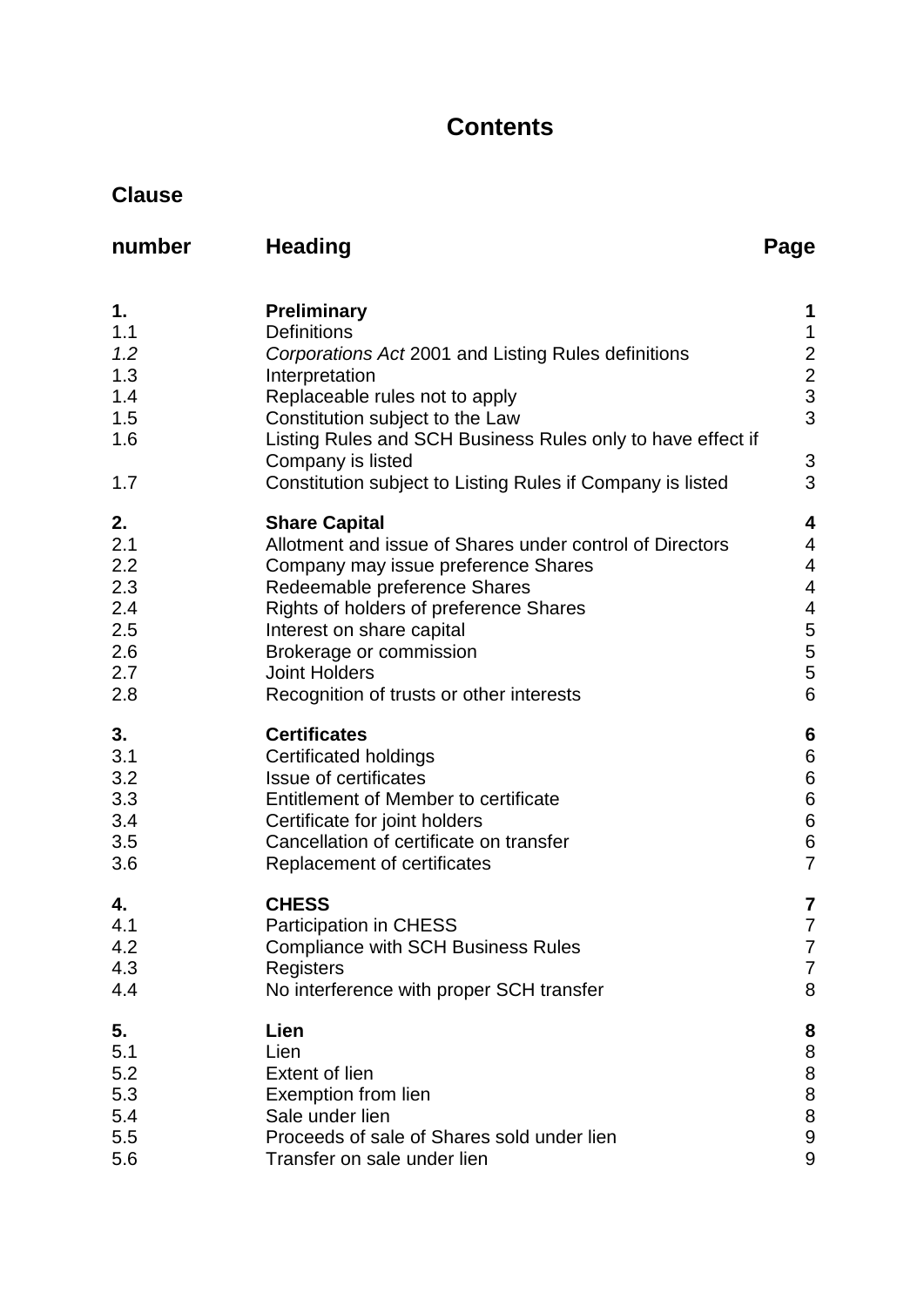# Contents

| Clause number | Heading | Page |
|---|---|---|
| **1.** | **Preliminary** | **1** |
| 1.1 | Definitions | 1 |
| *1.2* | *Corporations Act* 2001 and Listing Rules definitions | 2 |
| 1.3 | Interpretation | 2 |
| 1.4 | Replaceable rules not to apply | 3 |
| 1.5 | Constitution subject to the Law | 3 |
| 1.6 | Listing Rules and SCH Business Rules only to have effect if Company is listed | 3 |
| 1.7 | Constitution subject to Listing Rules if Company is listed | 3 |
| **2.** | **Share Capital** | **4** |
| 2.1 | Allotment and issue of Shares under control of Directors | 4 |
| 2.2 | Company may issue preference Shares | 4 |
| 2.3 | Redeemable preference Shares | 4 |
| 2.4 | Rights of holders of preference Shares | 4 |
| 2.5 | Interest on share capital | 5 |
| 2.6 | Brokerage or commission | 5 |
| 2.7 | Joint Holders | 5 |
| 2.8 | Recognition of trusts or other interests | 6 |
| **3.** | **Certificates** | **6** |
| 3.1 | Certificated holdings | 6 |
| 3.2 | Issue of certificates | 6 |
| 3.3 | Entitlement of Member to certificate | 6 |
| 3.4 | Certificate for joint holders | 6 |
| 3.5 | Cancellation of certificate on transfer | 6 |
| 3.6 | Replacement of certificates | 7 |
| **4.** | **CHESS** | **7** |
| 4.1 | Participation in CHESS | 7 |
| 4.2 | Compliance with SCH Business Rules | 7 |
| 4.3 | Registers | 7 |
| 4.4 | No interference with proper SCH transfer | 8 |
| **5.** | **Lien** | **8** |
| 5.1 | Lien | 8 |
| 5.2 | Extent of lien | 8 |
| 5.3 | Exemption from lien | 8 |
| 5.4 | Sale under lien | 8 |
| 5.5 | Proceeds of sale of Shares sold under lien | 9 |
| 5.6 | Transfer on sale under lien | 9 |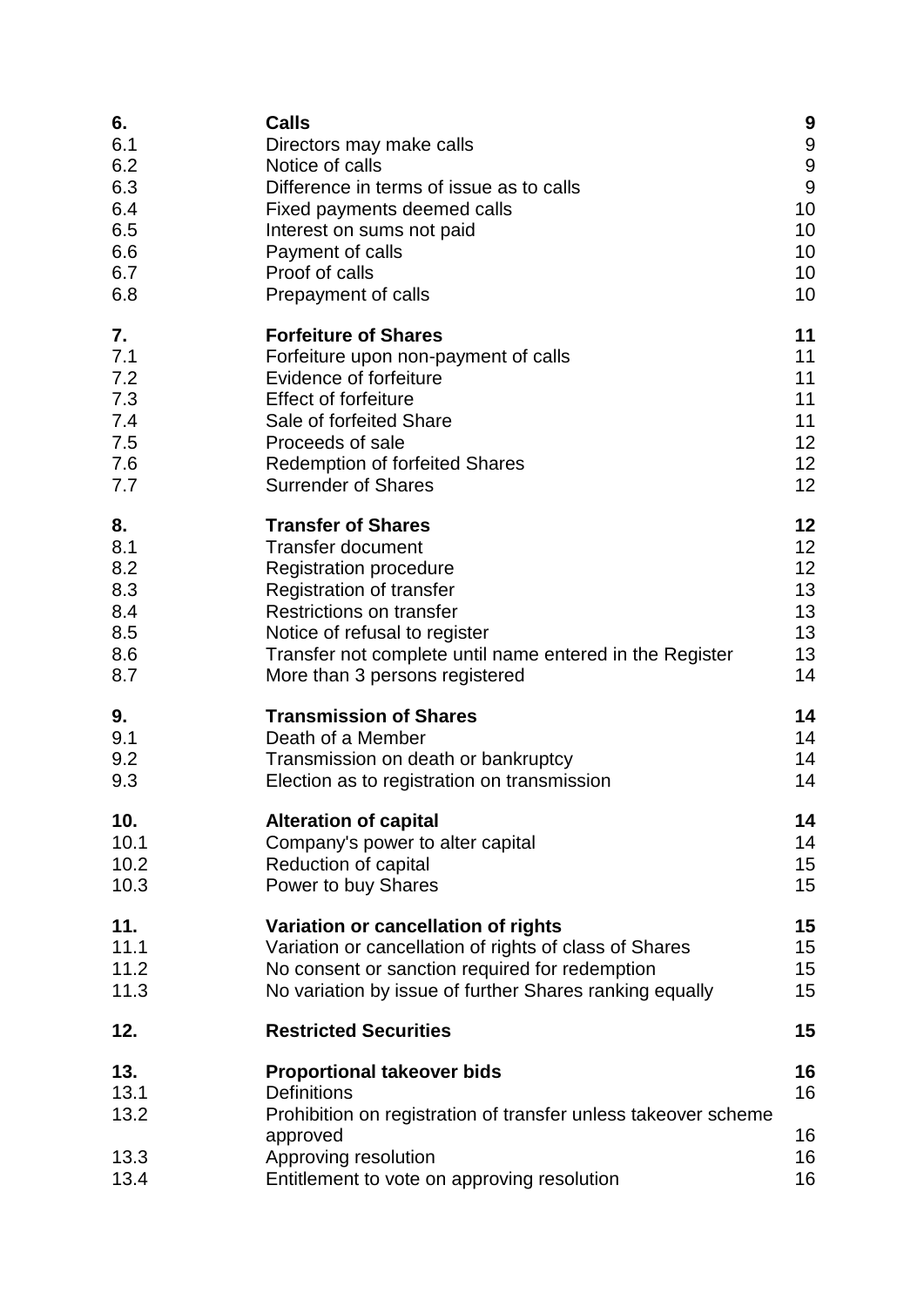| | | |
|---|---|---|
| **6.** | **Calls** | **9** |
| 6.1 | Directors may make calls | 9 |
| 6.2 | Notice of calls | 9 |
| 6.3 | Difference in terms of issue as to calls | 9 |
| 6.4 | Fixed payments deemed calls | 10 |
| 6.5 | Interest on sums not paid | 10 |
| 6.6 | Payment of calls | 10 |
| 6.7 | Proof of calls | 10 |
| 6.8 | Prepayment of calls | 10 |
| **7.** | **Forfeiture of Shares** | **11** |
| 7.1 | Forfeiture upon non-payment of calls | 11 |
| 7.2 | Evidence of forfeiture | 11 |
| 7.3 | Effect of forfeiture | 11 |
| 7.4 | Sale of forfeited Share | 11 |
| 7.5 | Proceeds of sale | 12 |
| 7.6 | Redemption of forfeited Shares | 12 |
| 7.7 | Surrender of Shares | 12 |
| **8.** | **Transfer of Shares** | **12** |
| 8.1 | Transfer document | 12 |
| 8.2 | Registration procedure | 12 |
| 8.3 | Registration of transfer | 13 |
| 8.4 | Restrictions on transfer | 13 |
| 8.5 | Notice of refusal to register | 13 |
| 8.6 | Transfer not complete until name entered in the Register | 13 |
| 8.7 | More than 3 persons registered | 14 |
| **9.** | **Transmission of Shares** | **14** |
| 9.1 | Death of a Member | 14 |
| 9.2 | Transmission on death or bankruptcy | 14 |
| 9.3 | Election as to registration on transmission | 14 |
| **10.** | **Alteration of capital** | **14** |
| 10.1 | Company's power to alter capital | 14 |
| 10.2 | Reduction of capital | 15 |
| 10.3 | Power to buy Shares | 15 |
| **11.** | **Variation or cancellation of rights** | **15** |
| 11.1 | Variation or cancellation of rights of class of Shares | 15 |
| 11.2 | No consent or sanction required for redemption | 15 |
| 11.3 | No variation by issue of further Shares ranking equally | 15 |
| **12.** | **Restricted Securities** | **15** |
| **13.** | **Proportional takeover bids** | **16** |
| 13.1 | Definitions | 16 |
| 13.2 | Prohibition on registration of transfer unless takeover scheme approved | 16 |
| 13.3 | Approving resolution | 16 |
| 13.4 | Entitlement to vote on approving resolution | 16 |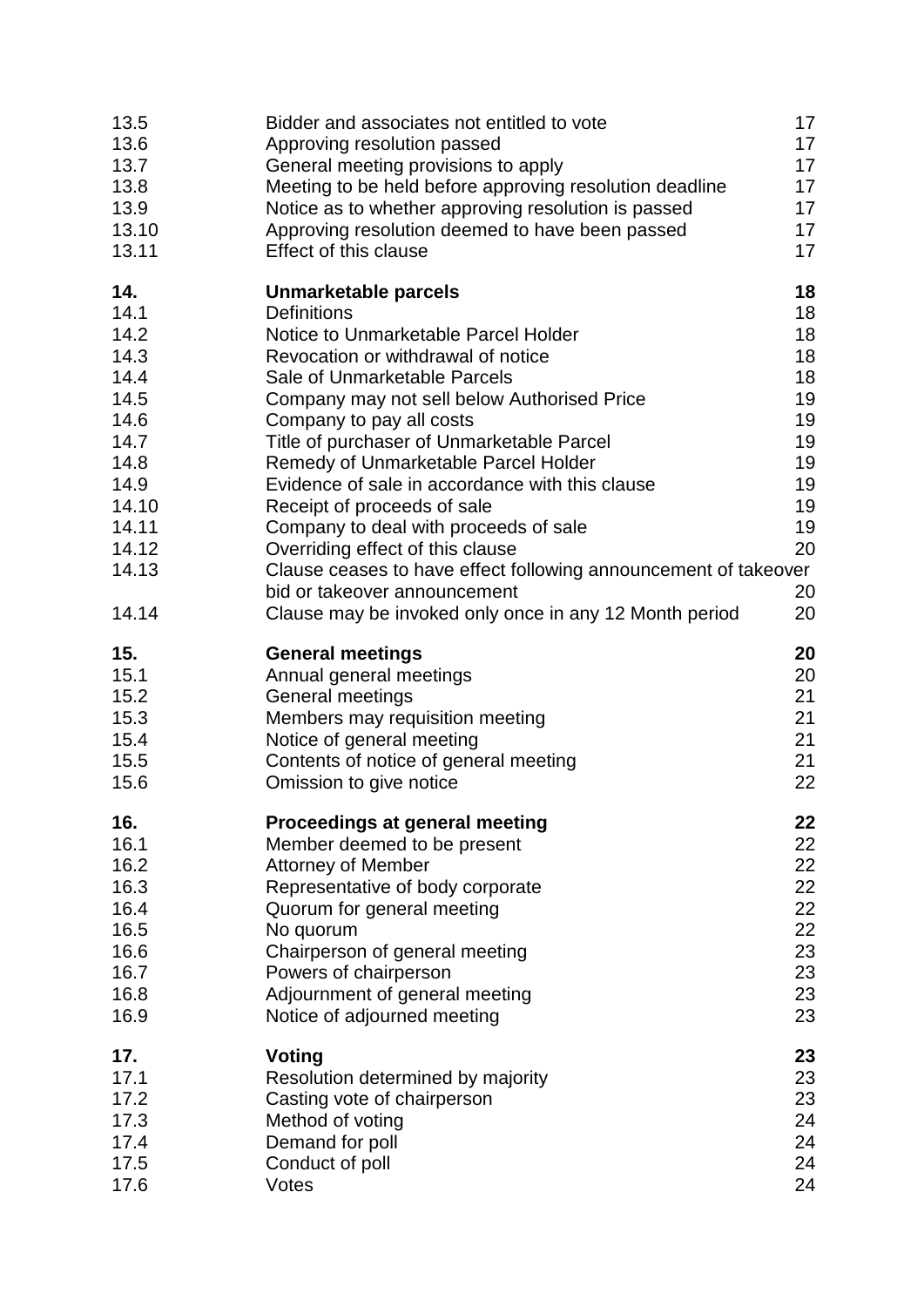| | | |
|---|---|---|
| 13.5 | Bidder and associates not entitled to vote | 17 |
| 13.6 | Approving resolution passed | 17 |
| 13.7 | General meeting provisions to apply | 17 |
| 13.8 | Meeting to be held before approving resolution deadline | 17 |
| 13.9 | Notice as to whether approving resolution is passed | 17 |
| 13.10 | Approving resolution deemed to have been passed | 17 |
| 13.11 | Effect of this clause | 17 |
| **14.** | **Unmarketable parcels** | **18** |
| 14.1 | Definitions | 18 |
| 14.2 | Notice to Unmarketable Parcel Holder | 18 |
| 14.3 | Revocation or withdrawal of notice | 18 |
| 14.4 | Sale of Unmarketable Parcels | 18 |
| 14.5 | Company may not sell below Authorised Price | 19 |
| 14.6 | Company to pay all costs | 19 |
| 14.7 | Title of purchaser of Unmarketable Parcel | 19 |
| 14.8 | Remedy of Unmarketable Parcel Holder | 19 |
| 14.9 | Evidence of sale in accordance with this clause | 19 |
| 14.10 | Receipt of proceeds of sale | 19 |
| 14.11 | Company to deal with proceeds of sale | 19 |
| 14.12 | Overriding effect of this clause | 20 |
| 14.13 | Clause ceases to have effect following announcement of takeover bid or takeover announcement | 20 |
| 14.14 | Clause may be invoked only once in any 12 Month period | 20 |
| **15.** | **General meetings** | **20** |
| 15.1 | Annual general meetings | 20 |
| 15.2 | General meetings | 21 |
| 15.3 | Members may requisition meeting | 21 |
| 15.4 | Notice of general meeting | 21 |
| 15.5 | Contents of notice of general meeting | 21 |
| 15.6 | Omission to give notice | 22 |
| **16.** | **Proceedings at general meeting** | **22** |
| 16.1 | Member deemed to be present | 22 |
| 16.2 | Attorney of Member | 22 |
| 16.3 | Representative of body corporate | 22 |
| 16.4 | Quorum for general meeting | 22 |
| 16.5 | No quorum | 22 |
| 16.6 | Chairperson of general meeting | 23 |
| 16.7 | Powers of chairperson | 23 |
| 16.8 | Adjournment of general meeting | 23 |
| 16.9 | Notice of adjourned meeting | 23 |
| **17.** | **Voting** | **23** |
| 17.1 | Resolution determined by majority | 23 |
| 17.2 | Casting vote of chairperson | 23 |
| 17.3 | Method of voting | 24 |
| 17.4 | Demand for poll | 24 |
| 17.5 | Conduct of poll | 24 |
| 17.6 | Votes | 24 |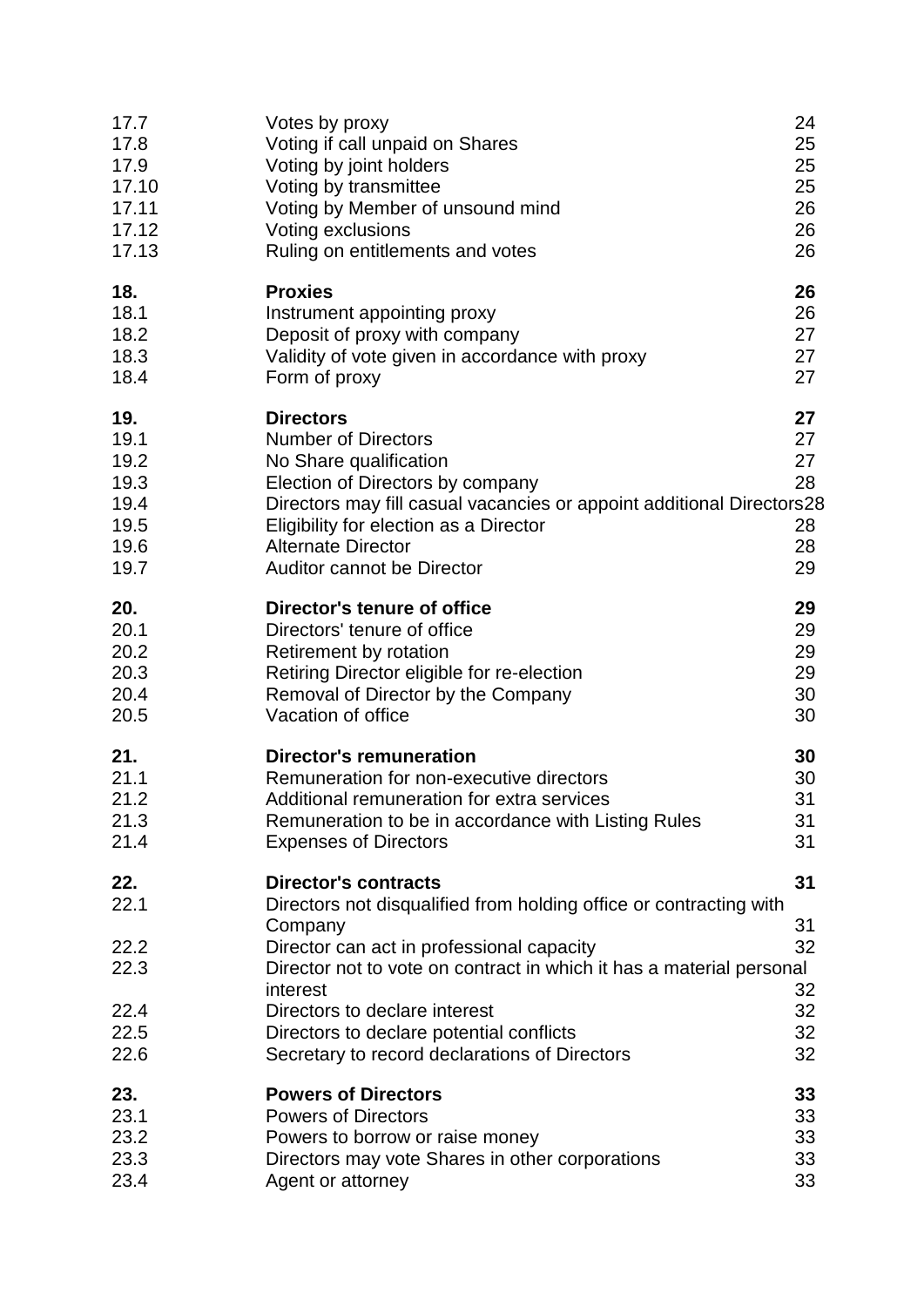| | | |
|---|---|---|
| 17.7 | Votes by proxy | 24 |
| 17.8 | Voting if call unpaid on Shares | 25 |
| 17.9 | Voting by joint holders | 25 |
| 17.10 | Voting by transmittee | 25 |
| 17.11 | Voting by Member of unsound mind | 26 |
| 17.12 | Voting exclusions | 26 |
| 17.13 | Ruling on entitlements and votes | 26 |
| **18.** | **Proxies** | **26** |
| 18.1 | Instrument appointing proxy | 26 |
| 18.2 | Deposit of proxy with company | 27 |
| 18.3 | Validity of vote given in accordance with proxy | 27 |
| 18.4 | Form of proxy | 27 |
| **19.** | **Directors** | **27** |
| 19.1 | Number of Directors | 27 |
| 19.2 | No Share qualification | 27 |
| 19.3 | Election of Directors by company | 28 |
| 19.4 | Directors may fill casual vacancies or appoint additional Directors | 28 |
| 19.5 | Eligibility for election as a Director | 28 |
| 19.6 | Alternate Director | 28 |
| 19.7 | Auditor cannot be Director | 29 |
| **20.** | **Director's tenure of office** | **29** |
| 20.1 | Directors' tenure of office | 29 |
| 20.2 | Retirement by rotation | 29 |
| 20.3 | Retiring Director eligible for re-election | 29 |
| 20.4 | Removal of Director by the Company | 30 |
| 20.5 | Vacation of office | 30 |
| **21.** | **Director's remuneration** | **30** |
| 21.1 | Remuneration for non-executive directors | 30 |
| 21.2 | Additional remuneration for extra services | 31 |
| 21.3 | Remuneration to be in accordance with Listing Rules | 31 |
| 21.4 | Expenses of Directors | 31 |
| **22.** | **Director's contracts** | **31** |
| 22.1 | Directors not disqualified from holding office or contracting with Company | 31 |
| 22.2 | Director can act in professional capacity | 32 |
| 22.3 | Director not to vote on contract in which it has a material personal interest | 32 |
| 22.4 | Directors to declare interest | 32 |
| 22.5 | Directors to declare potential conflicts | 32 |
| 22.6 | Secretary to record declarations of Directors | 32 |
| **23.** | **Powers of Directors** | **33** |
| 23.1 | Powers of Directors | 33 |
| 23.2 | Powers to borrow or raise money | 33 |
| 23.3 | Directors may vote Shares in other corporations | 33 |
| 23.4 | Agent or attorney | 33 |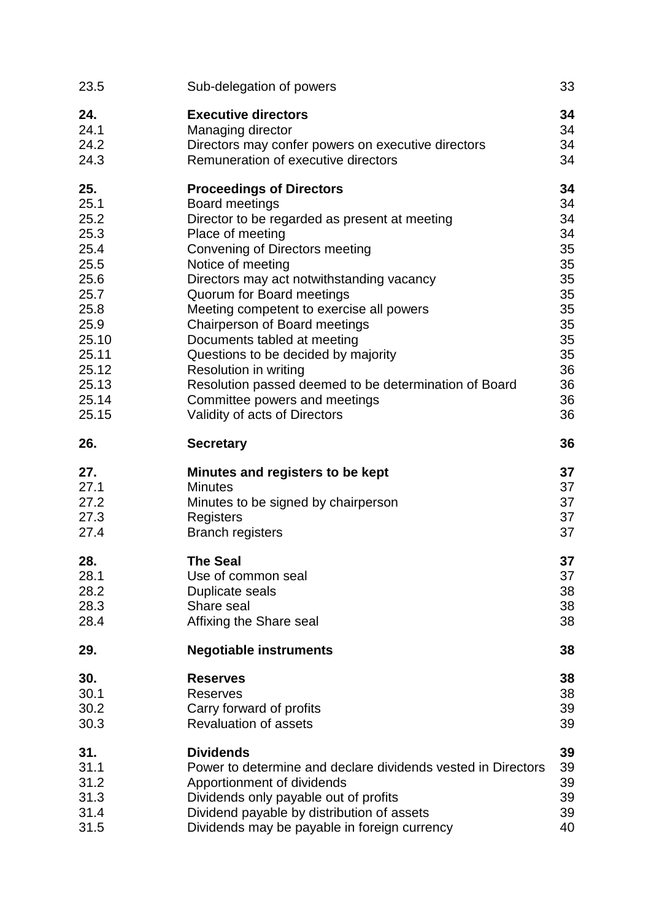| | | |
|---|---|---|
| 23.5 | Sub-delegation of powers | 33 |
| **24.** | **Executive directors** | **34** |
| 24.1 | Managing director | 34 |
| 24.2 | Directors may confer powers on executive directors | 34 |
| 24.3 | Remuneration of executive directors | 34 |
| **25.** | **Proceedings of Directors** | **34** |
| 25.1 | Board meetings | 34 |
| 25.2 | Director to be regarded as present at meeting | 34 |
| 25.3 | Place of meeting | 34 |
| 25.4 | Convening of Directors meeting | 35 |
| 25.5 | Notice of meeting | 35 |
| 25.6 | Directors may act notwithstanding vacancy | 35 |
| 25.7 | Quorum for Board meetings | 35 |
| 25.8 | Meeting competent to exercise all powers | 35 |
| 25.9 | Chairperson of Board meetings | 35 |
| 25.10 | Documents tabled at meeting | 35 |
| 25.11 | Questions to be decided by majority | 35 |
| 25.12 | Resolution in writing | 36 |
| 25.13 | Resolution passed deemed to be determination of Board | 36 |
| 25.14 | Committee powers and meetings | 36 |
| 25.15 | Validity of acts of Directors | 36 |
| **26.** | **Secretary** | **36** |
| **27.** | **Minutes and registers to be kept** | **37** |
| 27.1 | Minutes | 37 |
| 27.2 | Minutes to be signed by chairperson | 37 |
| 27.3 | Registers | 37 |
| 27.4 | Branch registers | 37 |
| **28.** | **The Seal** | **37** |
| 28.1 | Use of common seal | 37 |
| 28.2 | Duplicate seals | 38 |
| 28.3 | Share seal | 38 |
| 28.4 | Affixing the Share seal | 38 |
| **29.** | **Negotiable instruments** | **38** |
| **30.** | **Reserves** | **38** |
| 30.1 | Reserves | 38 |
| 30.2 | Carry forward of profits | 39 |
| 30.3 | Revaluation of assets | 39 |
| **31.** | **Dividends** | **39** |
| 31.1 | Power to determine and declare dividends vested in Directors | 39 |
| 31.2 | Apportionment of dividends | 39 |
| 31.3 | Dividends only payable out of profits | 39 |
| 31.4 | Dividend payable by distribution of assets | 39 |
| 31.5 | Dividends may be payable in foreign currency | 40 |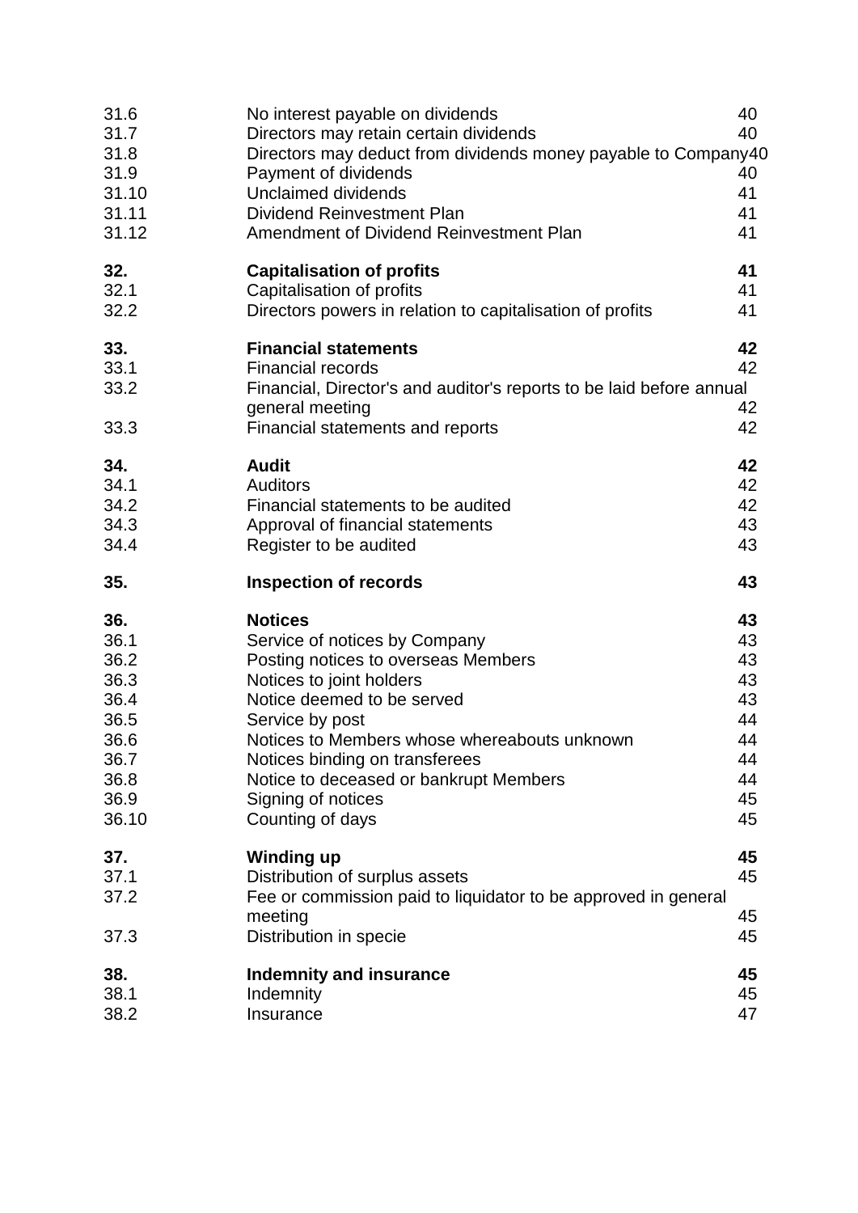| | | |
|---|---|---|
| 31.6 | No interest payable on dividends | 40 |
| 31.7 | Directors may retain certain dividends | 40 |
| 31.8 | Directors may deduct from dividends money payable to Company | 40 |
| 31.9 | Payment of dividends | 40 |
| 31.10 | Unclaimed dividends | 41 |
| 31.11 | Dividend Reinvestment Plan | 41 |
| 31.12 | Amendment of Dividend Reinvestment Plan | 41 |
| **32.** | **Capitalisation of profits** | **41** |
| 32.1 | Capitalisation of profits | 41 |
| 32.2 | Directors powers in relation to capitalisation of profits | 41 |
| **33.** | **Financial statements** | **42** |
| 33.1 | Financial records | 42 |
| 33.2 | Financial, Director's and auditor's reports to be laid before annual general meeting | 42 |
| 33.3 | Financial statements and reports | 42 |
| **34.** | **Audit** | **42** |
| 34.1 | Auditors | 42 |
| 34.2 | Financial statements to be audited | 42 |
| 34.3 | Approval of financial statements | 43 |
| 34.4 | Register to be audited | 43 |
| **35.** | **Inspection of records** | **43** |
| **36.** | **Notices** | **43** |
| 36.1 | Service of notices by Company | 43 |
| 36.2 | Posting notices to overseas Members | 43 |
| 36.3 | Notices to joint holders | 43 |
| 36.4 | Notice deemed to be served | 43 |
| 36.5 | Service by post | 44 |
| 36.6 | Notices to Members whose whereabouts unknown | 44 |
| 36.7 | Notices binding on transferees | 44 |
| 36.8 | Notice to deceased or bankrupt Members | 44 |
| 36.9 | Signing of notices | 45 |
| 36.10 | Counting of days | 45 |
| **37.** | **Winding up** | **45** |
| 37.1 | Distribution of surplus assets | 45 |
| 37.2 | Fee or commission paid to liquidator to be approved in general meeting | 45 |
| 37.3 | Distribution in specie | 45 |
| **38.** | **Indemnity and insurance** | **45** |
| 38.1 | Indemnity | 45 |
| 38.2 | Insurance | 47 |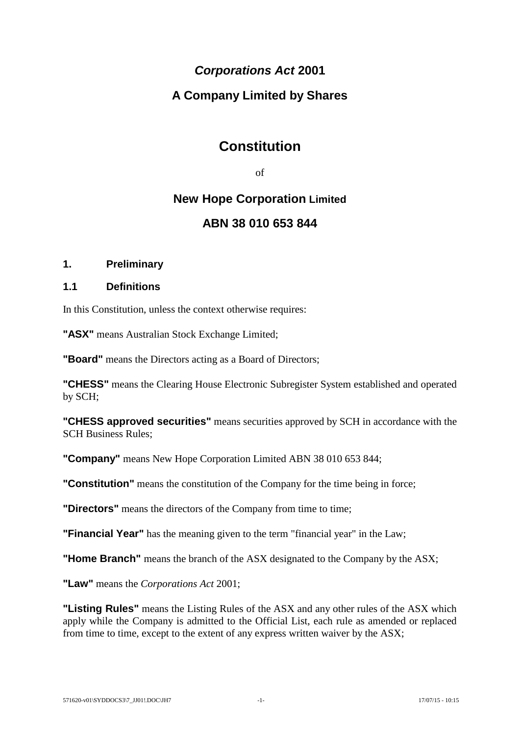# *Corporations Act* 2001

## A Company Limited by Shares

# Constitution

of

## New Hope Corporation Limited

## ABN 38 010 653 844

### 1. Preliminary

### 1.1 Definitions

In this Constitution, unless the context otherwise requires:

**"ASX"** means Australian Stock Exchange Limited;

**"Board"** means the Directors acting as a Board of Directors;

**"CHESS"** means the Clearing House Electronic Subregister System established and operated by SCH;

**"CHESS approved securities"** means securities approved by SCH in accordance with the SCH Business Rules;

**"Company"** means New Hope Corporation Limited ABN 38 010 653 844;

**"Constitution"** means the constitution of the Company for the time being in force;

**"Directors"** means the directors of the Company from time to time;

**"Financial Year"** has the meaning given to the term "financial year" in the Law;

**"Home Branch"** means the branch of the ASX designated to the Company by the ASX;

**"Law"** means the *Corporations Act* 2001;

**"Listing Rules"** means the Listing Rules of the ASX and any other rules of the ASX which apply while the Company is admitted to the Official List, each rule as amended or replaced from time to time, except to the extent of any express written waiver by the ASX;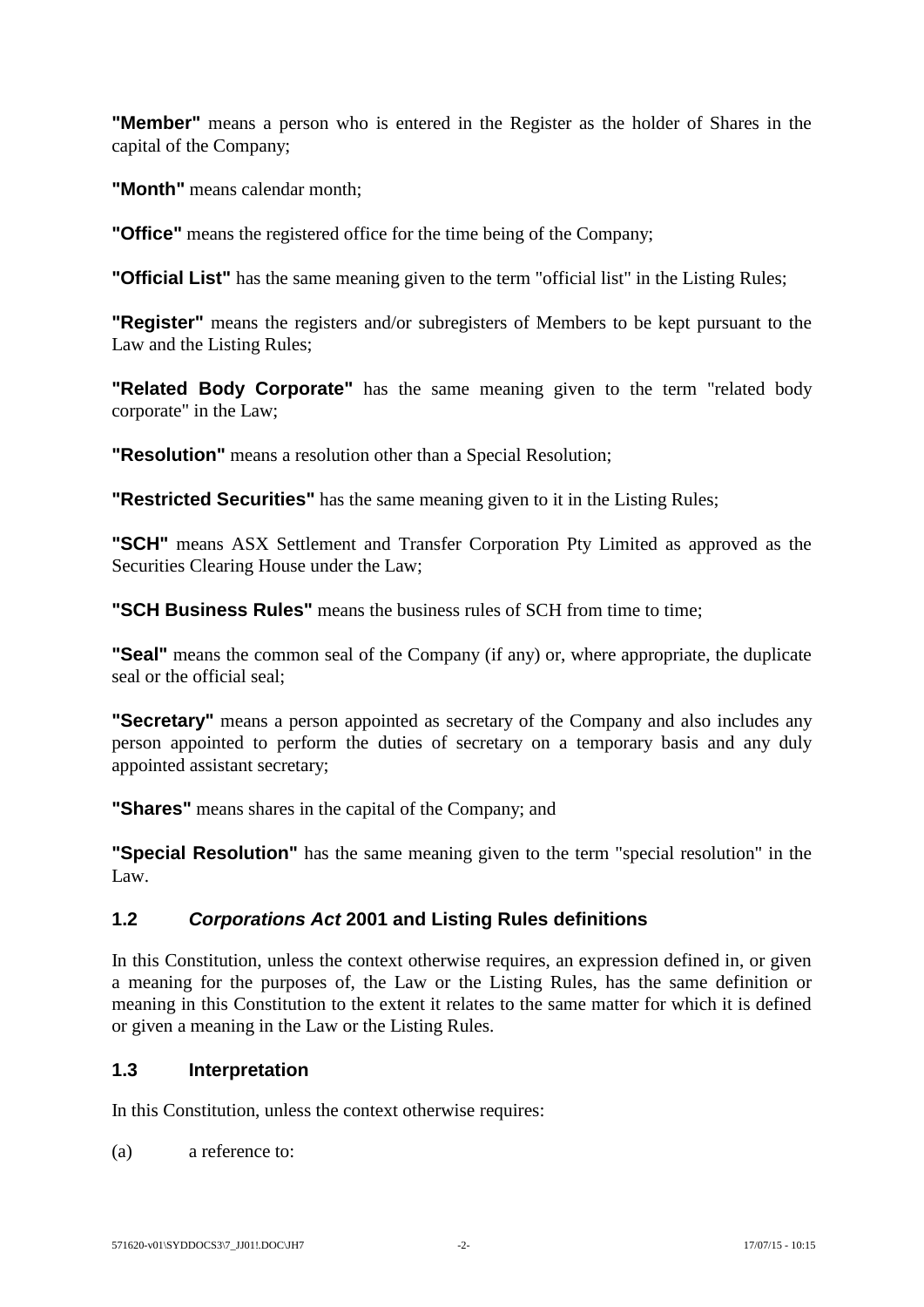**"Member"** means a person who is entered in the Register as the holder of Shares in the capital of the Company;

**"Month"** means calendar month;

**"Office"** means the registered office for the time being of the Company;

**"Official List"** has the same meaning given to the term "official list" in the Listing Rules;

**"Register"** means the registers and/or subregisters of Members to be kept pursuant to the Law and the Listing Rules;

**"Related Body Corporate"** has the same meaning given to the term "related body corporate" in the Law;

**"Resolution"** means a resolution other than a Special Resolution;

**"Restricted Securities"** has the same meaning given to it in the Listing Rules;

**"SCH"** means ASX Settlement and Transfer Corporation Pty Limited as approved as the Securities Clearing House under the Law;

**"SCH Business Rules"** means the business rules of SCH from time to time;

**"Seal"** means the common seal of the Company (if any) or, where appropriate, the duplicate seal or the official seal;

**"Secretary"** means a person appointed as secretary of the Company and also includes any person appointed to perform the duties of secretary on a temporary basis and any duly appointed assistant secretary;

**"Shares"** means shares in the capital of the Company; and

**"Special Resolution"** has the same meaning given to the term "special resolution" in the Law.

### 1.2 *Corporations Act* 2001 and Listing Rules definitions

In this Constitution, unless the context otherwise requires, an expression defined in, or given a meaning for the purposes of, the Law or the Listing Rules, has the same definition or meaning in this Constitution to the extent it relates to the same matter for which it is defined or given a meaning in the Law or the Listing Rules.

### 1.3 Interpretation

In this Constitution, unless the context otherwise requires:

(a) a reference to: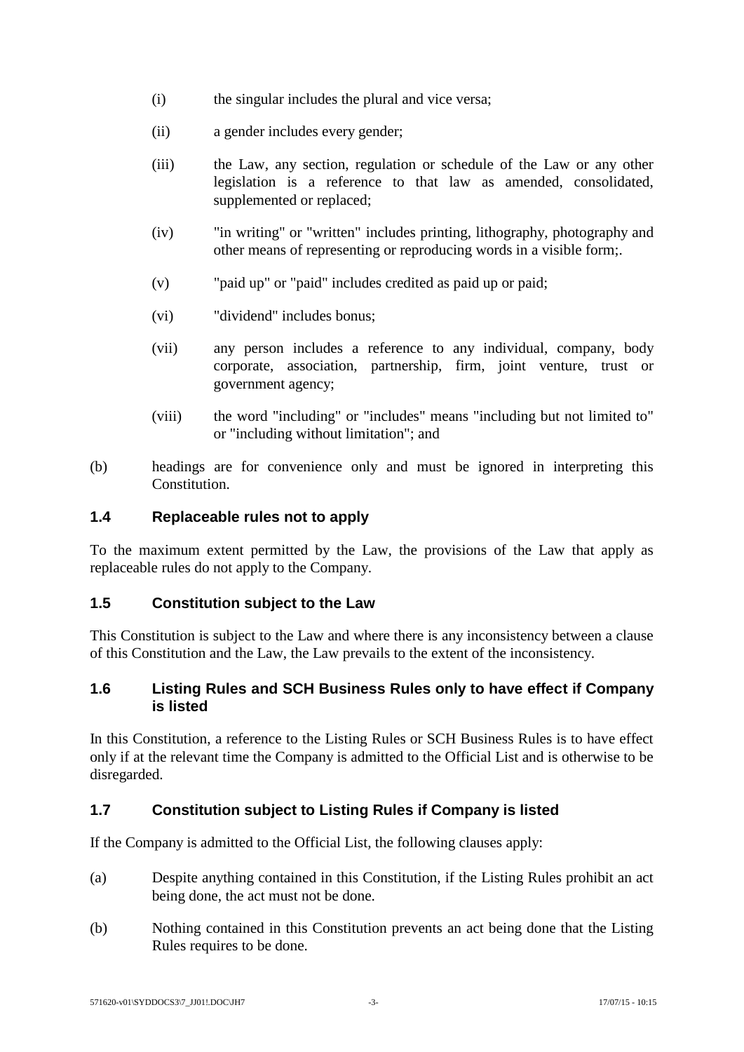(i) the singular includes the plural and vice versa;

(ii) a gender includes every gender;

(iii) the Law, any section, regulation or schedule of the Law or any other legislation is a reference to that law as amended, consolidated, supplemented or replaced;

(iv) "in writing" or "written" includes printing, lithography, photography and other means of representing or reproducing words in a visible form;.

(v) "paid up" or "paid" includes credited as paid up or paid;

(vi) "dividend" includes bonus;

(vii) any person includes a reference to any individual, company, body corporate, association, partnership, firm, joint venture, trust or government agency;

(viii) the word "including" or "includes" means "including but not limited to" or "including without limitation"; and

(b) headings are for convenience only and must be ignored in interpreting this Constitution.

### 1.4 Replaceable rules not to apply

To the maximum extent permitted by the Law, the provisions of the Law that apply as replaceable rules do not apply to the Company.

### 1.5 Constitution subject to the Law

This Constitution is subject to the Law and where there is any inconsistency between a clause of this Constitution and the Law, the Law prevails to the extent of the inconsistency.

### 1.6 Listing Rules and SCH Business Rules only to have effect if Company is listed

In this Constitution, a reference to the Listing Rules or SCH Business Rules is to have effect only if at the relevant time the Company is admitted to the Official List and is otherwise to be disregarded.

### 1.7 Constitution subject to Listing Rules if Company is listed

If the Company is admitted to the Official List, the following clauses apply:

(a) Despite anything contained in this Constitution, if the Listing Rules prohibit an act being done, the act must not be done.

(b) Nothing contained in this Constitution prevents an act being done that the Listing Rules requires to be done.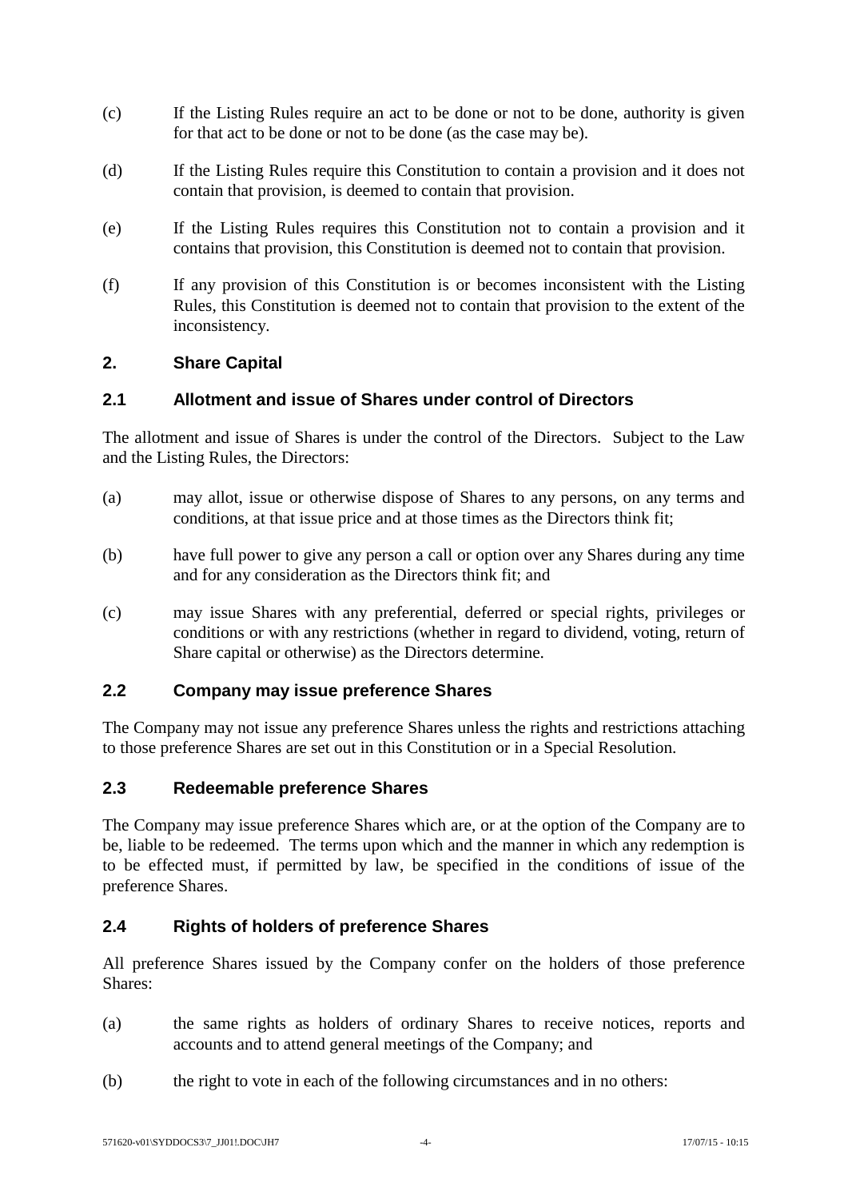(c) If the Listing Rules require an act to be done or not to be done, authority is given for that act to be done or not to be done (as the case may be).

(d) If the Listing Rules require this Constitution to contain a provision and it does not contain that provision, is deemed to contain that provision.

(e) If the Listing Rules requires this Constitution not to contain a provision and it contains that provision, this Constitution is deemed not to contain that provision.

(f) If any provision of this Constitution is or becomes inconsistent with the Listing Rules, this Constitution is deemed not to contain that provision to the extent of the inconsistency.

## 2. Share Capital

### 2.1 Allotment and issue of Shares under control of Directors

The allotment and issue of Shares is under the control of the Directors. Subject to the Law and the Listing Rules, the Directors:

(a) may allot, issue or otherwise dispose of Shares to any persons, on any terms and conditions, at that issue price and at those times as the Directors think fit;

(b) have full power to give any person a call or option over any Shares during any time and for any consideration as the Directors think fit; and

(c) may issue Shares with any preferential, deferred or special rights, privileges or conditions or with any restrictions (whether in regard to dividend, voting, return of Share capital or otherwise) as the Directors determine.

### 2.2 Company may issue preference Shares

The Company may not issue any preference Shares unless the rights and restrictions attaching to those preference Shares are set out in this Constitution or in a Special Resolution.

### 2.3 Redeemable preference Shares

The Company may issue preference Shares which are, or at the option of the Company are to be, liable to be redeemed. The terms upon which and the manner in which any redemption is to be effected must, if permitted by law, be specified in the conditions of issue of the preference Shares.

### 2.4 Rights of holders of preference Shares

All preference Shares issued by the Company confer on the holders of those preference Shares:

(a) the same rights as holders of ordinary Shares to receive notices, reports and accounts and to attend general meetings of the Company; and

(b) the right to vote in each of the following circumstances and in no others: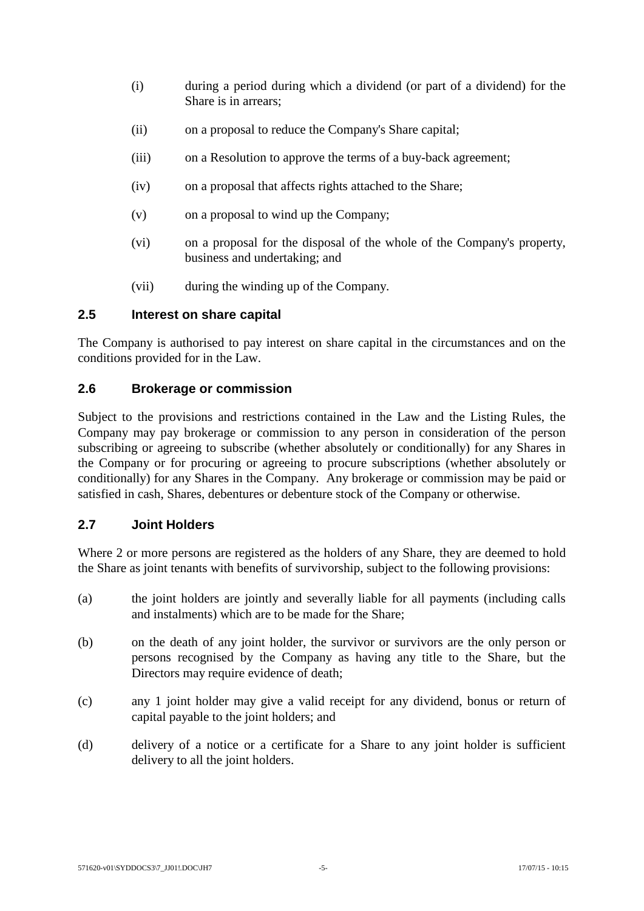(i) during a period during which a dividend (or part of a dividend) for the Share is in arrears;

(ii) on a proposal to reduce the Company's Share capital;

(iii) on a Resolution to approve the terms of a buy-back agreement;

(iv) on a proposal that affects rights attached to the Share;

(v) on a proposal to wind up the Company;

(vi) on a proposal for the disposal of the whole of the Company's property, business and undertaking; and

(vii) during the winding up of the Company.

### 2.5 Interest on share capital

The Company is authorised to pay interest on share capital in the circumstances and on the conditions provided for in the Law.

### 2.6 Brokerage or commission

Subject to the provisions and restrictions contained in the Law and the Listing Rules, the Company may pay brokerage or commission to any person in consideration of the person subscribing or agreeing to subscribe (whether absolutely or conditionally) for any Shares in the Company or for procuring or agreeing to procure subscriptions (whether absolutely or conditionally) for any Shares in the Company. Any brokerage or commission may be paid or satisfied in cash, Shares, debentures or debenture stock of the Company or otherwise.

### 2.7 Joint Holders

Where 2 or more persons are registered as the holders of any Share, they are deemed to hold the Share as joint tenants with benefits of survivorship, subject to the following provisions:

(a) the joint holders are jointly and severally liable for all payments (including calls and instalments) which are to be made for the Share;

(b) on the death of any joint holder, the survivor or survivors are the only person or persons recognised by the Company as having any title to the Share, but the Directors may require evidence of death;

(c) any 1 joint holder may give a valid receipt for any dividend, bonus or return of capital payable to the joint holders; and

(d) delivery of a notice or a certificate for a Share to any joint holder is sufficient delivery to all the joint holders.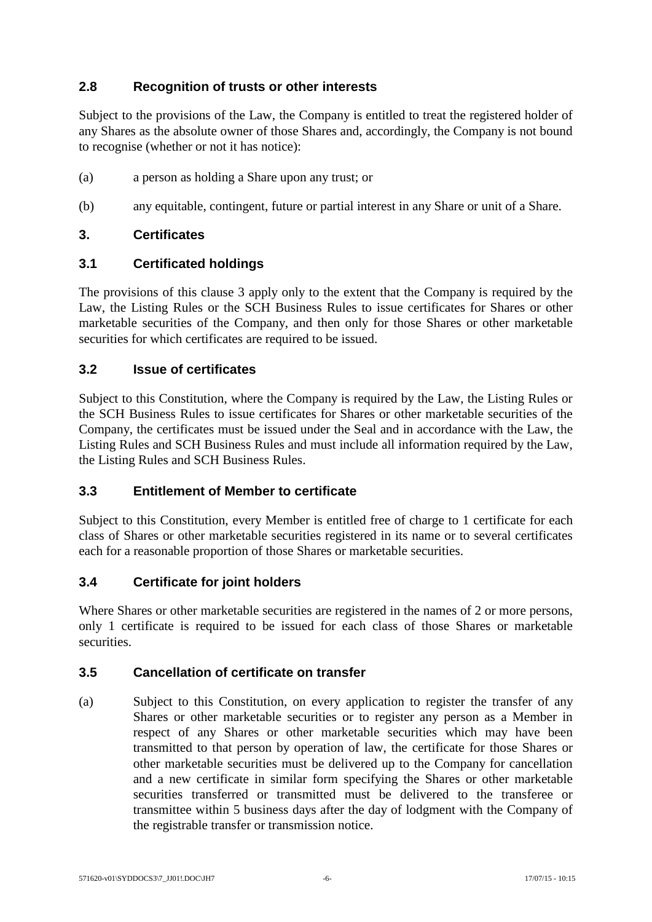### 2.8 Recognition of trusts or other interests

Subject to the provisions of the Law, the Company is entitled to treat the registered holder of any Shares as the absolute owner of those Shares and, accordingly, the Company is not bound to recognise (whether or not it has notice):

(a) a person as holding a Share upon any trust; or

(b) any equitable, contingent, future or partial interest in any Share or unit of a Share.

## 3. Certificates

### 3.1 Certificated holdings

The provisions of this clause 3 apply only to the extent that the Company is required by the Law, the Listing Rules or the SCH Business Rules to issue certificates for Shares or other marketable securities of the Company, and then only for those Shares or other marketable securities for which certificates are required to be issued.

### 3.2 Issue of certificates

Subject to this Constitution, where the Company is required by the Law, the Listing Rules or the SCH Business Rules to issue certificates for Shares or other marketable securities of the Company, the certificates must be issued under the Seal and in accordance with the Law, the Listing Rules and SCH Business Rules and must include all information required by the Law, the Listing Rules and SCH Business Rules.

### 3.3 Entitlement of Member to certificate

Subject to this Constitution, every Member is entitled free of charge to 1 certificate for each class of Shares or other marketable securities registered in its name or to several certificates each for a reasonable proportion of those Shares or marketable securities.

### 3.4 Certificate for joint holders

Where Shares or other marketable securities are registered in the names of 2 or more persons, only 1 certificate is required to be issued for each class of those Shares or marketable securities.

### 3.5 Cancellation of certificate on transfer

(a) Subject to this Constitution, on every application to register the transfer of any Shares or other marketable securities or to register any person as a Member in respect of any Shares or other marketable securities which may have been transmitted to that person by operation of law, the certificate for those Shares or other marketable securities must be delivered up to the Company for cancellation and a new certificate in similar form specifying the Shares or other marketable securities transferred or transmitted must be delivered to the transferee or transmittee within 5 business days after the day of lodgment with the Company of the registrable transfer or transmission notice.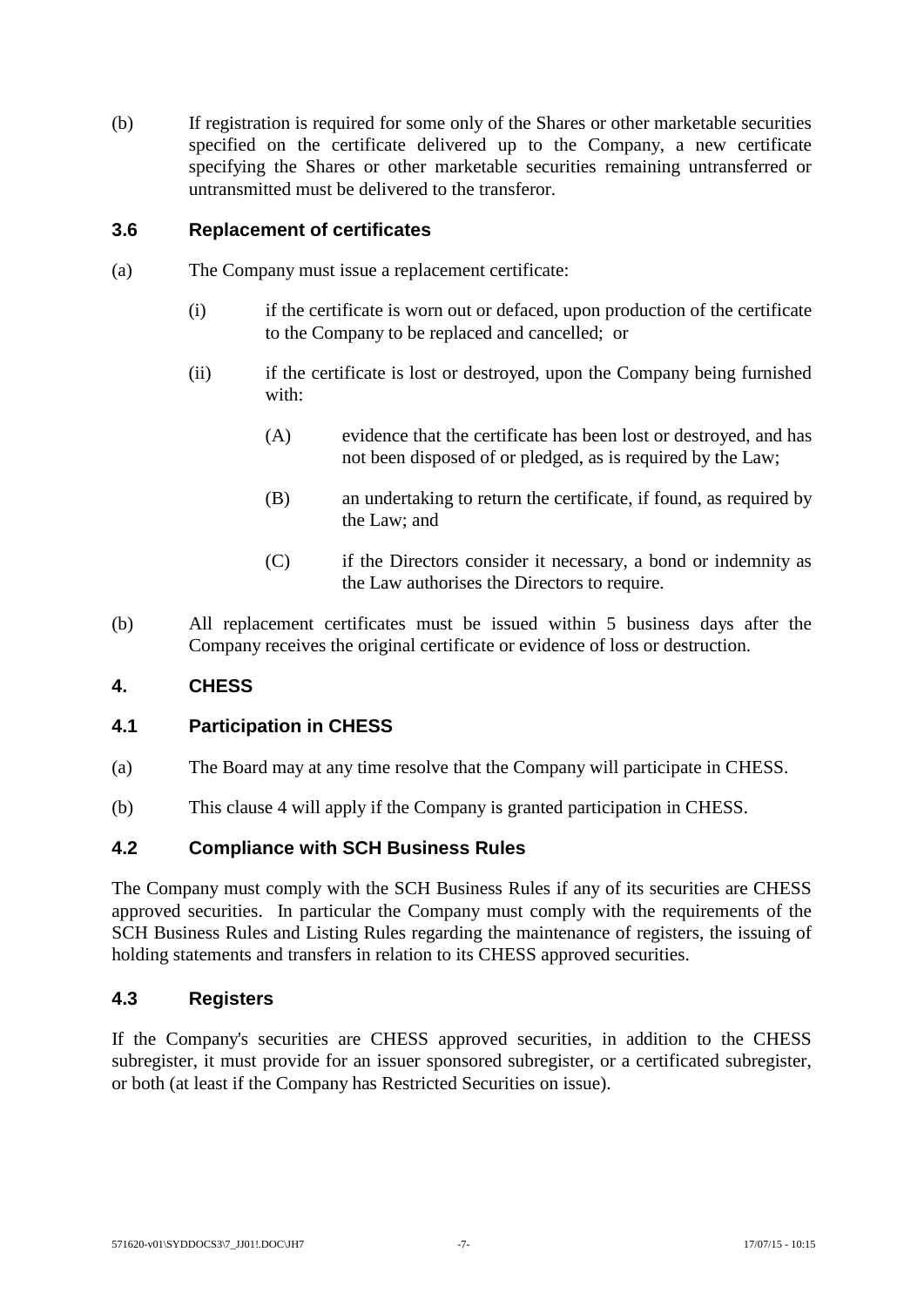(b) If registration is required for some only of the Shares or other marketable securities specified on the certificate delivered up to the Company, a new certificate specifying the Shares or other marketable securities remaining untransferred or untransmitted must be delivered to the transferor.

### 3.6 Replacement of certificates

(a) The Company must issue a replacement certificate:

(i) if the certificate is worn out or defaced, upon production of the certificate to the Company to be replaced and cancelled; or

(ii) if the certificate is lost or destroyed, upon the Company being furnished with:

(A) evidence that the certificate has been lost or destroyed, and has not been disposed of or pledged, as is required by the Law;

(B) an undertaking to return the certificate, if found, as required by the Law; and

(C) if the Directors consider it necessary, a bond or indemnity as the Law authorises the Directors to require.

(b) All replacement certificates must be issued within 5 business days after the Company receives the original certificate or evidence of loss or destruction.

## 4. CHESS

### 4.1 Participation in CHESS

(a) The Board may at any time resolve that the Company will participate in CHESS.

(b) This clause 4 will apply if the Company is granted participation in CHESS.

### 4.2 Compliance with SCH Business Rules

The Company must comply with the SCH Business Rules if any of its securities are CHESS approved securities. In particular the Company must comply with the requirements of the SCH Business Rules and Listing Rules regarding the maintenance of registers, the issuing of holding statements and transfers in relation to its CHESS approved securities.

### 4.3 Registers

If the Company's securities are CHESS approved securities, in addition to the CHESS subregister, it must provide for an issuer sponsored subregister, or a certificated subregister, or both (at least if the Company has Restricted Securities on issue).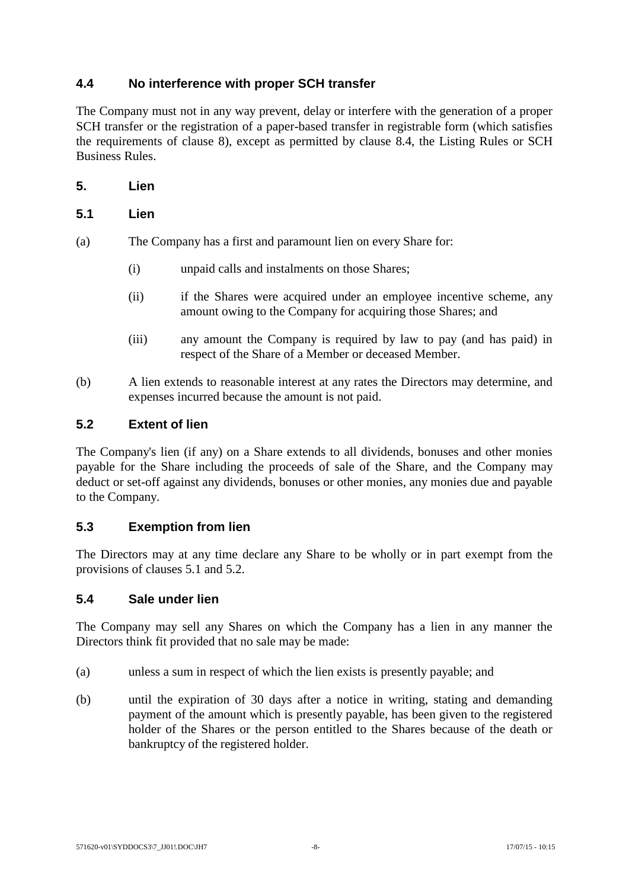### 4.4 No interference with proper SCH transfer

The Company must not in any way prevent, delay or interfere with the generation of a proper SCH transfer or the registration of a paper-based transfer in registrable form (which satisfies the requirements of clause 8), except as permitted by clause 8.4, the Listing Rules or SCH Business Rules.

## 5. Lien

### 5.1 Lien

(a) The Company has a first and paramount lien on every Share for:

  (i) unpaid calls and instalments on those Shares;

  (ii) if the Shares were acquired under an employee incentive scheme, any amount owing to the Company for acquiring those Shares; and

  (iii) any amount the Company is required by law to pay (and has paid) in respect of the Share of a Member or deceased Member.

(b) A lien extends to reasonable interest at any rates the Directors may determine, and expenses incurred because the amount is not paid.

### 5.2 Extent of lien

The Company's lien (if any) on a Share extends to all dividends, bonuses and other monies payable for the Share including the proceeds of sale of the Share, and the Company may deduct or set-off against any dividends, bonuses or other monies, any monies due and payable to the Company.

### 5.3 Exemption from lien

The Directors may at any time declare any Share to be wholly or in part exempt from the provisions of clauses 5.1 and 5.2.

### 5.4 Sale under lien

The Company may sell any Shares on which the Company has a lien in any manner the Directors think fit provided that no sale may be made:

(a) unless a sum in respect of which the lien exists is presently payable; and

(b) until the expiration of 30 days after a notice in writing, stating and demanding payment of the amount which is presently payable, has been given to the registered holder of the Shares or the person entitled to the Shares because of the death or bankruptcy of the registered holder.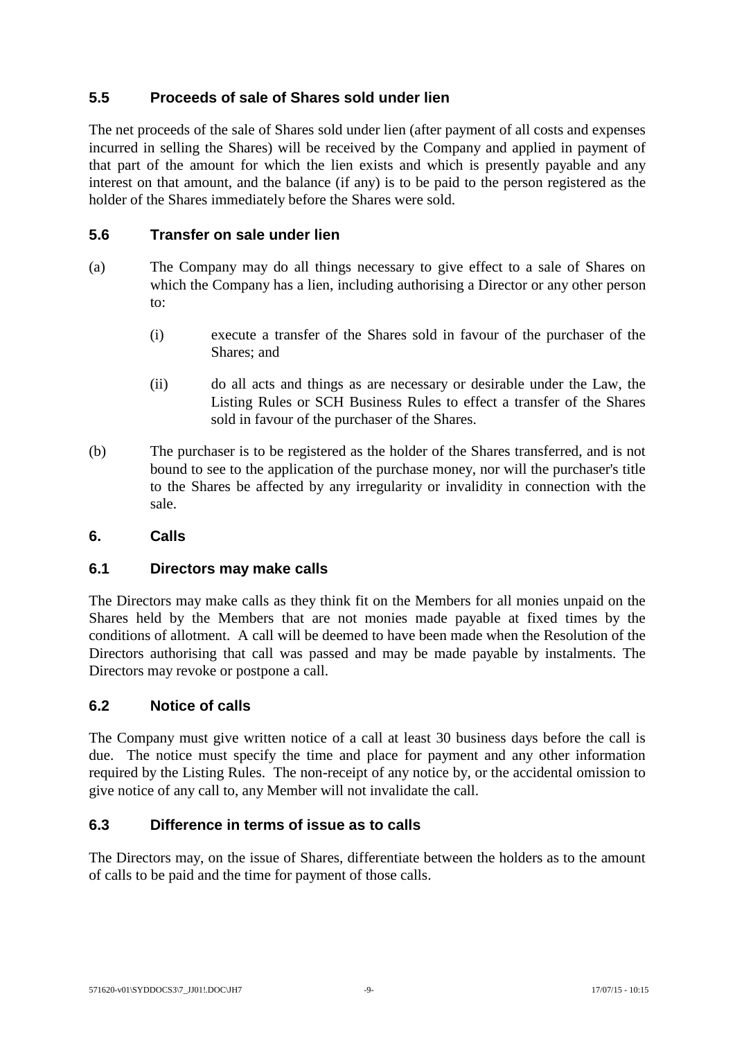### 5.5 Proceeds of sale of Shares sold under lien

The net proceeds of the sale of Shares sold under lien (after payment of all costs and expenses incurred in selling the Shares) will be received by the Company and applied in payment of that part of the amount for which the lien exists and which is presently payable and any interest on that amount, and the balance (if any) is to be paid to the person registered as the holder of the Shares immediately before the Shares were sold.

### 5.6 Transfer on sale under lien

(a) The Company may do all things necessary to give effect to a sale of Shares on which the Company has a lien, including authorising a Director or any other person to:

  (i) execute a transfer of the Shares sold in favour of the purchaser of the Shares; and

  (ii) do all acts and things as are necessary or desirable under the Law, the Listing Rules or SCH Business Rules to effect a transfer of the Shares sold in favour of the purchaser of the Shares.

(b) The purchaser is to be registered as the holder of the Shares transferred, and is not bound to see to the application of the purchase money, nor will the purchaser's title to the Shares be affected by any irregularity or invalidity in connection with the sale.

## 6. Calls

### 6.1 Directors may make calls

The Directors may make calls as they think fit on the Members for all monies unpaid on the Shares held by the Members that are not monies made payable at fixed times by the conditions of allotment. A call will be deemed to have been made when the Resolution of the Directors authorising that call was passed and may be made payable by instalments. The Directors may revoke or postpone a call.

### 6.2 Notice of calls

The Company must give written notice of a call at least 30 business days before the call is due. The notice must specify the time and place for payment and any other information required by the Listing Rules. The non-receipt of any notice by, or the accidental omission to give notice of any call to, any Member will not invalidate the call.

### 6.3 Difference in terms of issue as to calls

The Directors may, on the issue of Shares, differentiate between the holders as to the amount of calls to be paid and the time for payment of those calls.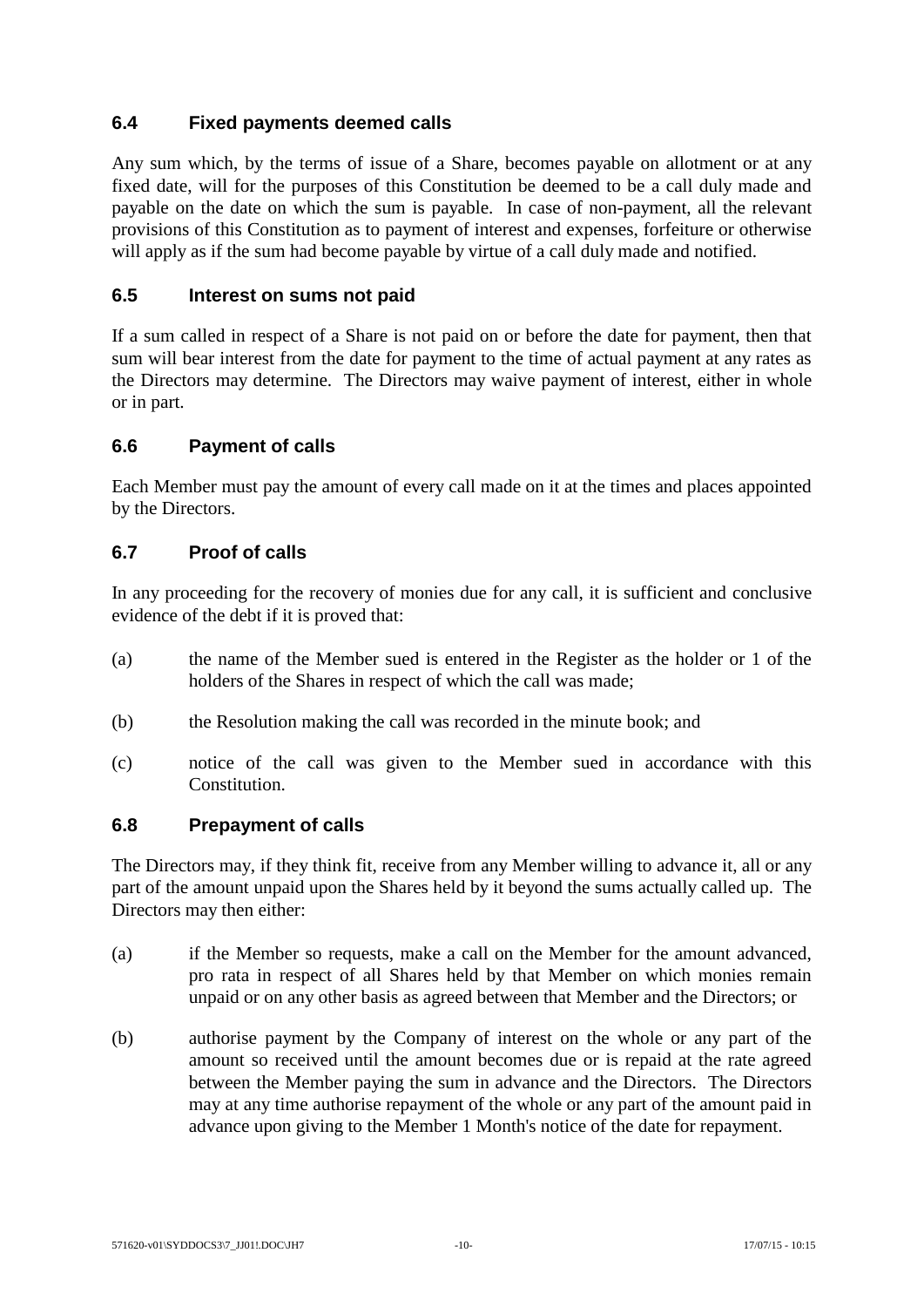### 6.4 Fixed payments deemed calls

Any sum which, by the terms of issue of a Share, becomes payable on allotment or at any fixed date, will for the purposes of this Constitution be deemed to be a call duly made and payable on the date on which the sum is payable. In case of non-payment, all the relevant provisions of this Constitution as to payment of interest and expenses, forfeiture or otherwise will apply as if the sum had become payable by virtue of a call duly made and notified.

### 6.5 Interest on sums not paid

If a sum called in respect of a Share is not paid on or before the date for payment, then that sum will bear interest from the date for payment to the time of actual payment at any rates as the Directors may determine. The Directors may waive payment of interest, either in whole or in part.

### 6.6 Payment of calls

Each Member must pay the amount of every call made on it at the times and places appointed by the Directors.

### 6.7 Proof of calls

In any proceeding for the recovery of monies due for any call, it is sufficient and conclusive evidence of the debt if it is proved that:

(a) the name of the Member sued is entered in the Register as the holder or 1 of the holders of the Shares in respect of which the call was made;

(b) the Resolution making the call was recorded in the minute book; and

(c) notice of the call was given to the Member sued in accordance with this Constitution.

### 6.8 Prepayment of calls

The Directors may, if they think fit, receive from any Member willing to advance it, all or any part of the amount unpaid upon the Shares held by it beyond the sums actually called up. The Directors may then either:

(a) if the Member so requests, make a call on the Member for the amount advanced, pro rata in respect of all Shares held by that Member on which monies remain unpaid or on any other basis as agreed between that Member and the Directors; or

(b) authorise payment by the Company of interest on the whole or any part of the amount so received until the amount becomes due or is repaid at the rate agreed between the Member paying the sum in advance and the Directors. The Directors may at any time authorise repayment of the whole or any part of the amount paid in advance upon giving to the Member 1 Month's notice of the date for repayment.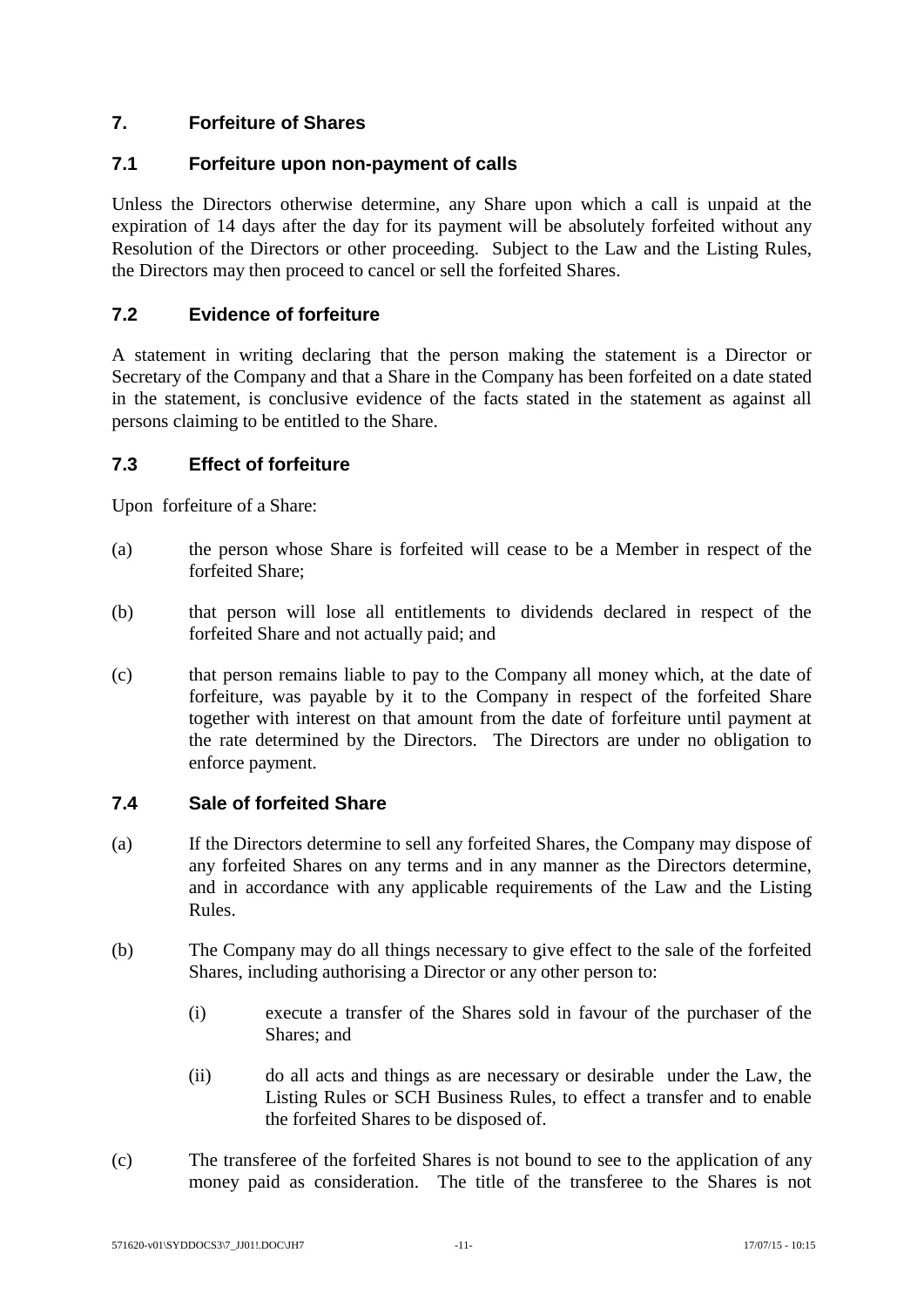## 7. Forfeiture of Shares

### 7.1 Forfeiture upon non-payment of calls

Unless the Directors otherwise determine, any Share upon which a call is unpaid at the expiration of 14 days after the day for its payment will be absolutely forfeited without any Resolution of the Directors or other proceeding. Subject to the Law and the Listing Rules, the Directors may then proceed to cancel or sell the forfeited Shares.

### 7.2 Evidence of forfeiture

A statement in writing declaring that the person making the statement is a Director or Secretary of the Company and that a Share in the Company has been forfeited on a date stated in the statement, is conclusive evidence of the facts stated in the statement as against all persons claiming to be entitled to the Share.

### 7.3 Effect of forfeiture

Upon forfeiture of a Share:

(a) the person whose Share is forfeited will cease to be a Member in respect of the forfeited Share;

(b) that person will lose all entitlements to dividends declared in respect of the forfeited Share and not actually paid; and

(c) that person remains liable to pay to the Company all money which, at the date of forfeiture, was payable by it to the Company in respect of the forfeited Share together with interest on that amount from the date of forfeiture until payment at the rate determined by the Directors. The Directors are under no obligation to enforce payment.

### 7.4 Sale of forfeited Share

(a) If the Directors determine to sell any forfeited Shares, the Company may dispose of any forfeited Shares on any terms and in any manner as the Directors determine, and in accordance with any applicable requirements of the Law and the Listing Rules.

(b) The Company may do all things necessary to give effect to the sale of the forfeited Shares, including authorising a Director or any other person to:

   (i) execute a transfer of the Shares sold in favour of the purchaser of the Shares; and

   (ii) do all acts and things as are necessary or desirable under the Law, the Listing Rules or SCH Business Rules, to effect a transfer and to enable the forfeited Shares to be disposed of.

(c) The transferee of the forfeited Shares is not bound to see to the application of any money paid as consideration. The title of the transferee to the Shares is not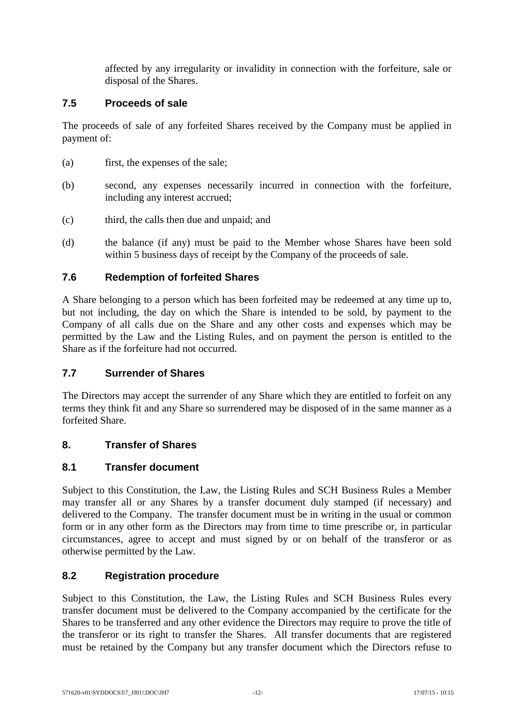affected by any irregularity or invalidity in connection with the forfeiture, sale or disposal of the Shares.

### 7.5 Proceeds of sale

The proceeds of sale of any forfeited Shares received by the Company must be applied in payment of:

(a) first, the expenses of the sale;

(b) second, any expenses necessarily incurred in connection with the forfeiture, including any interest accrued;

(c) third, the calls then due and unpaid; and

(d) the balance (if any) must be paid to the Member whose Shares have been sold within 5 business days of receipt by the Company of the proceeds of sale.

### 7.6 Redemption of forfeited Shares

A Share belonging to a person which has been forfeited may be redeemed at any time up to, but not including, the day on which the Share is intended to be sold, by payment to the Company of all calls due on the Share and any other costs and expenses which may be permitted by the Law and the Listing Rules, and on payment the person is entitled to the Share as if the forfeiture had not occurred.

### 7.7 Surrender of Shares

The Directors may accept the surrender of any Share which they are entitled to forfeit on any terms they think fit and any Share so surrendered may be disposed of in the same manner as a forfeited Share.

## 8. Transfer of Shares

### 8.1 Transfer document

Subject to this Constitution, the Law, the Listing Rules and SCH Business Rules a Member may transfer all or any Shares by a transfer document duly stamped (if necessary) and delivered to the Company. The transfer document must be in writing in the usual or common form or in any other form as the Directors may from time to time prescribe or, in particular circumstances, agree to accept and must signed by or on behalf of the transferor or as otherwise permitted by the Law.

### 8.2 Registration procedure

Subject to this Constitution, the Law, the Listing Rules and SCH Business Rules every transfer document must be delivered to the Company accompanied by the certificate for the Shares to be transferred and any other evidence the Directors may require to prove the title of the transferor or its right to transfer the Shares. All transfer documents that are registered must be retained by the Company but any transfer document which the Directors refuse to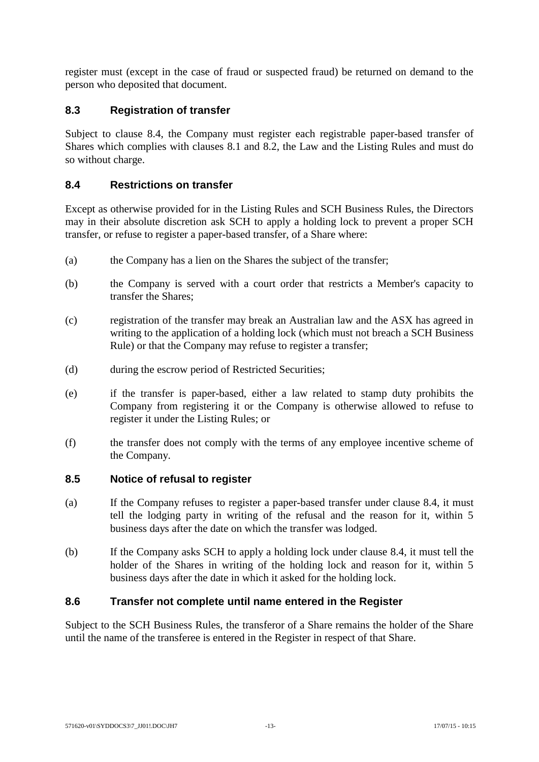register must (except in the case of fraud or suspected fraud) be returned on demand to the person who deposited that document.

### 8.3 Registration of transfer

Subject to clause 8.4, the Company must register each registrable paper-based transfer of Shares which complies with clauses 8.1 and 8.2, the Law and the Listing Rules and must do so without charge.

### 8.4 Restrictions on transfer

Except as otherwise provided for in the Listing Rules and SCH Business Rules, the Directors may in their absolute discretion ask SCH to apply a holding lock to prevent a proper SCH transfer, or refuse to register a paper-based transfer, of a Share where:

(a) the Company has a lien on the Shares the subject of the transfer;

(b) the Company is served with a court order that restricts a Member's capacity to transfer the Shares;

(c) registration of the transfer may break an Australian law and the ASX has agreed in writing to the application of a holding lock (which must not breach a SCH Business Rule) or that the Company may refuse to register a transfer;

(d) during the escrow period of Restricted Securities;

(e) if the transfer is paper-based, either a law related to stamp duty prohibits the Company from registering it or the Company is otherwise allowed to refuse to register it under the Listing Rules; or

(f) the transfer does not comply with the terms of any employee incentive scheme of the Company.

### 8.5 Notice of refusal to register

(a) If the Company refuses to register a paper-based transfer under clause 8.4, it must tell the lodging party in writing of the refusal and the reason for it, within 5 business days after the date on which the transfer was lodged.

(b) If the Company asks SCH to apply a holding lock under clause 8.4, it must tell the holder of the Shares in writing of the holding lock and reason for it, within 5 business days after the date in which it asked for the holding lock.

### 8.6 Transfer not complete until name entered in the Register

Subject to the SCH Business Rules, the transferor of a Share remains the holder of the Share until the name of the transferee is entered in the Register in respect of that Share.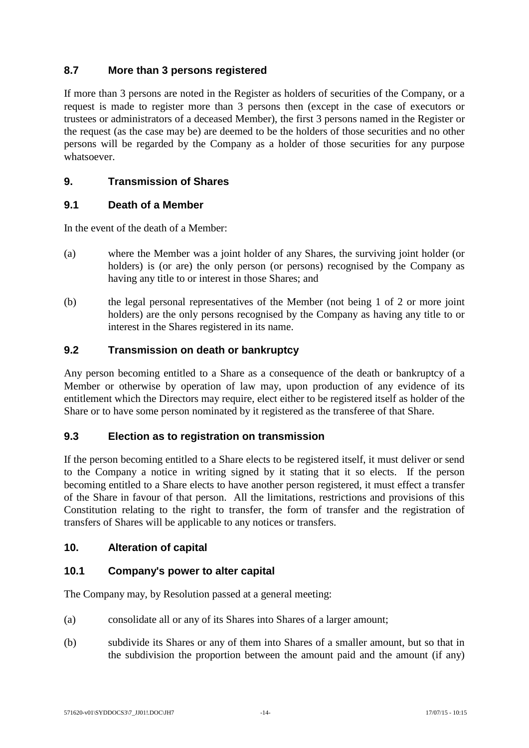### 8.7 More than 3 persons registered

If more than 3 persons are noted in the Register as holders of securities of the Company, or a request is made to register more than 3 persons then (except in the case of executors or trustees or administrators of a deceased Member), the first 3 persons named in the Register or the request (as the case may be) are deemed to be the holders of those securities and no other persons will be regarded by the Company as a holder of those securities for any purpose whatsoever.

## 9. Transmission of Shares

### 9.1 Death of a Member

In the event of the death of a Member:

(a) where the Member was a joint holder of any Shares, the surviving joint holder (or holders) is (or are) the only person (or persons) recognised by the Company as having any title to or interest in those Shares; and

(b) the legal personal representatives of the Member (not being 1 of 2 or more joint holders) are the only persons recognised by the Company as having any title to or interest in the Shares registered in its name.

### 9.2 Transmission on death or bankruptcy

Any person becoming entitled to a Share as a consequence of the death or bankruptcy of a Member or otherwise by operation of law may, upon production of any evidence of its entitlement which the Directors may require, elect either to be registered itself as holder of the Share or to have some person nominated by it registered as the transferee of that Share.

### 9.3 Election as to registration on transmission

If the person becoming entitled to a Share elects to be registered itself, it must deliver or send to the Company a notice in writing signed by it stating that it so elects. If the person becoming entitled to a Share elects to have another person registered, it must effect a transfer of the Share in favour of that person. All the limitations, restrictions and provisions of this Constitution relating to the right to transfer, the form of transfer and the registration of transfers of Shares will be applicable to any notices or transfers.

## 10. Alteration of capital

### 10.1 Company's power to alter capital

The Company may, by Resolution passed at a general meeting:

(a) consolidate all or any of its Shares into Shares of a larger amount;

(b) subdivide its Shares or any of them into Shares of a smaller amount, but so that in the subdivision the proportion between the amount paid and the amount (if any)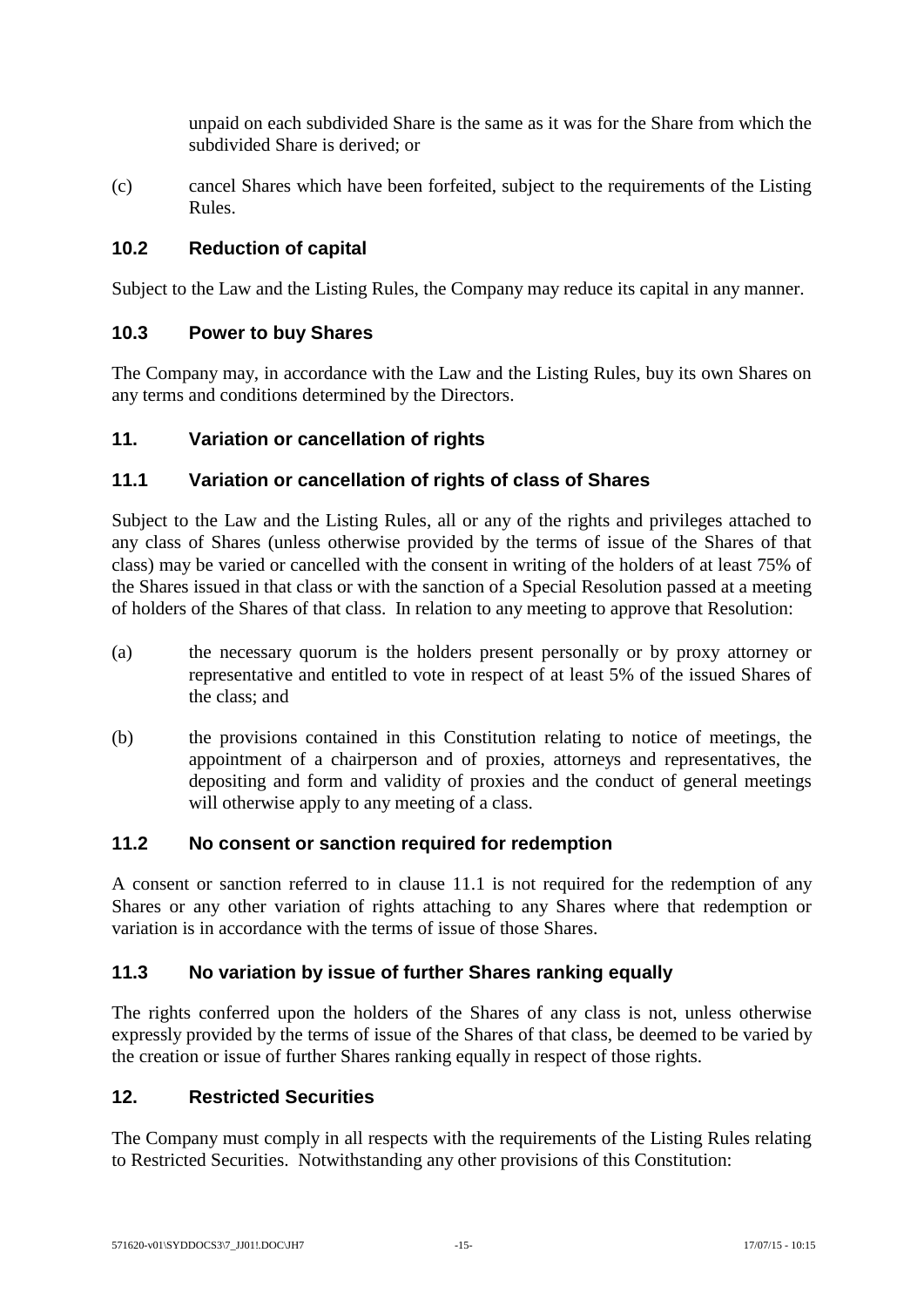unpaid on each subdivided Share is the same as it was for the Share from which the subdivided Share is derived; or

(c) cancel Shares which have been forfeited, subject to the requirements of the Listing Rules.

### 10.2 Reduction of capital

Subject to the Law and the Listing Rules, the Company may reduce its capital in any manner.

### 10.3 Power to buy Shares

The Company may, in accordance with the Law and the Listing Rules, buy its own Shares on any terms and conditions determined by the Directors.

## 11. Variation or cancellation of rights

### 11.1 Variation or cancellation of rights of class of Shares

Subject to the Law and the Listing Rules, all or any of the rights and privileges attached to any class of Shares (unless otherwise provided by the terms of issue of the Shares of that class) may be varied or cancelled with the consent in writing of the holders of at least 75% of the Shares issued in that class or with the sanction of a Special Resolution passed at a meeting of holders of the Shares of that class. In relation to any meeting to approve that Resolution:

(a) the necessary quorum is the holders present personally or by proxy attorney or representative and entitled to vote in respect of at least 5% of the issued Shares of the class; and

(b) the provisions contained in this Constitution relating to notice of meetings, the appointment of a chairperson and of proxies, attorneys and representatives, the depositing and form and validity of proxies and the conduct of general meetings will otherwise apply to any meeting of a class.

### 11.2 No consent or sanction required for redemption

A consent or sanction referred to in clause 11.1 is not required for the redemption of any Shares or any other variation of rights attaching to any Shares where that redemption or variation is in accordance with the terms of issue of those Shares.

### 11.3 No variation by issue of further Shares ranking equally

The rights conferred upon the holders of the Shares of any class is not, unless otherwise expressly provided by the terms of issue of the Shares of that class, be deemed to be varied by the creation or issue of further Shares ranking equally in respect of those rights.

## 12. Restricted Securities

The Company must comply in all respects with the requirements of the Listing Rules relating to Restricted Securities. Notwithstanding any other provisions of this Constitution: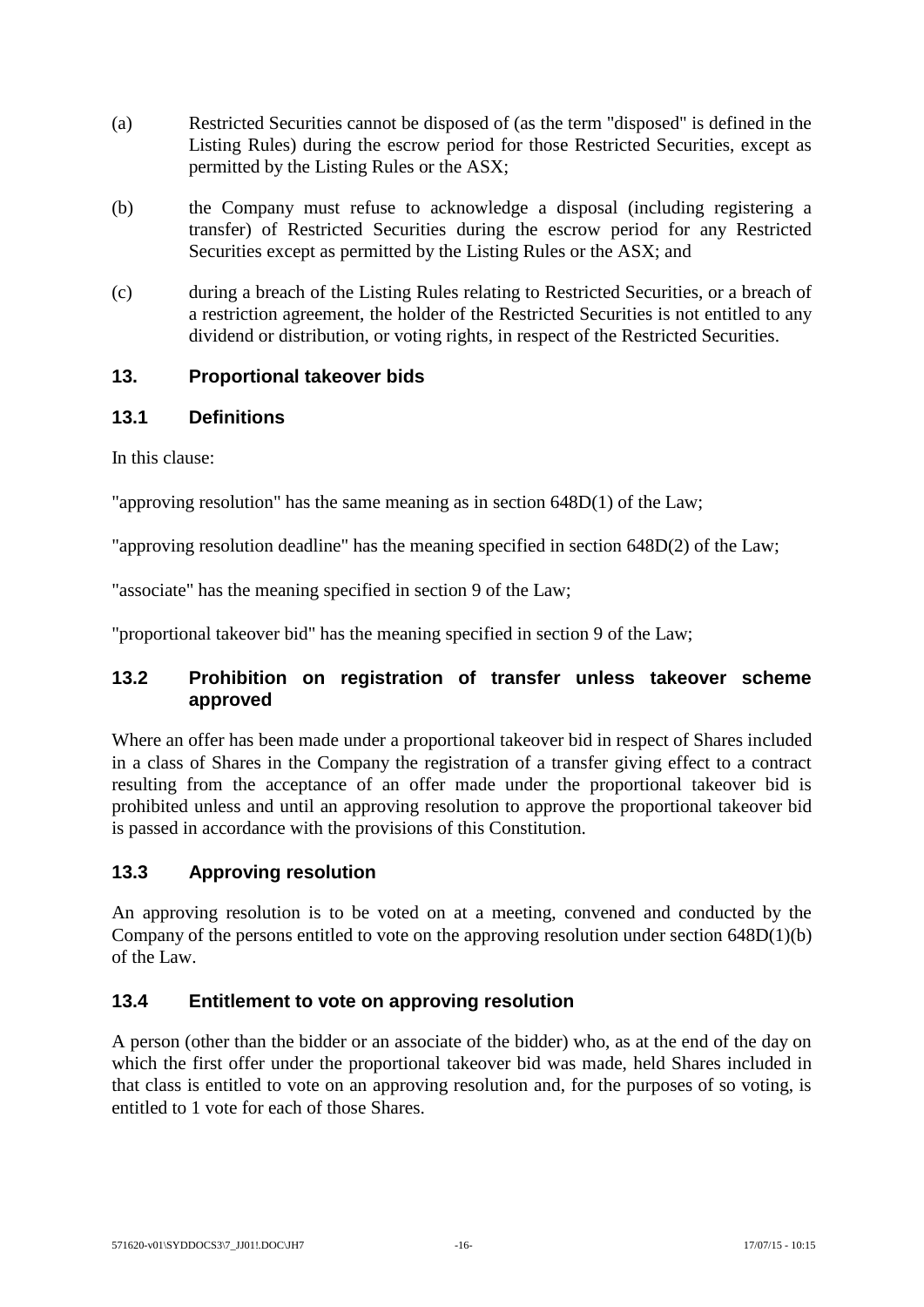(a) Restricted Securities cannot be disposed of (as the term "disposed" is defined in the Listing Rules) during the escrow period for those Restricted Securities, except as permitted by the Listing Rules or the ASX;

(b) the Company must refuse to acknowledge a disposal (including registering a transfer) of Restricted Securities during the escrow period for any Restricted Securities except as permitted by the Listing Rules or the ASX; and

(c) during a breach of the Listing Rules relating to Restricted Securities, or a breach of a restriction agreement, the holder of the Restricted Securities is not entitled to any dividend or distribution, or voting rights, in respect of the Restricted Securities.

## 13. Proportional takeover bids

### 13.1 Definitions

In this clause:

"approving resolution" has the same meaning as in section 648D(1) of the Law;

"approving resolution deadline" has the meaning specified in section 648D(2) of the Law;

"associate" has the meaning specified in section 9 of the Law;

"proportional takeover bid" has the meaning specified in section 9 of the Law;

### 13.2 Prohibition on registration of transfer unless takeover scheme approved

Where an offer has been made under a proportional takeover bid in respect of Shares included in a class of Shares in the Company the registration of a transfer giving effect to a contract resulting from the acceptance of an offer made under the proportional takeover bid is prohibited unless and until an approving resolution to approve the proportional takeover bid is passed in accordance with the provisions of this Constitution.

### 13.3 Approving resolution

An approving resolution is to be voted on at a meeting, convened and conducted by the Company of the persons entitled to vote on the approving resolution under section 648D(1)(b) of the Law.

### 13.4 Entitlement to vote on approving resolution

A person (other than the bidder or an associate of the bidder) who, as at the end of the day on which the first offer under the proportional takeover bid was made, held Shares included in that class is entitled to vote on an approving resolution and, for the purposes of so voting, is entitled to 1 vote for each of those Shares.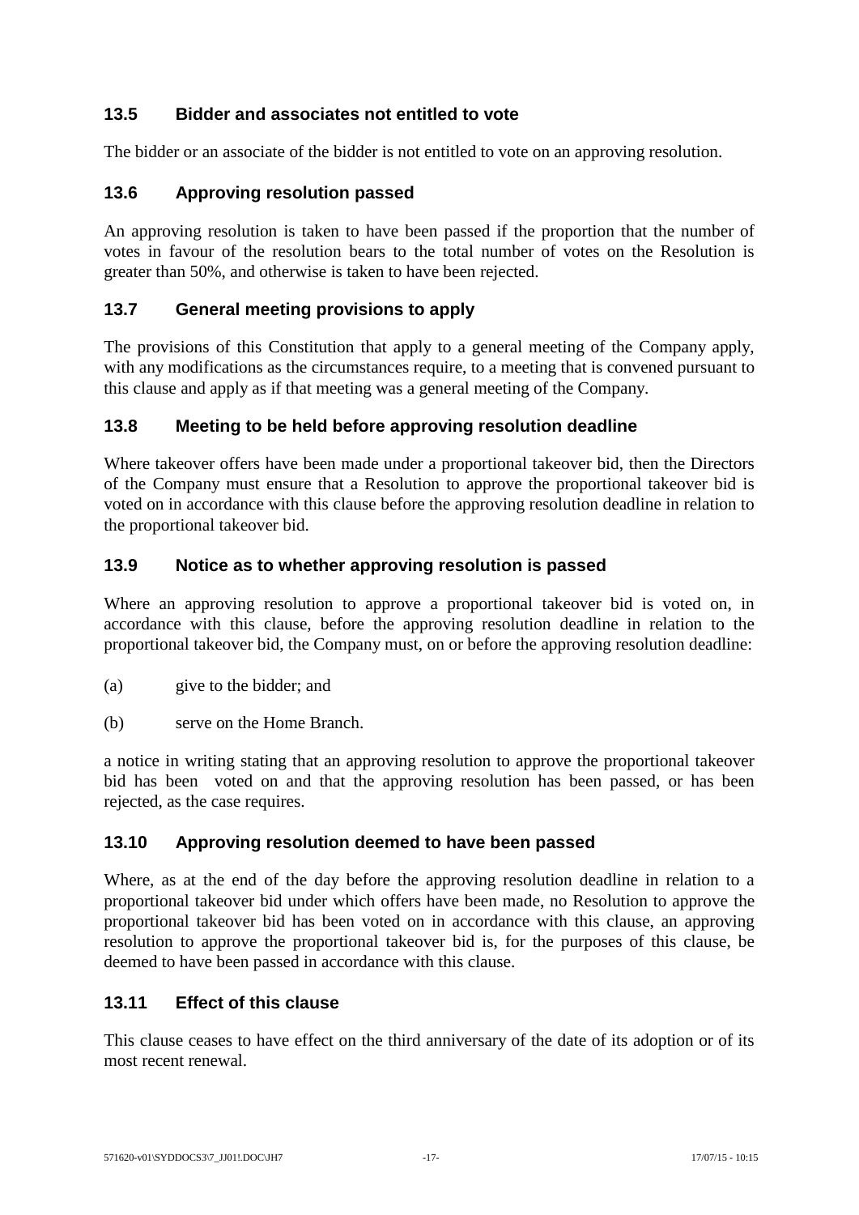### 13.5 Bidder and associates not entitled to vote

The bidder or an associate of the bidder is not entitled to vote on an approving resolution.

### 13.6 Approving resolution passed

An approving resolution is taken to have been passed if the proportion that the number of votes in favour of the resolution bears to the total number of votes on the Resolution is greater than 50%, and otherwise is taken to have been rejected.

### 13.7 General meeting provisions to apply

The provisions of this Constitution that apply to a general meeting of the Company apply, with any modifications as the circumstances require, to a meeting that is convened pursuant to this clause and apply as if that meeting was a general meeting of the Company.

### 13.8 Meeting to be held before approving resolution deadline

Where takeover offers have been made under a proportional takeover bid, then the Directors of the Company must ensure that a Resolution to approve the proportional takeover bid is voted on in accordance with this clause before the approving resolution deadline in relation to the proportional takeover bid.

### 13.9 Notice as to whether approving resolution is passed

Where an approving resolution to approve a proportional takeover bid is voted on, in accordance with this clause, before the approving resolution deadline in relation to the proportional takeover bid, the Company must, on or before the approving resolution deadline:

(a) give to the bidder; and

(b) serve on the Home Branch.

a notice in writing stating that an approving resolution to approve the proportional takeover bid has been voted on and that the approving resolution has been passed, or has been rejected, as the case requires.

### 13.10 Approving resolution deemed to have been passed

Where, as at the end of the day before the approving resolution deadline in relation to a proportional takeover bid under which offers have been made, no Resolution to approve the proportional takeover bid has been voted on in accordance with this clause, an approving resolution to approve the proportional takeover bid is, for the purposes of this clause, be deemed to have been passed in accordance with this clause.

### 13.11 Effect of this clause

This clause ceases to have effect on the third anniversary of the date of its adoption or of its most recent renewal.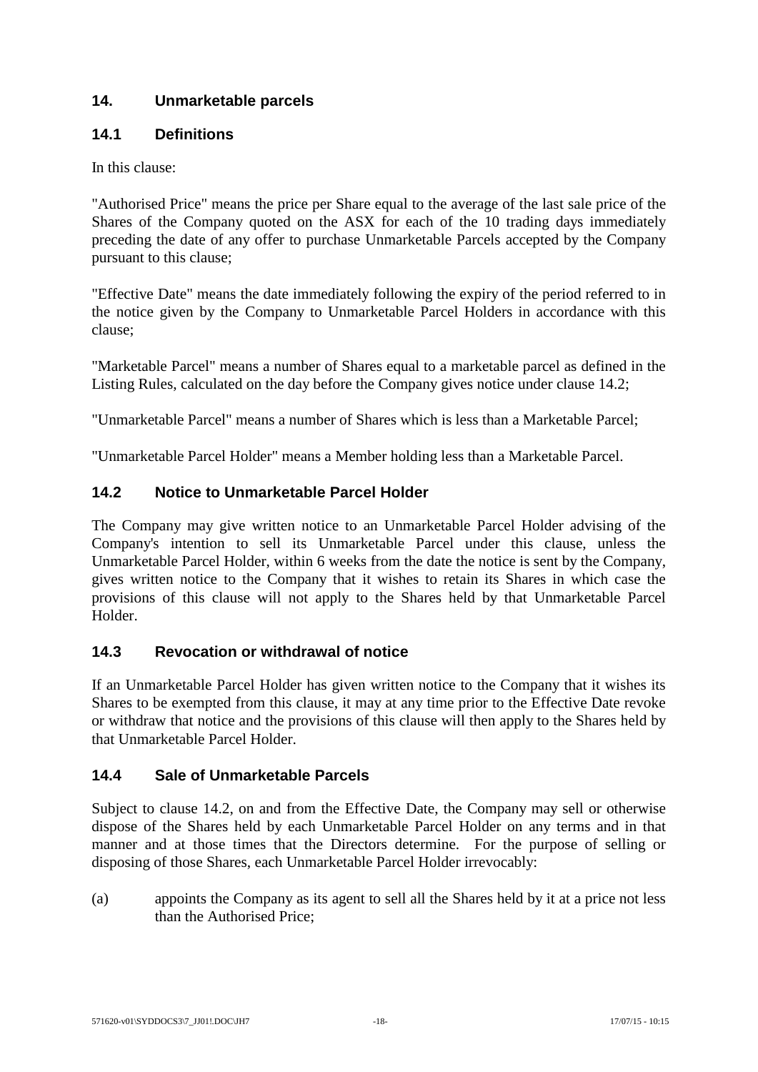## 14. Unmarketable parcels

### 14.1 Definitions

In this clause:

"Authorised Price" means the price per Share equal to the average of the last sale price of the Shares of the Company quoted on the ASX for each of the 10 trading days immediately preceding the date of any offer to purchase Unmarketable Parcels accepted by the Company pursuant to this clause;

"Effective Date" means the date immediately following the expiry of the period referred to in the notice given by the Company to Unmarketable Parcel Holders in accordance with this clause;

"Marketable Parcel" means a number of Shares equal to a marketable parcel as defined in the Listing Rules, calculated on the day before the Company gives notice under clause 14.2;

"Unmarketable Parcel" means a number of Shares which is less than a Marketable Parcel;

"Unmarketable Parcel Holder" means a Member holding less than a Marketable Parcel.

### 14.2 Notice to Unmarketable Parcel Holder

The Company may give written notice to an Unmarketable Parcel Holder advising of the Company's intention to sell its Unmarketable Parcel under this clause, unless the Unmarketable Parcel Holder, within 6 weeks from the date the notice is sent by the Company, gives written notice to the Company that it wishes to retain its Shares in which case the provisions of this clause will not apply to the Shares held by that Unmarketable Parcel Holder.

### 14.3 Revocation or withdrawal of notice

If an Unmarketable Parcel Holder has given written notice to the Company that it wishes its Shares to be exempted from this clause, it may at any time prior to the Effective Date revoke or withdraw that notice and the provisions of this clause will then apply to the Shares held by that Unmarketable Parcel Holder.

### 14.4 Sale of Unmarketable Parcels

Subject to clause 14.2, on and from the Effective Date, the Company may sell or otherwise dispose of the Shares held by each Unmarketable Parcel Holder on any terms and in that manner and at those times that the Directors determine. For the purpose of selling or disposing of those Shares, each Unmarketable Parcel Holder irrevocably:

(a) appoints the Company as its agent to sell all the Shares held by it at a price not less than the Authorised Price;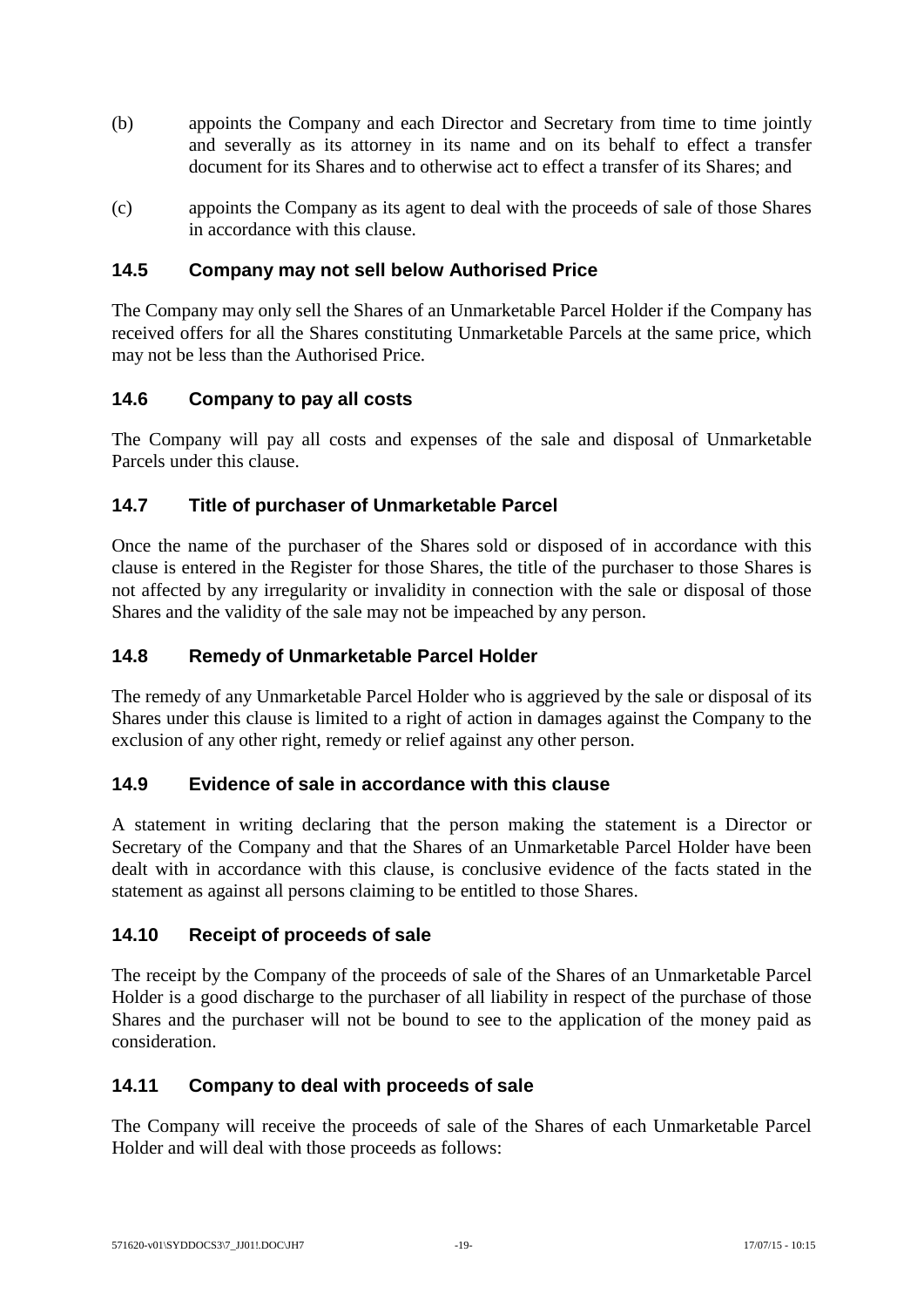(b) appoints the Company and each Director and Secretary from time to time jointly and severally as its attorney in its name and on its behalf to effect a transfer document for its Shares and to otherwise act to effect a transfer of its Shares; and

(c) appoints the Company as its agent to deal with the proceeds of sale of those Shares in accordance with this clause.

### 14.5 Company may not sell below Authorised Price

The Company may only sell the Shares of an Unmarketable Parcel Holder if the Company has received offers for all the Shares constituting Unmarketable Parcels at the same price, which may not be less than the Authorised Price.

### 14.6 Company to pay all costs

The Company will pay all costs and expenses of the sale and disposal of Unmarketable Parcels under this clause.

### 14.7 Title of purchaser of Unmarketable Parcel

Once the name of the purchaser of the Shares sold or disposed of in accordance with this clause is entered in the Register for those Shares, the title of the purchaser to those Shares is not affected by any irregularity or invalidity in connection with the sale or disposal of those Shares and the validity of the sale may not be impeached by any person.

### 14.8 Remedy of Unmarketable Parcel Holder

The remedy of any Unmarketable Parcel Holder who is aggrieved by the sale or disposal of its Shares under this clause is limited to a right of action in damages against the Company to the exclusion of any other right, remedy or relief against any other person.

### 14.9 Evidence of sale in accordance with this clause

A statement in writing declaring that the person making the statement is a Director or Secretary of the Company and that the Shares of an Unmarketable Parcel Holder have been dealt with in accordance with this clause, is conclusive evidence of the facts stated in the statement as against all persons claiming to be entitled to those Shares.

### 14.10 Receipt of proceeds of sale

The receipt by the Company of the proceeds of sale of the Shares of an Unmarketable Parcel Holder is a good discharge to the purchaser of all liability in respect of the purchase of those Shares and the purchaser will not be bound to see to the application of the money paid as consideration.

### 14.11 Company to deal with proceeds of sale

The Company will receive the proceeds of sale of the Shares of each Unmarketable Parcel Holder and will deal with those proceeds as follows: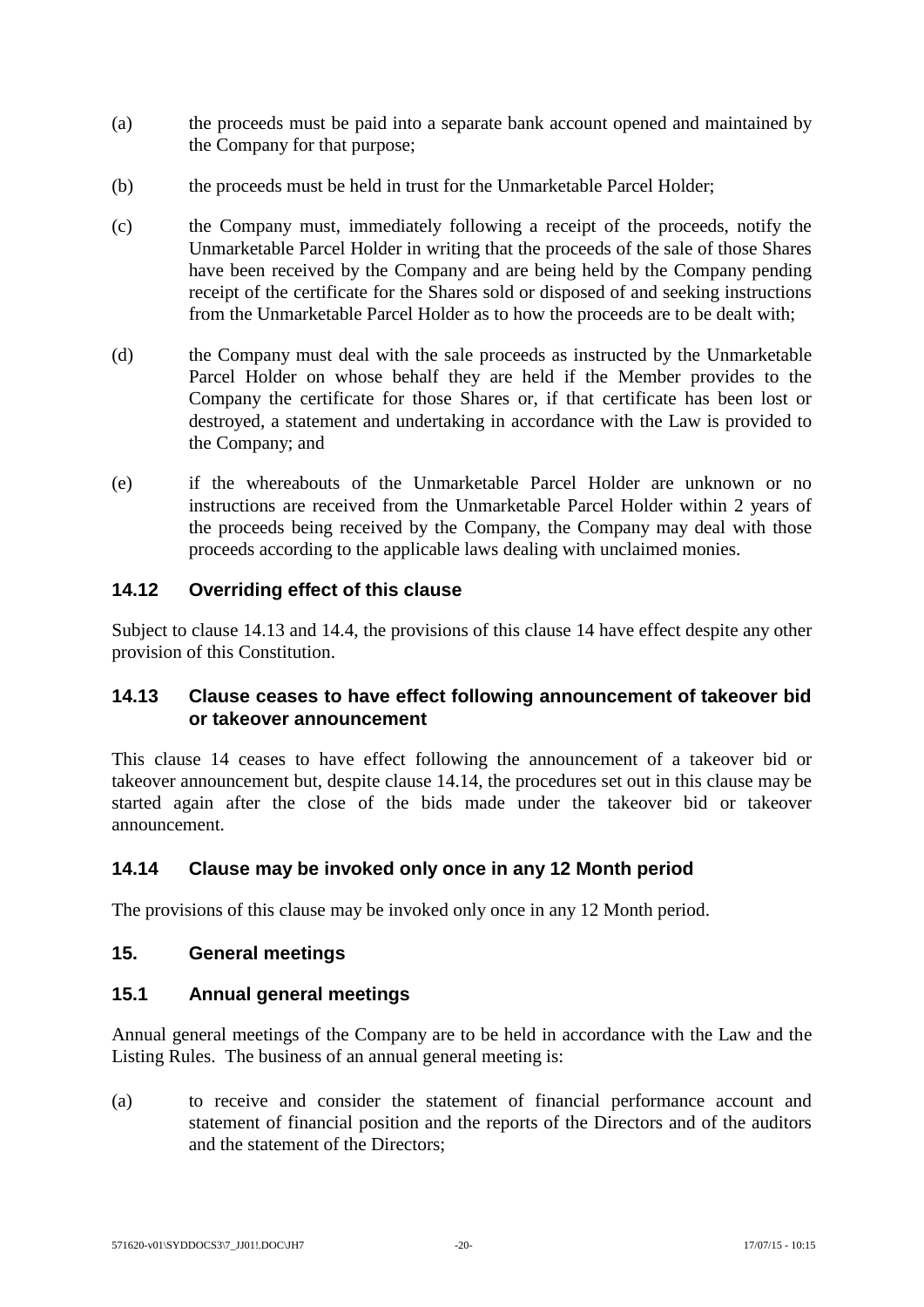(a) the proceeds must be paid into a separate bank account opened and maintained by the Company for that purpose;

(b) the proceeds must be held in trust for the Unmarketable Parcel Holder;

(c) the Company must, immediately following a receipt of the proceeds, notify the Unmarketable Parcel Holder in writing that the proceeds of the sale of those Shares have been received by the Company and are being held by the Company pending receipt of the certificate for the Shares sold or disposed of and seeking instructions from the Unmarketable Parcel Holder as to how the proceeds are to be dealt with;

(d) the Company must deal with the sale proceeds as instructed by the Unmarketable Parcel Holder on whose behalf they are held if the Member provides to the Company the certificate for those Shares or, if that certificate has been lost or destroyed, a statement and undertaking in accordance with the Law is provided to the Company; and

(e) if the whereabouts of the Unmarketable Parcel Holder are unknown or no instructions are received from the Unmarketable Parcel Holder within 2 years of the proceeds being received by the Company, the Company may deal with those proceeds according to the applicable laws dealing with unclaimed monies.

### 14.12 Overriding effect of this clause

Subject to clause 14.13 and 14.4, the provisions of this clause 14 have effect despite any other provision of this Constitution.

### 14.13 Clause ceases to have effect following announcement of takeover bid or takeover announcement

This clause 14 ceases to have effect following the announcement of a takeover bid or takeover announcement but, despite clause 14.14, the procedures set out in this clause may be started again after the close of the bids made under the takeover bid or takeover announcement.

### 14.14 Clause may be invoked only once in any 12 Month period

The provisions of this clause may be invoked only once in any 12 Month period.

## 15. General meetings

### 15.1 Annual general meetings

Annual general meetings of the Company are to be held in accordance with the Law and the Listing Rules. The business of an annual general meeting is:

(a) to receive and consider the statement of financial performance account and statement of financial position and the reports of the Directors and of the auditors and the statement of the Directors;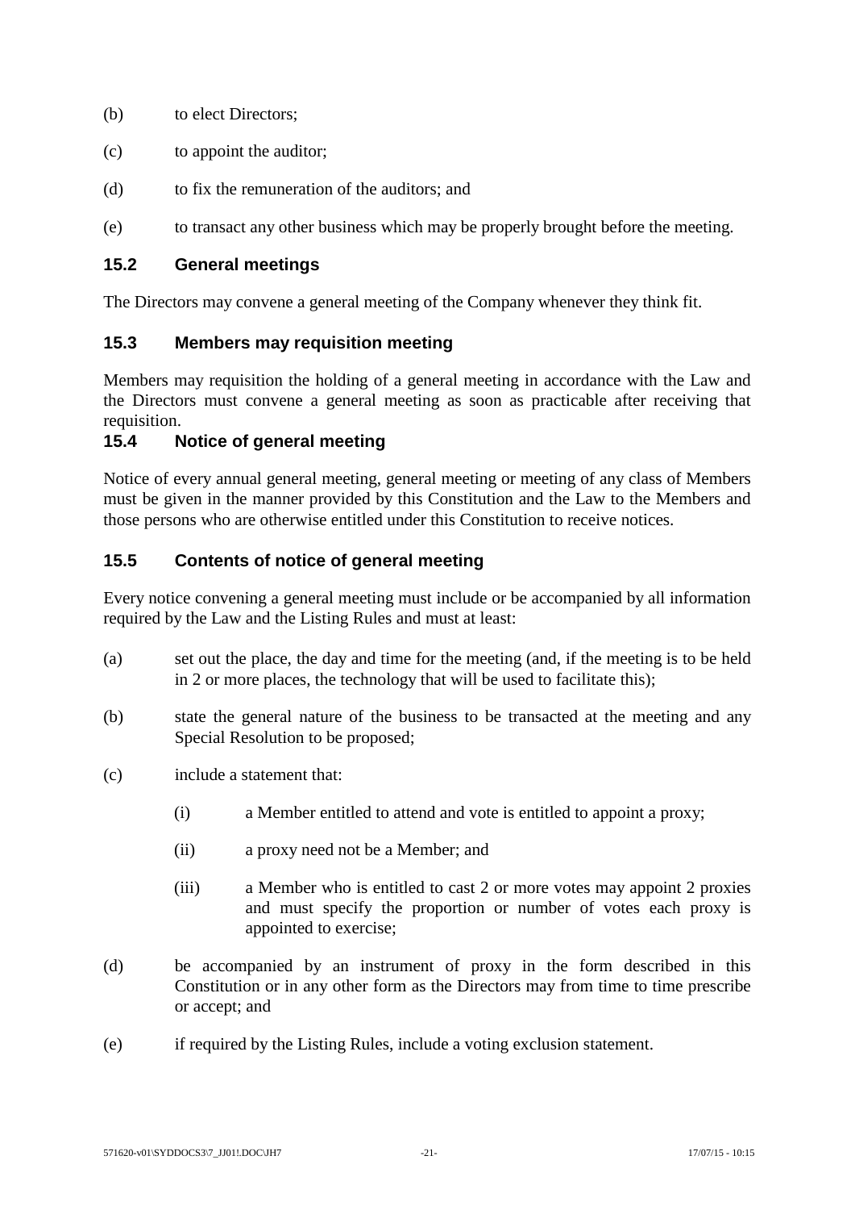(b) to elect Directors;

(c) to appoint the auditor;

(d) to fix the remuneration of the auditors; and

(e) to transact any other business which may be properly brought before the meeting.

### 15.2 General meetings

The Directors may convene a general meeting of the Company whenever they think fit.

### 15.3 Members may requisition meeting

Members may requisition the holding of a general meeting in accordance with the Law and the Directors must convene a general meeting as soon as practicable after receiving that requisition.

### 15.4 Notice of general meeting

Notice of every annual general meeting, general meeting or meeting of any class of Members must be given in the manner provided by this Constitution and the Law to the Members and those persons who are otherwise entitled under this Constitution to receive notices.

### 15.5 Contents of notice of general meeting

Every notice convening a general meeting must include or be accompanied by all information required by the Law and the Listing Rules and must at least:

(a) set out the place, the day and time for the meeting (and, if the meeting is to be held in 2 or more places, the technology that will be used to facilitate this);

(b) state the general nature of the business to be transacted at the meeting and any Special Resolution to be proposed;

(c) include a statement that:

  (i) a Member entitled to attend and vote is entitled to appoint a proxy;

  (ii) a proxy need not be a Member; and

  (iii) a Member who is entitled to cast 2 or more votes may appoint 2 proxies and must specify the proportion or number of votes each proxy is appointed to exercise;

(d) be accompanied by an instrument of proxy in the form described in this Constitution or in any other form as the Directors may from time to time prescribe or accept; and

(e) if required by the Listing Rules, include a voting exclusion statement.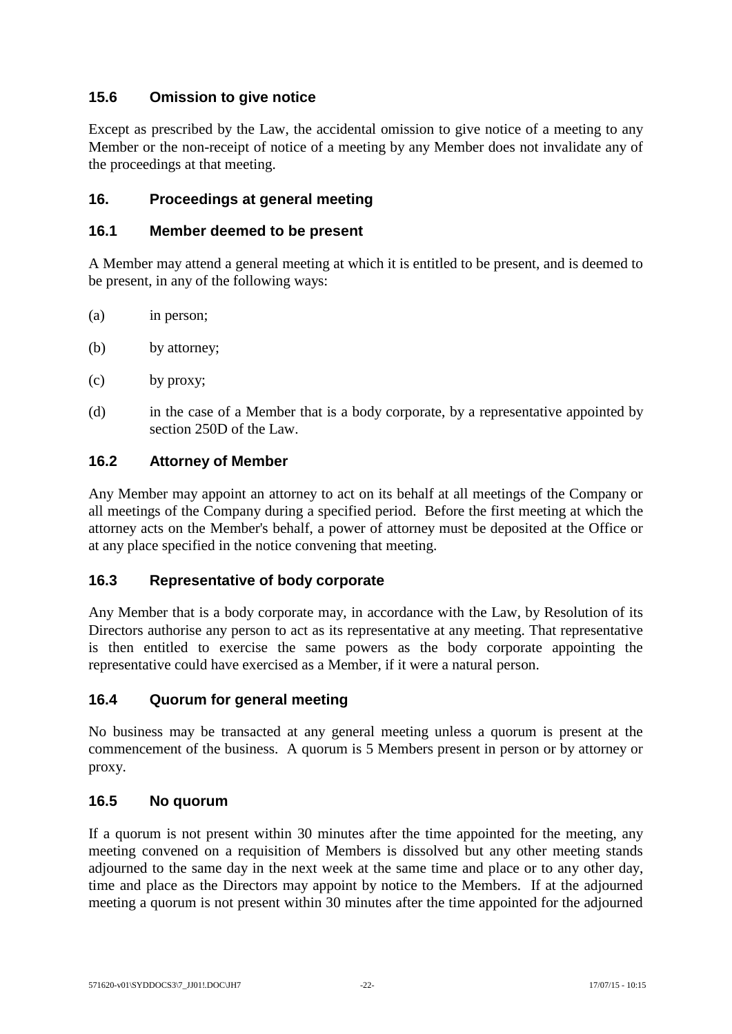### 15.6 Omission to give notice

Except as prescribed by the Law, the accidental omission to give notice of a meeting to any Member or the non-receipt of notice of a meeting by any Member does not invalidate any of the proceedings at that meeting.

## 16. Proceedings at general meeting

### 16.1 Member deemed to be present

A Member may attend a general meeting at which it is entitled to be present, and is deemed to be present, in any of the following ways:

(a) in person;

(b) by attorney;

(c) by proxy;

(d) in the case of a Member that is a body corporate, by a representative appointed by section 250D of the Law.

### 16.2 Attorney of Member

Any Member may appoint an attorney to act on its behalf at all meetings of the Company or all meetings of the Company during a specified period. Before the first meeting at which the attorney acts on the Member's behalf, a power of attorney must be deposited at the Office or at any place specified in the notice convening that meeting.

### 16.3 Representative of body corporate

Any Member that is a body corporate may, in accordance with the Law, by Resolution of its Directors authorise any person to act as its representative at any meeting. That representative is then entitled to exercise the same powers as the body corporate appointing the representative could have exercised as a Member, if it were a natural person.

### 16.4 Quorum for general meeting

No business may be transacted at any general meeting unless a quorum is present at the commencement of the business. A quorum is 5 Members present in person or by attorney or proxy.

### 16.5 No quorum

If a quorum is not present within 30 minutes after the time appointed for the meeting, any meeting convened on a requisition of Members is dissolved but any other meeting stands adjourned to the same day in the next week at the same time and place or to any other day, time and place as the Directors may appoint by notice to the Members. If at the adjourned meeting a quorum is not present within 30 minutes after the time appointed for the adjourned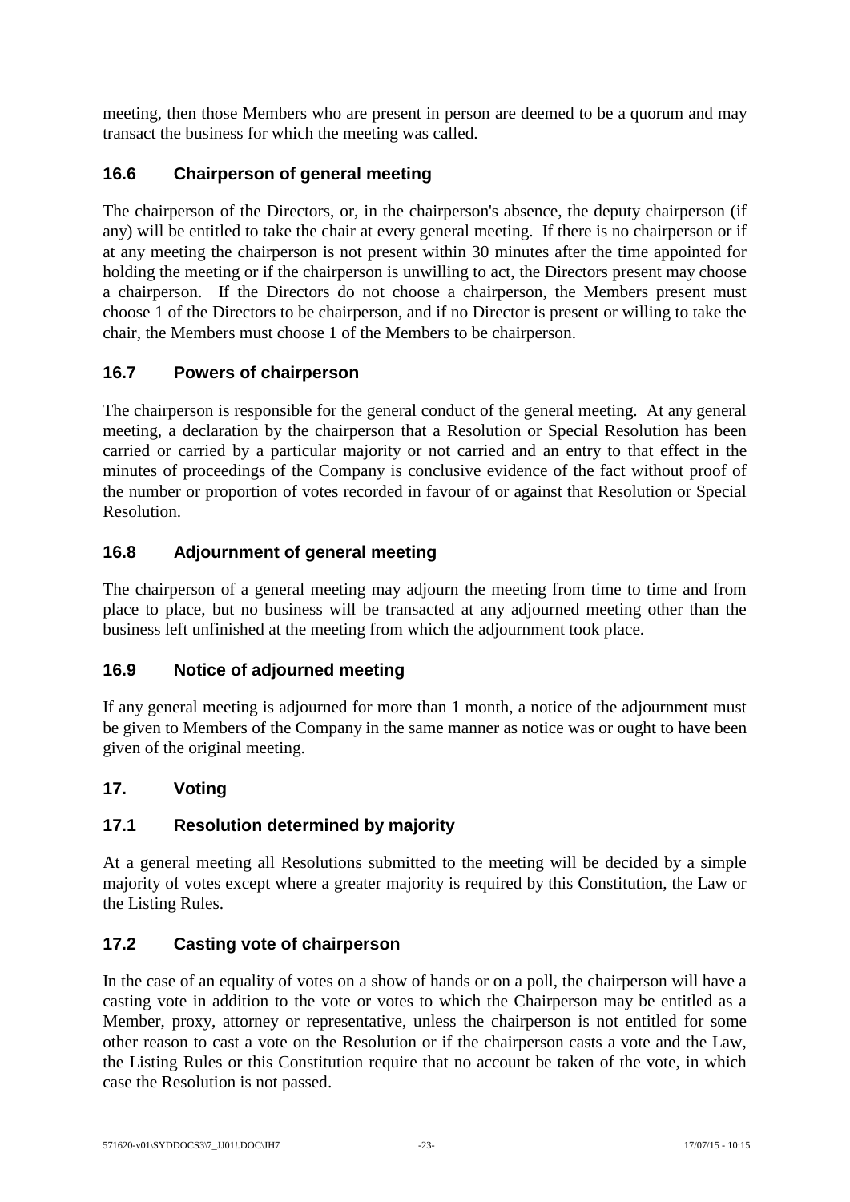meeting, then those Members who are present in person are deemed to be a quorum and may transact the business for which the meeting was called.

### 16.6 Chairperson of general meeting

The chairperson of the Directors, or, in the chairperson's absence, the deputy chairperson (if any) will be entitled to take the chair at every general meeting. If there is no chairperson or if at any meeting the chairperson is not present within 30 minutes after the time appointed for holding the meeting or if the chairperson is unwilling to act, the Directors present may choose a chairperson. If the Directors do not choose a chairperson, the Members present must choose 1 of the Directors to be chairperson, and if no Director is present or willing to take the chair, the Members must choose 1 of the Members to be chairperson.

### 16.7 Powers of chairperson

The chairperson is responsible for the general conduct of the general meeting. At any general meeting, a declaration by the chairperson that a Resolution or Special Resolution has been carried or carried by a particular majority or not carried and an entry to that effect in the minutes of proceedings of the Company is conclusive evidence of the fact without proof of the number or proportion of votes recorded in favour of or against that Resolution or Special Resolution.

### 16.8 Adjournment of general meeting

The chairperson of a general meeting may adjourn the meeting from time to time and from place to place, but no business will be transacted at any adjourned meeting other than the business left unfinished at the meeting from which the adjournment took place.

### 16.9 Notice of adjourned meeting

If any general meeting is adjourned for more than 1 month, a notice of the adjournment must be given to Members of the Company in the same manner as notice was or ought to have been given of the original meeting.

## 17. Voting

### 17.1 Resolution determined by majority

At a general meeting all Resolutions submitted to the meeting will be decided by a simple majority of votes except where a greater majority is required by this Constitution, the Law or the Listing Rules.

### 17.2 Casting vote of chairperson

In the case of an equality of votes on a show of hands or on a poll, the chairperson will have a casting vote in addition to the vote or votes to which the Chairperson may be entitled as a Member, proxy, attorney or representative, unless the chairperson is not entitled for some other reason to cast a vote on the Resolution or if the chairperson casts a vote and the Law, the Listing Rules or this Constitution require that no account be taken of the vote, in which case the Resolution is not passed.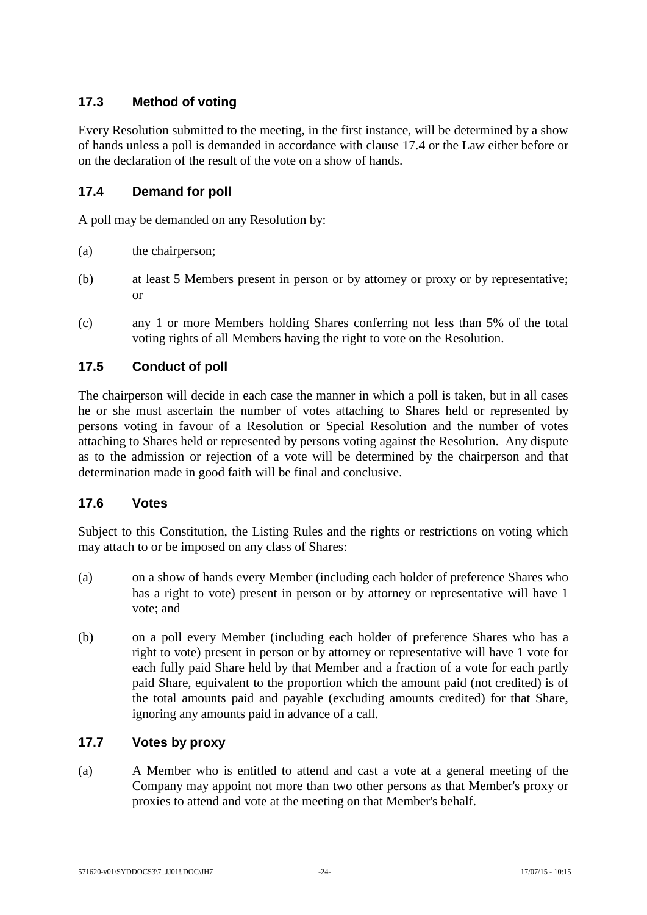### 17.3 Method of voting

Every Resolution submitted to the meeting, in the first instance, will be determined by a show of hands unless a poll is demanded in accordance with clause 17.4 or the Law either before or on the declaration of the result of the vote on a show of hands.

### 17.4 Demand for poll

A poll may be demanded on any Resolution by:

(a) the chairperson;

(b) at least 5 Members present in person or by attorney or proxy or by representative; or

(c) any 1 or more Members holding Shares conferring not less than 5% of the total voting rights of all Members having the right to vote on the Resolution.

### 17.5 Conduct of poll

The chairperson will decide in each case the manner in which a poll is taken, but in all cases he or she must ascertain the number of votes attaching to Shares held or represented by persons voting in favour of a Resolution or Special Resolution and the number of votes attaching to Shares held or represented by persons voting against the Resolution. Any dispute as to the admission or rejection of a vote will be determined by the chairperson and that determination made in good faith will be final and conclusive.

### 17.6 Votes

Subject to this Constitution, the Listing Rules and the rights or restrictions on voting which may attach to or be imposed on any class of Shares:

(a) on a show of hands every Member (including each holder of preference Shares who has a right to vote) present in person or by attorney or representative will have 1 vote; and

(b) on a poll every Member (including each holder of preference Shares who has a right to vote) present in person or by attorney or representative will have 1 vote for each fully paid Share held by that Member and a fraction of a vote for each partly paid Share, equivalent to the proportion which the amount paid (not credited) is of the total amounts paid and payable (excluding amounts credited) for that Share, ignoring any amounts paid in advance of a call.

### 17.7 Votes by proxy

(a) A Member who is entitled to attend and cast a vote at a general meeting of the Company may appoint not more than two other persons as that Member's proxy or proxies to attend and vote at the meeting on that Member's behalf.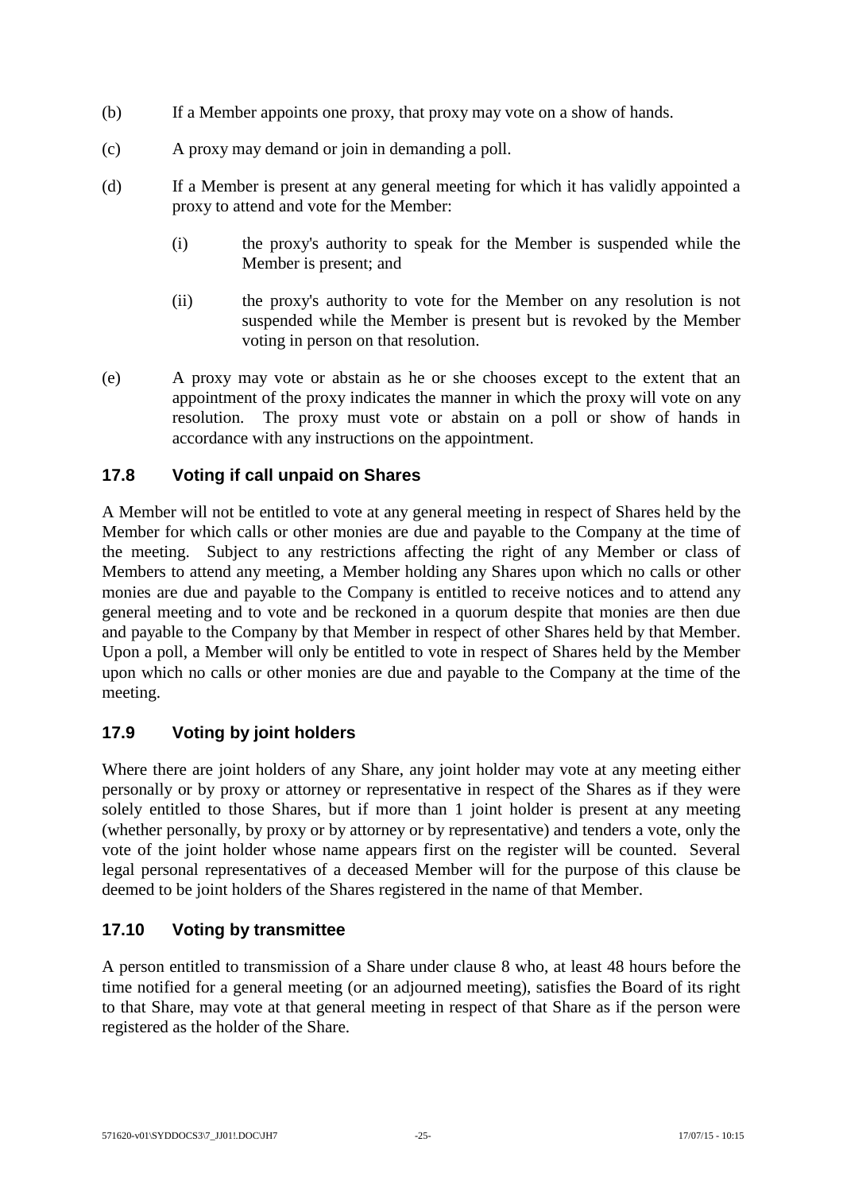(b) If a Member appoints one proxy, that proxy may vote on a show of hands.

(c) A proxy may demand or join in demanding a poll.

(d) If a Member is present at any general meeting for which it has validly appointed a proxy to attend and vote for the Member:

   (i) the proxy's authority to speak for the Member is suspended while the Member is present; and

   (ii) the proxy's authority to vote for the Member on any resolution is not suspended while the Member is present but is revoked by the Member voting in person on that resolution.

(e) A proxy may vote or abstain as he or she chooses except to the extent that an appointment of the proxy indicates the manner in which the proxy will vote on any resolution. The proxy must vote or abstain on a poll or show of hands in accordance with any instructions on the appointment.

### 17.8 Voting if call unpaid on Shares

A Member will not be entitled to vote at any general meeting in respect of Shares held by the Member for which calls or other monies are due and payable to the Company at the time of the meeting. Subject to any restrictions affecting the right of any Member or class of Members to attend any meeting, a Member holding any Shares upon which no calls or other monies are due and payable to the Company is entitled to receive notices and to attend any general meeting and to vote and be reckoned in a quorum despite that monies are then due and payable to the Company by that Member in respect of other Shares held by that Member. Upon a poll, a Member will only be entitled to vote in respect of Shares held by the Member upon which no calls or other monies are due and payable to the Company at the time of the meeting.

### 17.9 Voting by joint holders

Where there are joint holders of any Share, any joint holder may vote at any meeting either personally or by proxy or attorney or representative in respect of the Shares as if they were solely entitled to those Shares, but if more than 1 joint holder is present at any meeting (whether personally, by proxy or by attorney or by representative) and tenders a vote, only the vote of the joint holder whose name appears first on the register will be counted. Several legal personal representatives of a deceased Member will for the purpose of this clause be deemed to be joint holders of the Shares registered in the name of that Member.

### 17.10 Voting by transmittee

A person entitled to transmission of a Share under clause 8 who, at least 48 hours before the time notified for a general meeting (or an adjourned meeting), satisfies the Board of its right to that Share, may vote at that general meeting in respect of that Share as if the person were registered as the holder of the Share.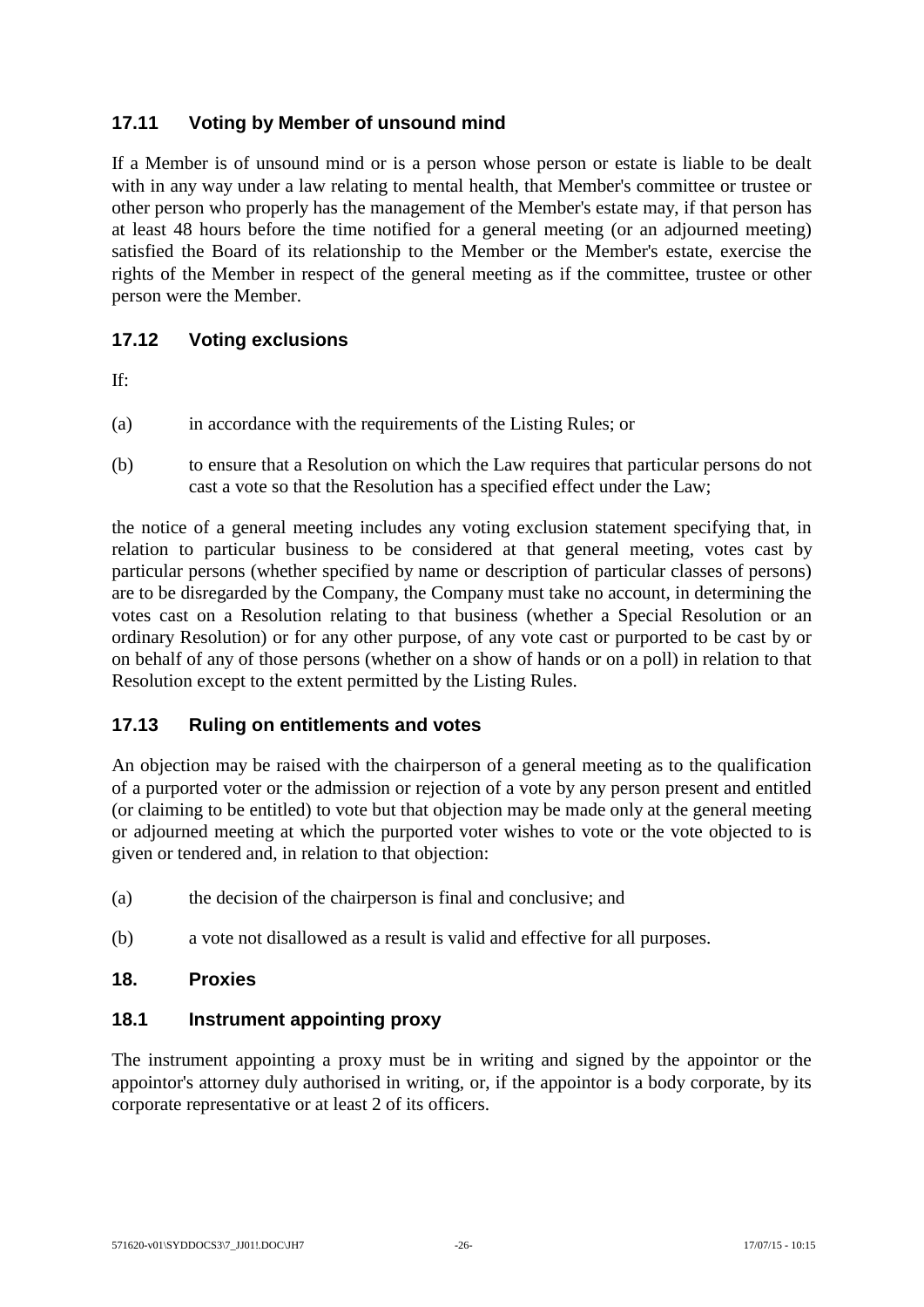### 17.11 Voting by Member of unsound mind

If a Member is of unsound mind or is a person whose person or estate is liable to be dealt with in any way under a law relating to mental health, that Member's committee or trustee or other person who properly has the management of the Member's estate may, if that person has at least 48 hours before the time notified for a general meeting (or an adjourned meeting) satisfied the Board of its relationship to the Member or the Member's estate, exercise the rights of the Member in respect of the general meeting as if the committee, trustee or other person were the Member.

### 17.12 Voting exclusions

If:

(a) in accordance with the requirements of the Listing Rules; or

(b) to ensure that a Resolution on which the Law requires that particular persons do not cast a vote so that the Resolution has a specified effect under the Law;

the notice of a general meeting includes any voting exclusion statement specifying that, in relation to particular business to be considered at that general meeting, votes cast by particular persons (whether specified by name or description of particular classes of persons) are to be disregarded by the Company, the Company must take no account, in determining the votes cast on a Resolution relating to that business (whether a Special Resolution or an ordinary Resolution) or for any other purpose, of any vote cast or purported to be cast by or on behalf of any of those persons (whether on a show of hands or on a poll) in relation to that Resolution except to the extent permitted by the Listing Rules.

### 17.13 Ruling on entitlements and votes

An objection may be raised with the chairperson of a general meeting as to the qualification of a purported voter or the admission or rejection of a vote by any person present and entitled (or claiming to be entitled) to vote but that objection may be made only at the general meeting or adjourned meeting at which the purported voter wishes to vote or the vote objected to is given or tendered and, in relation to that objection:

(a) the decision of the chairperson is final and conclusive; and

(b) a vote not disallowed as a result is valid and effective for all purposes.

## 18. Proxies

### 18.1 Instrument appointing proxy

The instrument appointing a proxy must be in writing and signed by the appointor or the appointor's attorney duly authorised in writing, or, if the appointor is a body corporate, by its corporate representative or at least 2 of its officers.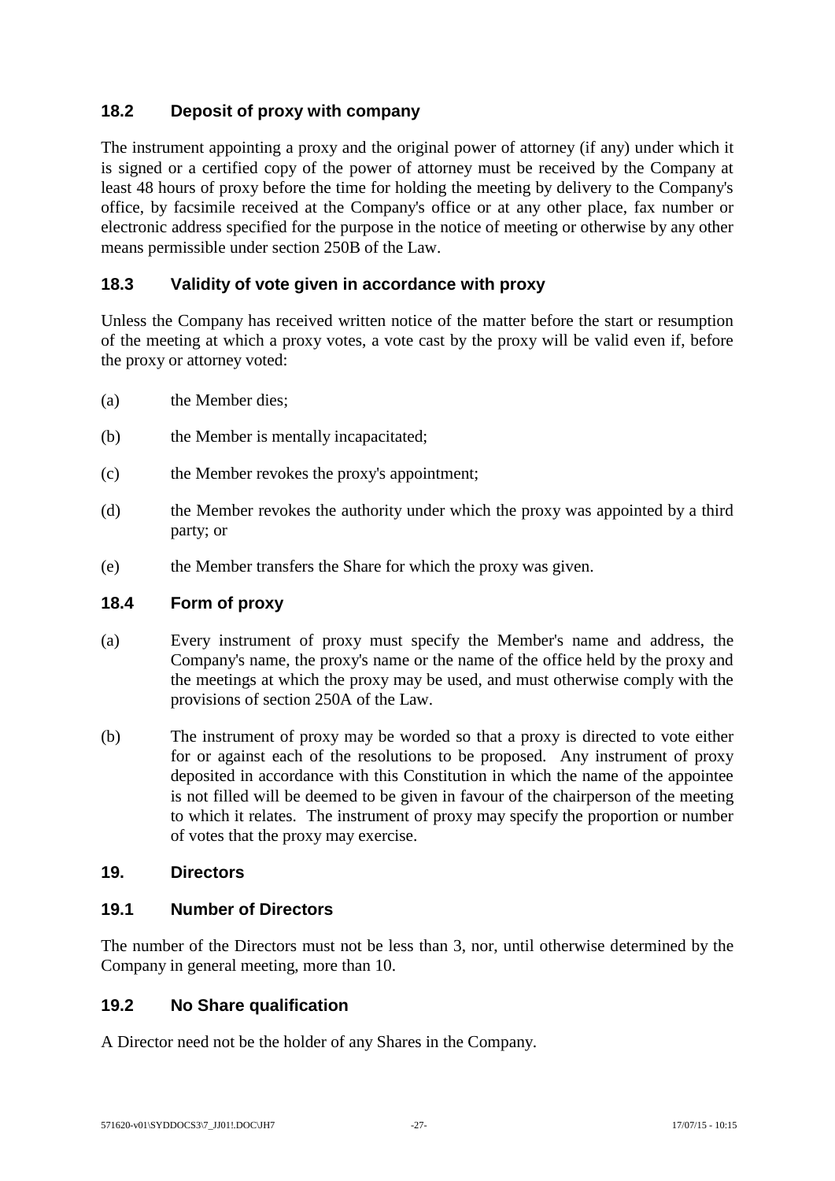### 18.2 Deposit of proxy with company

The instrument appointing a proxy and the original power of attorney (if any) under which it is signed or a certified copy of the power of attorney must be received by the Company at least 48 hours of proxy before the time for holding the meeting by delivery to the Company's office, by facsimile received at the Company's office or at any other place, fax number or electronic address specified for the purpose in the notice of meeting or otherwise by any other means permissible under section 250B of the Law.

### 18.3 Validity of vote given in accordance with proxy

Unless the Company has received written notice of the matter before the start or resumption of the meeting at which a proxy votes, a vote cast by the proxy will be valid even if, before the proxy or attorney voted:

(a) the Member dies;

(b) the Member is mentally incapacitated;

(c) the Member revokes the proxy's appointment;

(d) the Member revokes the authority under which the proxy was appointed by a third party; or

(e) the Member transfers the Share for which the proxy was given.

### 18.4 Form of proxy

(a) Every instrument of proxy must specify the Member's name and address, the Company's name, the proxy's name or the name of the office held by the proxy and the meetings at which the proxy may be used, and must otherwise comply with the provisions of section 250A of the Law.

(b) The instrument of proxy may be worded so that a proxy is directed to vote either for or against each of the resolutions to be proposed. Any instrument of proxy deposited in accordance with this Constitution in which the name of the appointee is not filled will be deemed to be given in favour of the chairperson of the meeting to which it relates. The instrument of proxy may specify the proportion or number of votes that the proxy may exercise.

## 19. Directors

### 19.1 Number of Directors

The number of the Directors must not be less than 3, nor, until otherwise determined by the Company in general meeting, more than 10.

### 19.2 No Share qualification

A Director need not be the holder of any Shares in the Company.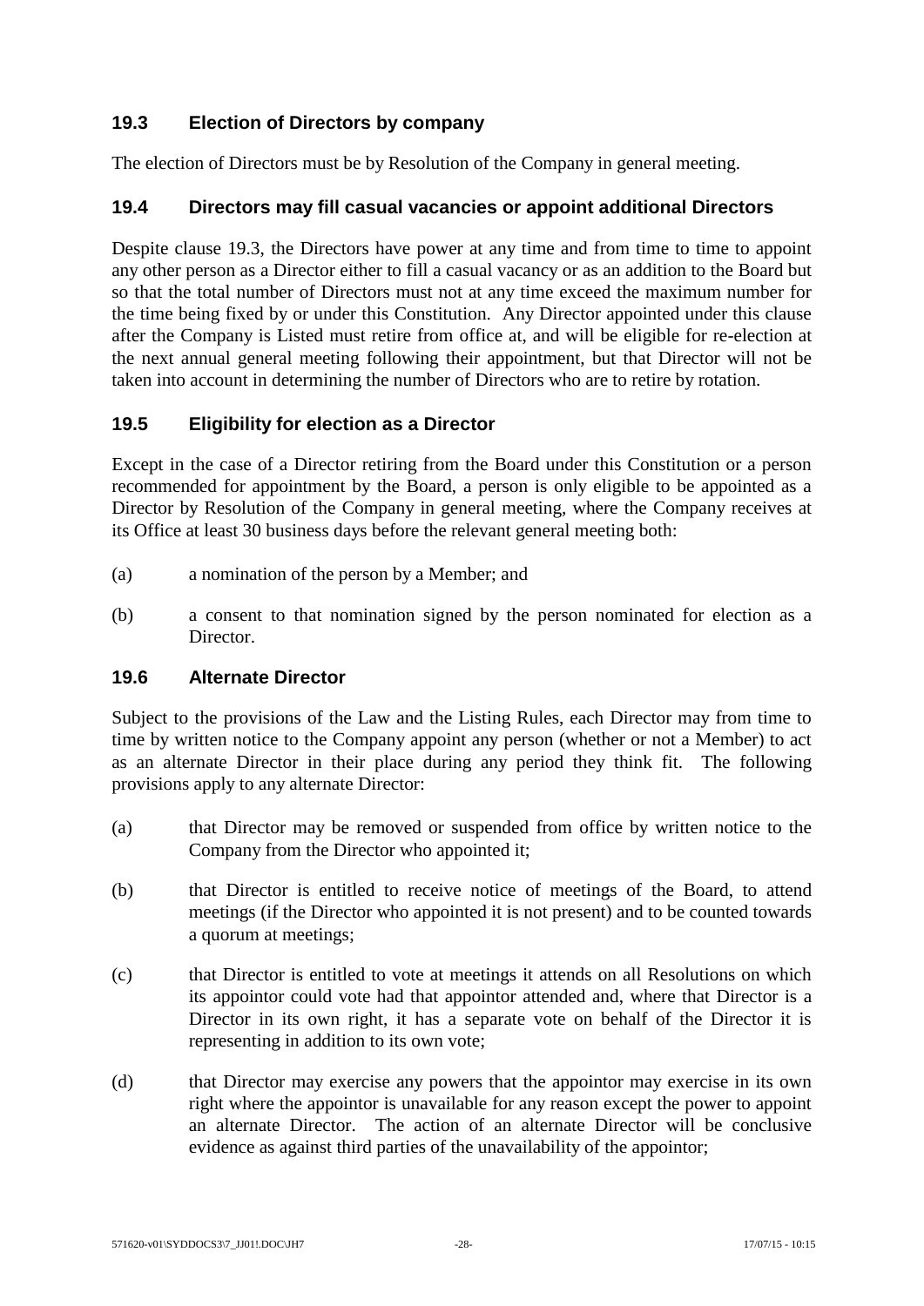### 19.3 Election of Directors by company

The election of Directors must be by Resolution of the Company in general meeting.

### 19.4 Directors may fill casual vacancies or appoint additional Directors

Despite clause 19.3, the Directors have power at any time and from time to time to appoint any other person as a Director either to fill a casual vacancy or as an addition to the Board but so that the total number of Directors must not at any time exceed the maximum number for the time being fixed by or under this Constitution. Any Director appointed under this clause after the Company is Listed must retire from office at, and will be eligible for re-election at the next annual general meeting following their appointment, but that Director will not be taken into account in determining the number of Directors who are to retire by rotation.

### 19.5 Eligibility for election as a Director

Except in the case of a Director retiring from the Board under this Constitution or a person recommended for appointment by the Board, a person is only eligible to be appointed as a Director by Resolution of the Company in general meeting, where the Company receives at its Office at least 30 business days before the relevant general meeting both:

(a) a nomination of the person by a Member; and

(b) a consent to that nomination signed by the person nominated for election as a Director.

### 19.6 Alternate Director

Subject to the provisions of the Law and the Listing Rules, each Director may from time to time by written notice to the Company appoint any person (whether or not a Member) to act as an alternate Director in their place during any period they think fit. The following provisions apply to any alternate Director:

(a) that Director may be removed or suspended from office by written notice to the Company from the Director who appointed it;

(b) that Director is entitled to receive notice of meetings of the Board, to attend meetings (if the Director who appointed it is not present) and to be counted towards a quorum at meetings;

(c) that Director is entitled to vote at meetings it attends on all Resolutions on which its appointor could vote had that appointor attended and, where that Director is a Director in its own right, it has a separate vote on behalf of the Director it is representing in addition to its own vote;

(d) that Director may exercise any powers that the appointor may exercise in its own right where the appointor is unavailable for any reason except the power to appoint an alternate Director. The action of an alternate Director will be conclusive evidence as against third parties of the unavailability of the appointor;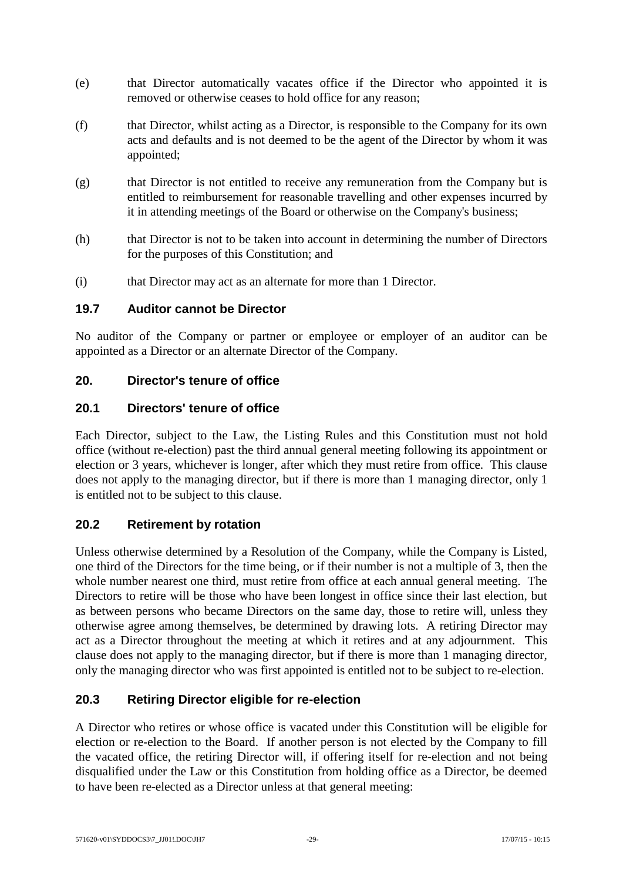(e) that Director automatically vacates office if the Director who appointed it is removed or otherwise ceases to hold office for any reason;

(f) that Director, whilst acting as a Director, is responsible to the Company for its own acts and defaults and is not deemed to be the agent of the Director by whom it was appointed;

(g) that Director is not entitled to receive any remuneration from the Company but is entitled to reimbursement for reasonable travelling and other expenses incurred by it in attending meetings of the Board or otherwise on the Company's business;

(h) that Director is not to be taken into account in determining the number of Directors for the purposes of this Constitution; and

(i) that Director may act as an alternate for more than 1 Director.

### 19.7 Auditor cannot be Director

No auditor of the Company or partner or employee or employer of an auditor can be appointed as a Director or an alternate Director of the Company.

## 20. Director's tenure of office

### 20.1 Directors' tenure of office

Each Director, subject to the Law, the Listing Rules and this Constitution must not hold office (without re-election) past the third annual general meeting following its appointment or election or 3 years, whichever is longer, after which they must retire from office. This clause does not apply to the managing director, but if there is more than 1 managing director, only 1 is entitled not to be subject to this clause.

### 20.2 Retirement by rotation

Unless otherwise determined by a Resolution of the Company, while the Company is Listed, one third of the Directors for the time being, or if their number is not a multiple of 3, then the whole number nearest one third, must retire from office at each annual general meeting. The Directors to retire will be those who have been longest in office since their last election, but as between persons who became Directors on the same day, those to retire will, unless they otherwise agree among themselves, be determined by drawing lots. A retiring Director may act as a Director throughout the meeting at which it retires and at any adjournment. This clause does not apply to the managing director, but if there is more than 1 managing director, only the managing director who was first appointed is entitled not to be subject to re-election.

### 20.3 Retiring Director eligible for re-election

A Director who retires or whose office is vacated under this Constitution will be eligible for election or re-election to the Board. If another person is not elected by the Company to fill the vacated office, the retiring Director will, if offering itself for re-election and not being disqualified under the Law or this Constitution from holding office as a Director, be deemed to have been re-elected as a Director unless at that general meeting: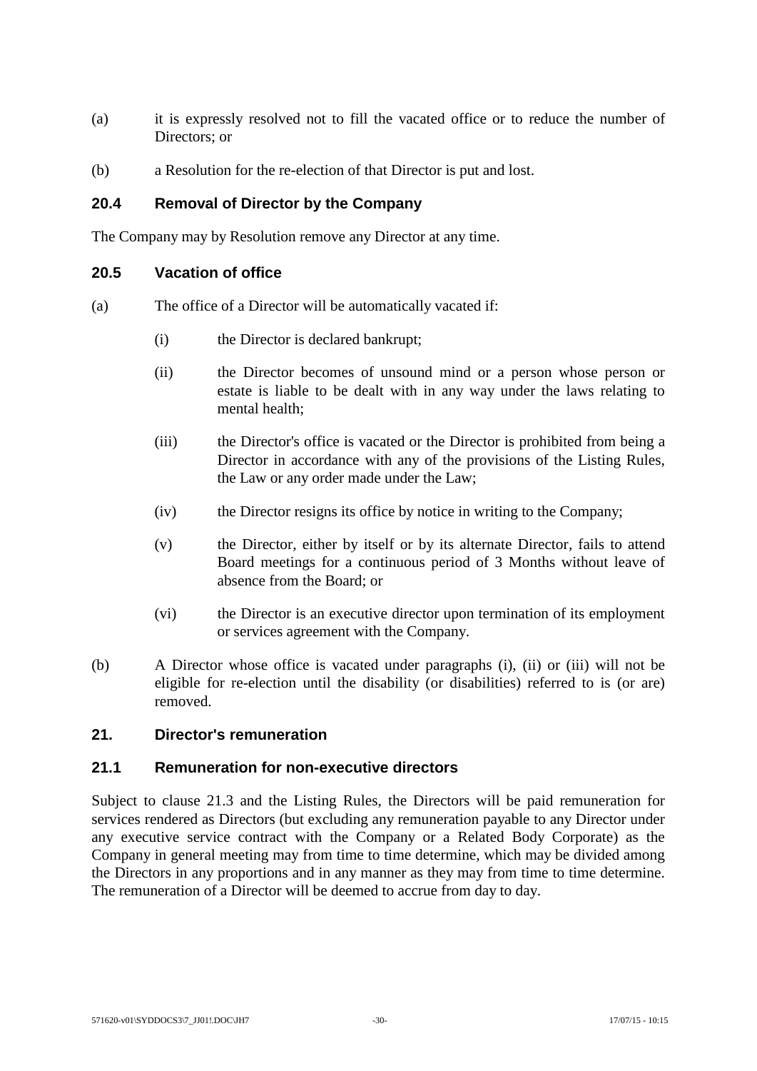(a) it is expressly resolved not to fill the vacated office or to reduce the number of Directors; or

(b) a Resolution for the re-election of that Director is put and lost.

### 20.4 Removal of Director by the Company

The Company may by Resolution remove any Director at any time.

### 20.5 Vacation of office

(a) The office of a Director will be automatically vacated if:

  (i) the Director is declared bankrupt;

  (ii) the Director becomes of unsound mind or a person whose person or estate is liable to be dealt with in any way under the laws relating to mental health;

  (iii) the Director's office is vacated or the Director is prohibited from being a Director in accordance with any of the provisions of the Listing Rules, the Law or any order made under the Law;

  (iv) the Director resigns its office by notice in writing to the Company;

  (v) the Director, either by itself or by its alternate Director, fails to attend Board meetings for a continuous period of 3 Months without leave of absence from the Board; or

  (vi) the Director is an executive director upon termination of its employment or services agreement with the Company.

(b) A Director whose office is vacated under paragraphs (i), (ii) or (iii) will not be eligible for re-election until the disability (or disabilities) referred to is (or are) removed.

## 21. Director's remuneration

### 21.1 Remuneration for non-executive directors

Subject to clause 21.3 and the Listing Rules, the Directors will be paid remuneration for services rendered as Directors (but excluding any remuneration payable to any Director under any executive service contract with the Company or a Related Body Corporate) as the Company in general meeting may from time to time determine, which may be divided among the Directors in any proportions and in any manner as they may from time to time determine. The remuneration of a Director will be deemed to accrue from day to day.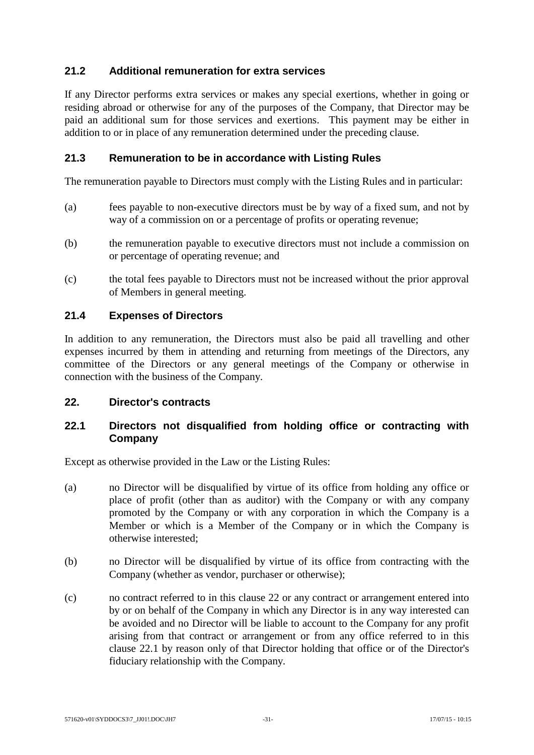### 21.2 Additional remuneration for extra services

If any Director performs extra services or makes any special exertions, whether in going or residing abroad or otherwise for any of the purposes of the Company, that Director may be paid an additional sum for those services and exertions. This payment may be either in addition to or in place of any remuneration determined under the preceding clause.

### 21.3 Remuneration to be in accordance with Listing Rules

The remuneration payable to Directors must comply with the Listing Rules and in particular:

(a) fees payable to non-executive directors must be by way of a fixed sum, and not by way of a commission on or a percentage of profits or operating revenue;

(b) the remuneration payable to executive directors must not include a commission on or percentage of operating revenue; and

(c) the total fees payable to Directors must not be increased without the prior approval of Members in general meeting.

### 21.4 Expenses of Directors

In addition to any remuneration, the Directors must also be paid all travelling and other expenses incurred by them in attending and returning from meetings of the Directors, any committee of the Directors or any general meetings of the Company or otherwise in connection with the business of the Company.

## 22. Director's contracts

### 22.1 Directors not disqualified from holding office or contracting with Company

Except as otherwise provided in the Law or the Listing Rules:

(a) no Director will be disqualified by virtue of its office from holding any office or place of profit (other than as auditor) with the Company or with any company promoted by the Company or with any corporation in which the Company is a Member or which is a Member of the Company or in which the Company is otherwise interested;

(b) no Director will be disqualified by virtue of its office from contracting with the Company (whether as vendor, purchaser or otherwise);

(c) no contract referred to in this clause 22 or any contract or arrangement entered into by or on behalf of the Company in which any Director is in any way interested can be avoided and no Director will be liable to account to the Company for any profit arising from that contract or arrangement or from any office referred to in this clause 22.1 by reason only of that Director holding that office or of the Director's fiduciary relationship with the Company.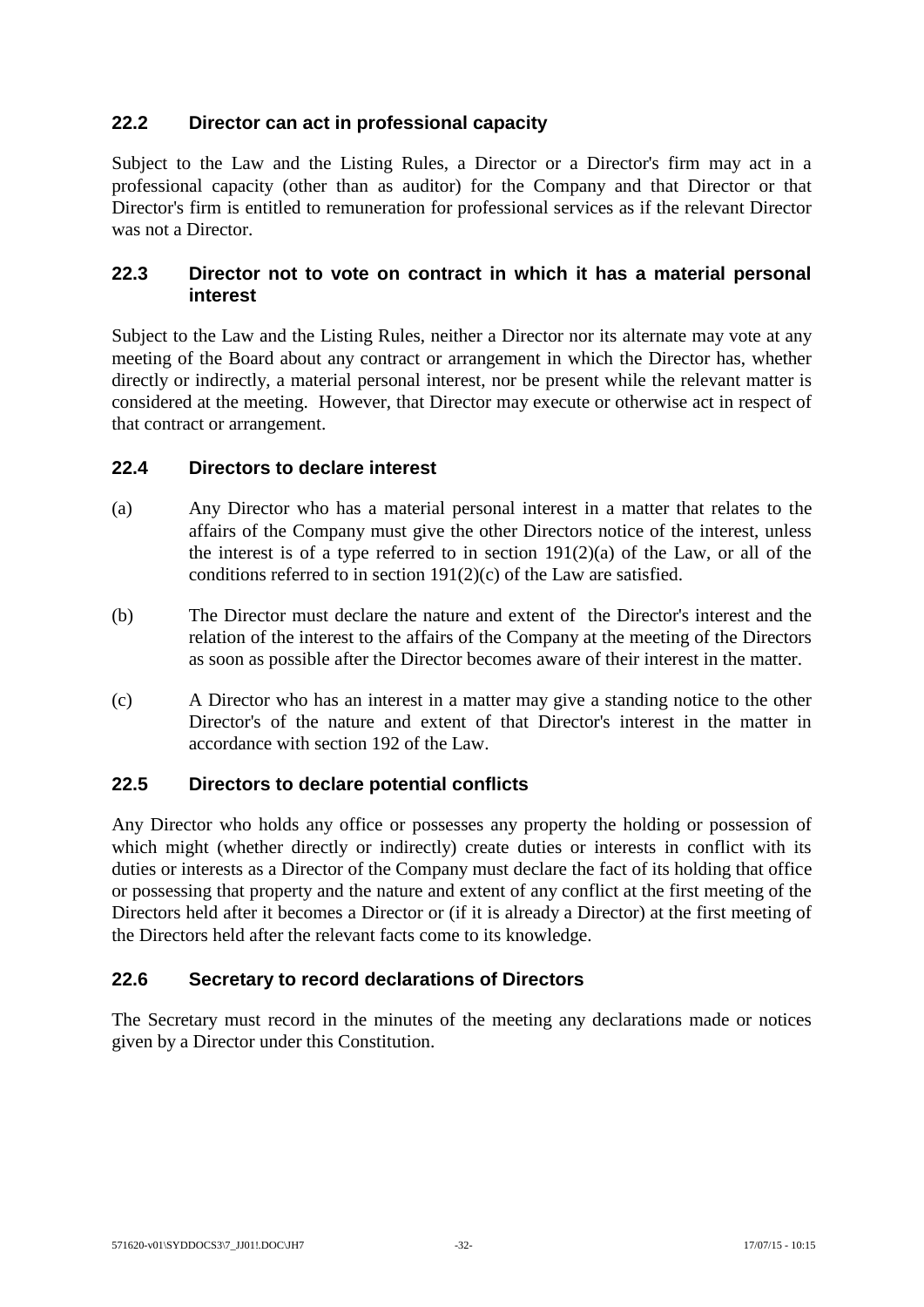### 22.2 Director can act in professional capacity

Subject to the Law and the Listing Rules, a Director or a Director's firm may act in a professional capacity (other than as auditor) for the Company and that Director or that Director's firm is entitled to remuneration for professional services as if the relevant Director was not a Director.

### 22.3 Director not to vote on contract in which it has a material personal interest

Subject to the Law and the Listing Rules, neither a Director nor its alternate may vote at any meeting of the Board about any contract or arrangement in which the Director has, whether directly or indirectly, a material personal interest, nor be present while the relevant matter is considered at the meeting. However, that Director may execute or otherwise act in respect of that contract or arrangement.

### 22.4 Directors to declare interest

(a) Any Director who has a material personal interest in a matter that relates to the affairs of the Company must give the other Directors notice of the interest, unless the interest is of a type referred to in section 191(2)(a) of the Law, or all of the conditions referred to in section 191(2)(c) of the Law are satisfied.

(b) The Director must declare the nature and extent of the Director's interest and the relation of the interest to the affairs of the Company at the meeting of the Directors as soon as possible after the Director becomes aware of their interest in the matter.

(c) A Director who has an interest in a matter may give a standing notice to the other Director's of the nature and extent of that Director's interest in the matter in accordance with section 192 of the Law.

### 22.5 Directors to declare potential conflicts

Any Director who holds any office or possesses any property the holding or possession of which might (whether directly or indirectly) create duties or interests in conflict with its duties or interests as a Director of the Company must declare the fact of its holding that office or possessing that property and the nature and extent of any conflict at the first meeting of the Directors held after it becomes a Director or (if it is already a Director) at the first meeting of the Directors held after the relevant facts come to its knowledge.

### 22.6 Secretary to record declarations of Directors

The Secretary must record in the minutes of the meeting any declarations made or notices given by a Director under this Constitution.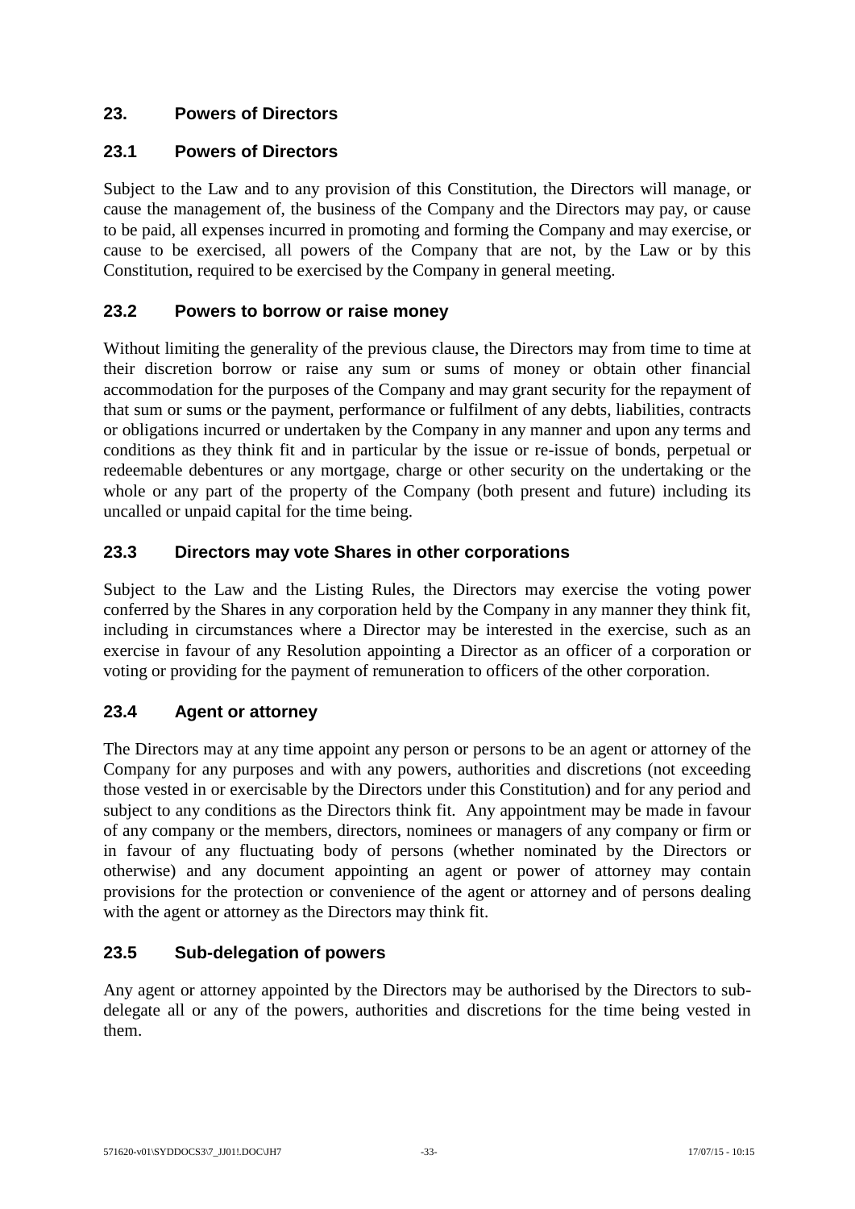## 23. Powers of Directors

### 23.1 Powers of Directors

Subject to the Law and to any provision of this Constitution, the Directors will manage, or cause the management of, the business of the Company and the Directors may pay, or cause to be paid, all expenses incurred in promoting and forming the Company and may exercise, or cause to be exercised, all powers of the Company that are not, by the Law or by this Constitution, required to be exercised by the Company in general meeting.

### 23.2 Powers to borrow or raise money

Without limiting the generality of the previous clause, the Directors may from time to time at their discretion borrow or raise any sum or sums of money or obtain other financial accommodation for the purposes of the Company and may grant security for the repayment of that sum or sums or the payment, performance or fulfilment of any debts, liabilities, contracts or obligations incurred or undertaken by the Company in any manner and upon any terms and conditions as they think fit and in particular by the issue or re-issue of bonds, perpetual or redeemable debentures or any mortgage, charge or other security on the undertaking or the whole or any part of the property of the Company (both present and future) including its uncalled or unpaid capital for the time being.

### 23.3 Directors may vote Shares in other corporations

Subject to the Law and the Listing Rules, the Directors may exercise the voting power conferred by the Shares in any corporation held by the Company in any manner they think fit, including in circumstances where a Director may be interested in the exercise, such as an exercise in favour of any Resolution appointing a Director as an officer of a corporation or voting or providing for the payment of remuneration to officers of the other corporation.

### 23.4 Agent or attorney

The Directors may at any time appoint any person or persons to be an agent or attorney of the Company for any purposes and with any powers, authorities and discretions (not exceeding those vested in or exercisable by the Directors under this Constitution) and for any period and subject to any conditions as the Directors think fit. Any appointment may be made in favour of any company or the members, directors, nominees or managers of any company or firm or in favour of any fluctuating body of persons (whether nominated by the Directors or otherwise) and any document appointing an agent or power of attorney may contain provisions for the protection or convenience of the agent or attorney and of persons dealing with the agent or attorney as the Directors may think fit.

### 23.5 Sub-delegation of powers

Any agent or attorney appointed by the Directors may be authorised by the Directors to sub-delegate all or any of the powers, authorities and discretions for the time being vested in them.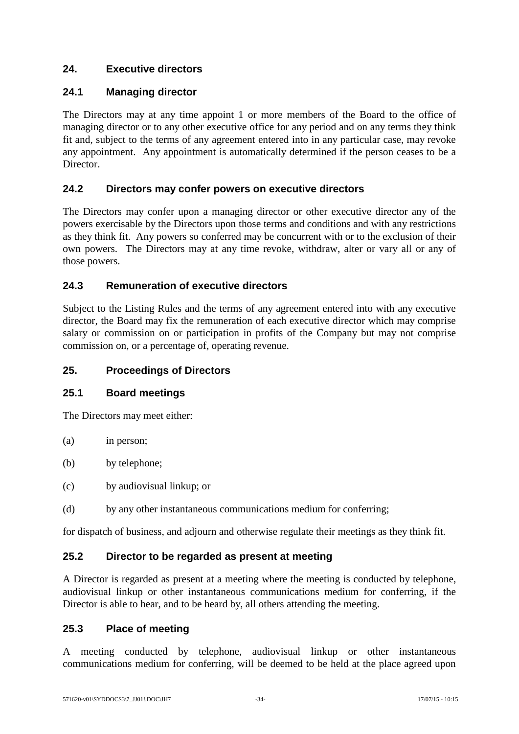## 24. Executive directors

### 24.1 Managing director

The Directors may at any time appoint 1 or more members of the Board to the office of managing director or to any other executive office for any period and on any terms they think fit and, subject to the terms of any agreement entered into in any particular case, may revoke any appointment. Any appointment is automatically determined if the person ceases to be a Director.

### 24.2 Directors may confer powers on executive directors

The Directors may confer upon a managing director or other executive director any of the powers exercisable by the Directors upon those terms and conditions and with any restrictions as they think fit. Any powers so conferred may be concurrent with or to the exclusion of their own powers. The Directors may at any time revoke, withdraw, alter or vary all or any of those powers.

### 24.3 Remuneration of executive directors

Subject to the Listing Rules and the terms of any agreement entered into with any executive director, the Board may fix the remuneration of each executive director which may comprise salary or commission on or participation in profits of the Company but may not comprise commission on, or a percentage of, operating revenue.

## 25. Proceedings of Directors

### 25.1 Board meetings

The Directors may meet either:

(a) in person;

(b) by telephone;

(c) by audiovisual linkup; or

(d) by any other instantaneous communications medium for conferring;

for dispatch of business, and adjourn and otherwise regulate their meetings as they think fit.

### 25.2 Director to be regarded as present at meeting

A Director is regarded as present at a meeting where the meeting is conducted by telephone, audiovisual linkup or other instantaneous communications medium for conferring, if the Director is able to hear, and to be heard by, all others attending the meeting.

### 25.3 Place of meeting

A meeting conducted by telephone, audiovisual linkup or other instantaneous communications medium for conferring, will be deemed to be held at the place agreed upon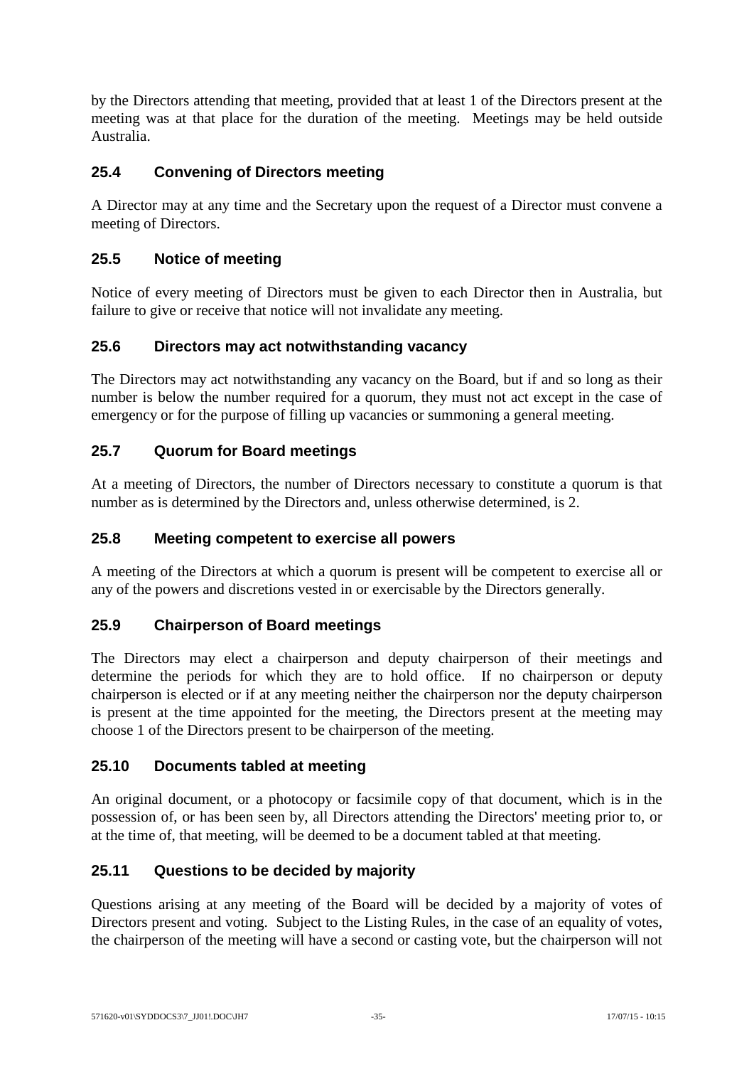by the Directors attending that meeting, provided that at least 1 of the Directors present at the meeting was at that place for the duration of the meeting. Meetings may be held outside Australia.

### 25.4 Convening of Directors meeting

A Director may at any time and the Secretary upon the request of a Director must convene a meeting of Directors.

### 25.5 Notice of meeting

Notice of every meeting of Directors must be given to each Director then in Australia, but failure to give or receive that notice will not invalidate any meeting.

### 25.6 Directors may act notwithstanding vacancy

The Directors may act notwithstanding any vacancy on the Board, but if and so long as their number is below the number required for a quorum, they must not act except in the case of emergency or for the purpose of filling up vacancies or summoning a general meeting.

### 25.7 Quorum for Board meetings

At a meeting of Directors, the number of Directors necessary to constitute a quorum is that number as is determined by the Directors and, unless otherwise determined, is 2.

### 25.8 Meeting competent to exercise all powers

A meeting of the Directors at which a quorum is present will be competent to exercise all or any of the powers and discretions vested in or exercisable by the Directors generally.

### 25.9 Chairperson of Board meetings

The Directors may elect a chairperson and deputy chairperson of their meetings and determine the periods for which they are to hold office. If no chairperson or deputy chairperson is elected or if at any meeting neither the chairperson nor the deputy chairperson is present at the time appointed for the meeting, the Directors present at the meeting may choose 1 of the Directors present to be chairperson of the meeting.

### 25.10 Documents tabled at meeting

An original document, or a photocopy or facsimile copy of that document, which is in the possession of, or has been seen by, all Directors attending the Directors' meeting prior to, or at the time of, that meeting, will be deemed to be a document tabled at that meeting.

### 25.11 Questions to be decided by majority

Questions arising at any meeting of the Board will be decided by a majority of votes of Directors present and voting. Subject to the Listing Rules, in the case of an equality of votes, the chairperson of the meeting will have a second or casting vote, but the chairperson will not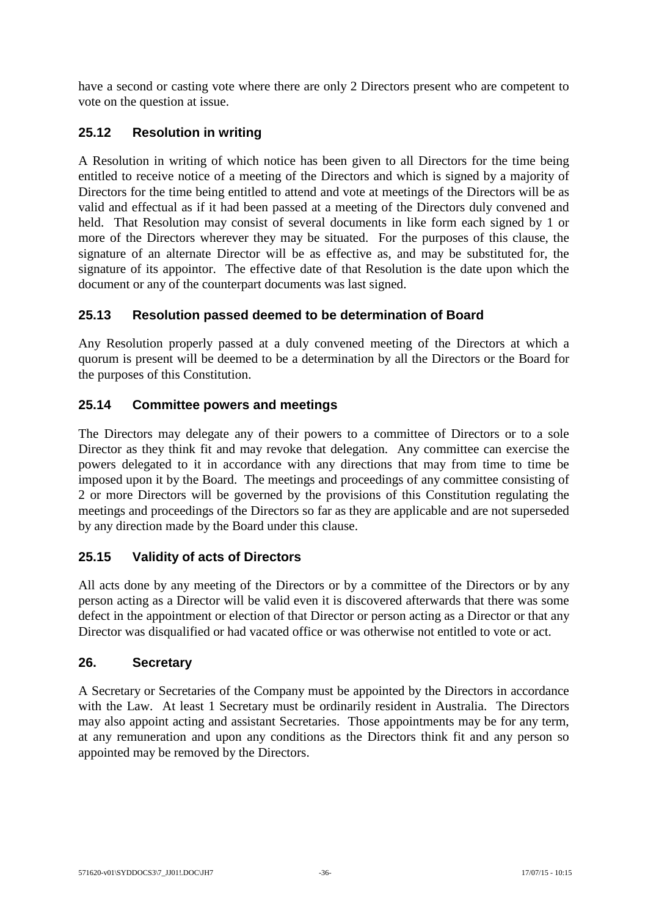have a second or casting vote where there are only 2 Directors present who are competent to vote on the question at issue.

### 25.12 Resolution in writing

A Resolution in writing of which notice has been given to all Directors for the time being entitled to receive notice of a meeting of the Directors and which is signed by a majority of Directors for the time being entitled to attend and vote at meetings of the Directors will be as valid and effectual as if it had been passed at a meeting of the Directors duly convened and held. That Resolution may consist of several documents in like form each signed by 1 or more of the Directors wherever they may be situated. For the purposes of this clause, the signature of an alternate Director will be as effective as, and may be substituted for, the signature of its appointor. The effective date of that Resolution is the date upon which the document or any of the counterpart documents was last signed.

### 25.13 Resolution passed deemed to be determination of Board

Any Resolution properly passed at a duly convened meeting of the Directors at which a quorum is present will be deemed to be a determination by all the Directors or the Board for the purposes of this Constitution.

### 25.14 Committee powers and meetings

The Directors may delegate any of their powers to a committee of Directors or to a sole Director as they think fit and may revoke that delegation. Any committee can exercise the powers delegated to it in accordance with any directions that may from time to time be imposed upon it by the Board. The meetings and proceedings of any committee consisting of 2 or more Directors will be governed by the provisions of this Constitution regulating the meetings and proceedings of the Directors so far as they are applicable and are not superseded by any direction made by the Board under this clause.

### 25.15 Validity of acts of Directors

All acts done by any meeting of the Directors or by a committee of the Directors or by any person acting as a Director will be valid even it is discovered afterwards that there was some defect in the appointment or election of that Director or person acting as a Director or that any Director was disqualified or had vacated office or was otherwise not entitled to vote or act.

## 26. Secretary

A Secretary or Secretaries of the Company must be appointed by the Directors in accordance with the Law. At least 1 Secretary must be ordinarily resident in Australia. The Directors may also appoint acting and assistant Secretaries. Those appointments may be for any term, at any remuneration and upon any conditions as the Directors think fit and any person so appointed may be removed by the Directors.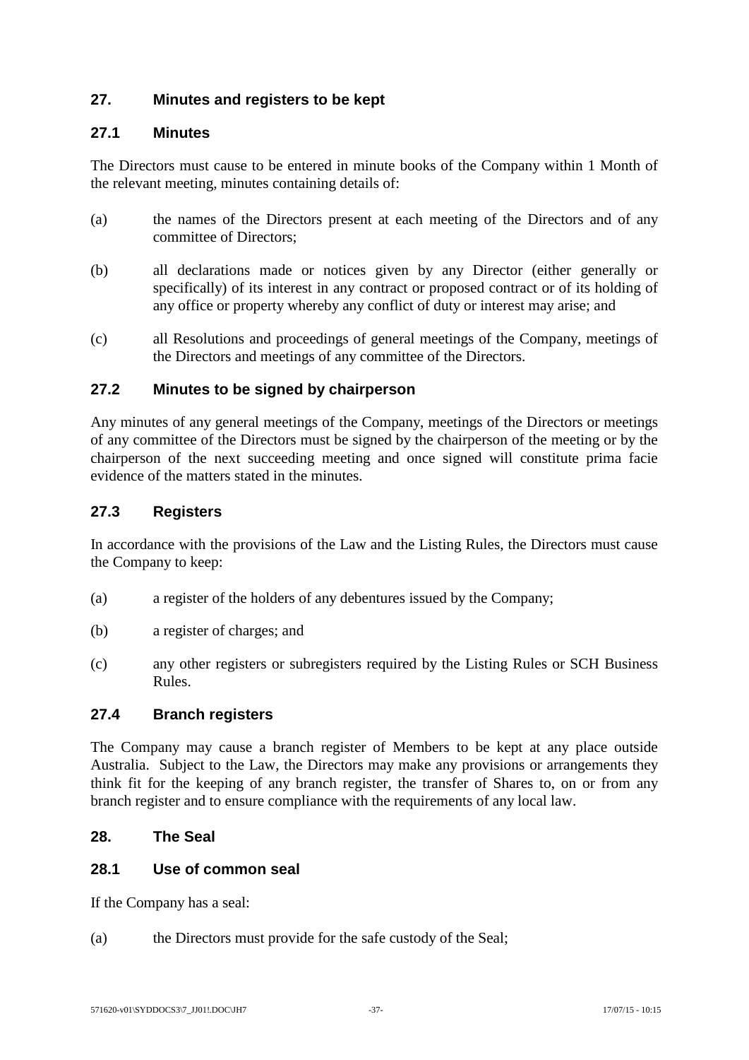## 27. Minutes and registers to be kept

### 27.1 Minutes

The Directors must cause to be entered in minute books of the Company within 1 Month of the relevant meeting, minutes containing details of:

(a) the names of the Directors present at each meeting of the Directors and of any committee of Directors;

(b) all declarations made or notices given by any Director (either generally or specifically) of its interest in any contract or proposed contract or of its holding of any office or property whereby any conflict of duty or interest may arise; and

(c) all Resolutions and proceedings of general meetings of the Company, meetings of the Directors and meetings of any committee of the Directors.

### 27.2 Minutes to be signed by chairperson

Any minutes of any general meetings of the Company, meetings of the Directors or meetings of any committee of the Directors must be signed by the chairperson of the meeting or by the chairperson of the next succeeding meeting and once signed will constitute prima facie evidence of the matters stated in the minutes.

### 27.3 Registers

In accordance with the provisions of the Law and the Listing Rules, the Directors must cause the Company to keep:

(a) a register of the holders of any debentures issued by the Company;

(b) a register of charges; and

(c) any other registers or subregisters required by the Listing Rules or SCH Business Rules.

### 27.4 Branch registers

The Company may cause a branch register of Members to be kept at any place outside Australia. Subject to the Law, the Directors may make any provisions or arrangements they think fit for the keeping of any branch register, the transfer of Shares to, on or from any branch register and to ensure compliance with the requirements of any local law.

## 28. The Seal

### 28.1 Use of common seal

If the Company has a seal:

(a) the Directors must provide for the safe custody of the Seal;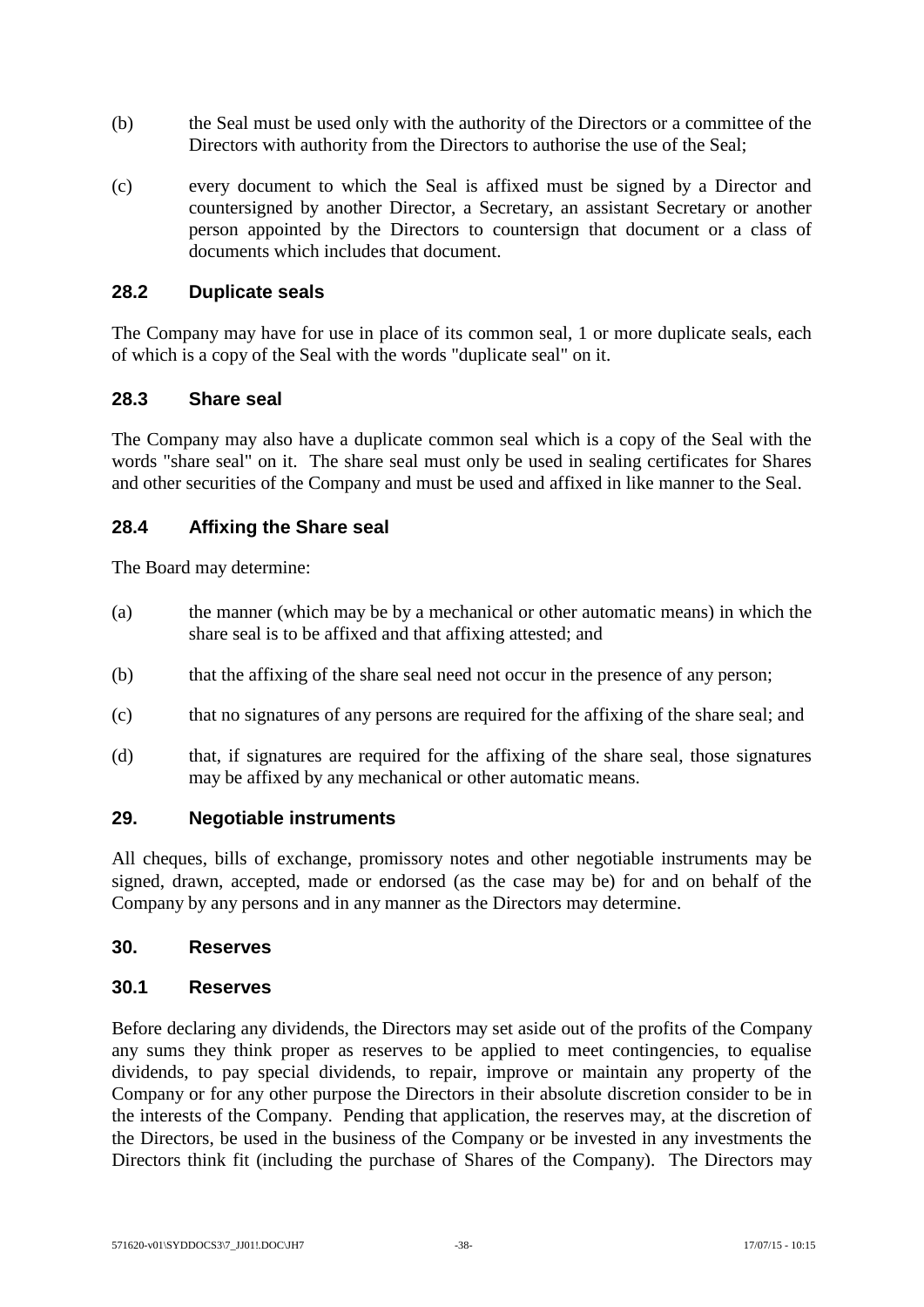(b) the Seal must be used only with the authority of the Directors or a committee of the Directors with authority from the Directors to authorise the use of the Seal;

(c) every document to which the Seal is affixed must be signed by a Director and countersigned by another Director, a Secretary, an assistant Secretary or another person appointed by the Directors to countersign that document or a class of documents which includes that document.

### 28.2 Duplicate seals

The Company may have for use in place of its common seal, 1 or more duplicate seals, each of which is a copy of the Seal with the words "duplicate seal" on it.

### 28.3 Share seal

The Company may also have a duplicate common seal which is a copy of the Seal with the words "share seal" on it. The share seal must only be used in sealing certificates for Shares and other securities of the Company and must be used and affixed in like manner to the Seal.

### 28.4 Affixing the Share seal

The Board may determine:

(a) the manner (which may be by a mechanical or other automatic means) in which the share seal is to be affixed and that affixing attested; and

(b) that the affixing of the share seal need not occur in the presence of any person;

(c) that no signatures of any persons are required for the affixing of the share seal; and

(d) that, if signatures are required for the affixing of the share seal, those signatures may be affixed by any mechanical or other automatic means.

## 29. Negotiable instruments

All cheques, bills of exchange, promissory notes and other negotiable instruments may be signed, drawn, accepted, made or endorsed (as the case may be) for and on behalf of the Company by any persons and in any manner as the Directors may determine.

## 30. Reserves

### 30.1 Reserves

Before declaring any dividends, the Directors may set aside out of the profits of the Company any sums they think proper as reserves to be applied to meet contingencies, to equalise dividends, to pay special dividends, to repair, improve or maintain any property of the Company or for any other purpose the Directors in their absolute discretion consider to be in the interests of the Company. Pending that application, the reserves may, at the discretion of the Directors, be used in the business of the Company or be invested in any investments the Directors think fit (including the purchase of Shares of the Company). The Directors may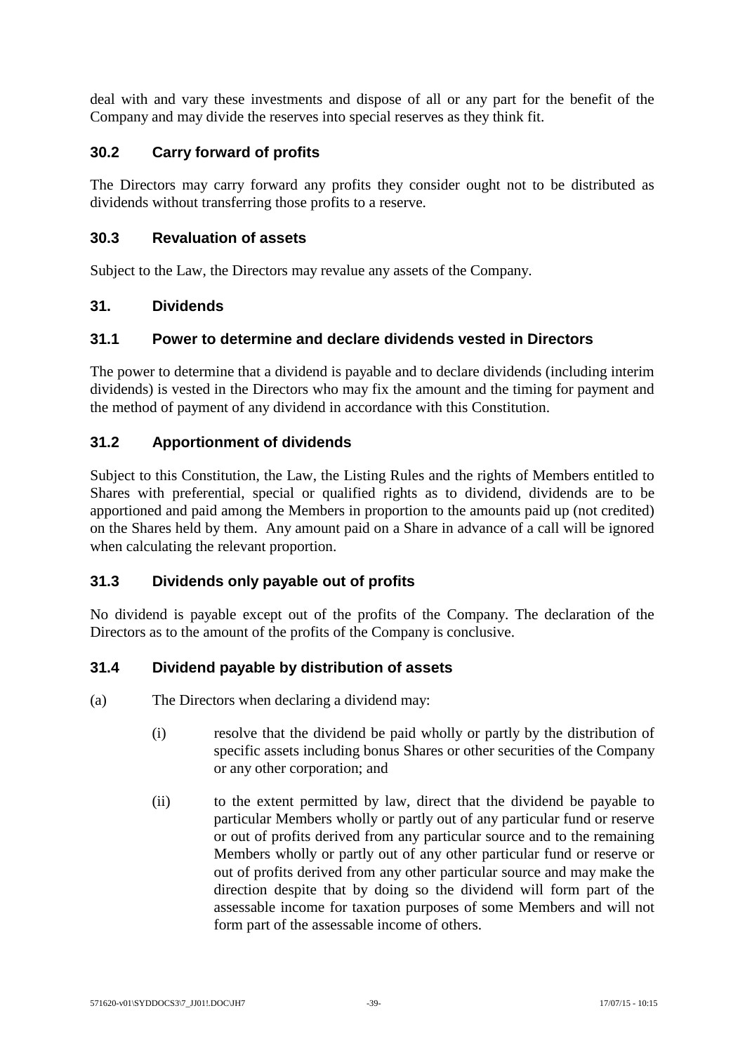deal with and vary these investments and dispose of all or any part for the benefit of the Company and may divide the reserves into special reserves as they think fit.

### 30.2 Carry forward of profits

The Directors may carry forward any profits they consider ought not to be distributed as dividends without transferring those profits to a reserve.

### 30.3 Revaluation of assets

Subject to the Law, the Directors may revalue any assets of the Company.

## 31. Dividends

### 31.1 Power to determine and declare dividends vested in Directors

The power to determine that a dividend is payable and to declare dividends (including interim dividends) is vested in the Directors who may fix the amount and the timing for payment and the method of payment of any dividend in accordance with this Constitution.

### 31.2 Apportionment of dividends

Subject to this Constitution, the Law, the Listing Rules and the rights of Members entitled to Shares with preferential, special or qualified rights as to dividend, dividends are to be apportioned and paid among the Members in proportion to the amounts paid up (not credited) on the Shares held by them. Any amount paid on a Share in advance of a call will be ignored when calculating the relevant proportion.

### 31.3 Dividends only payable out of profits

No dividend is payable except out of the profits of the Company. The declaration of the Directors as to the amount of the profits of the Company is conclusive.

### 31.4 Dividend payable by distribution of assets

(a) The Directors when declaring a dividend may:

   (i) resolve that the dividend be paid wholly or partly by the distribution of specific assets including bonus Shares or other securities of the Company or any other corporation; and

   (ii) to the extent permitted by law, direct that the dividend be payable to particular Members wholly or partly out of any particular fund or reserve or out of profits derived from any particular source and to the remaining Members wholly or partly out of any other particular fund or reserve or out of profits derived from any other particular source and may make the direction despite that by doing so the dividend will form part of the assessable income for taxation purposes of some Members and will not form part of the assessable income of others.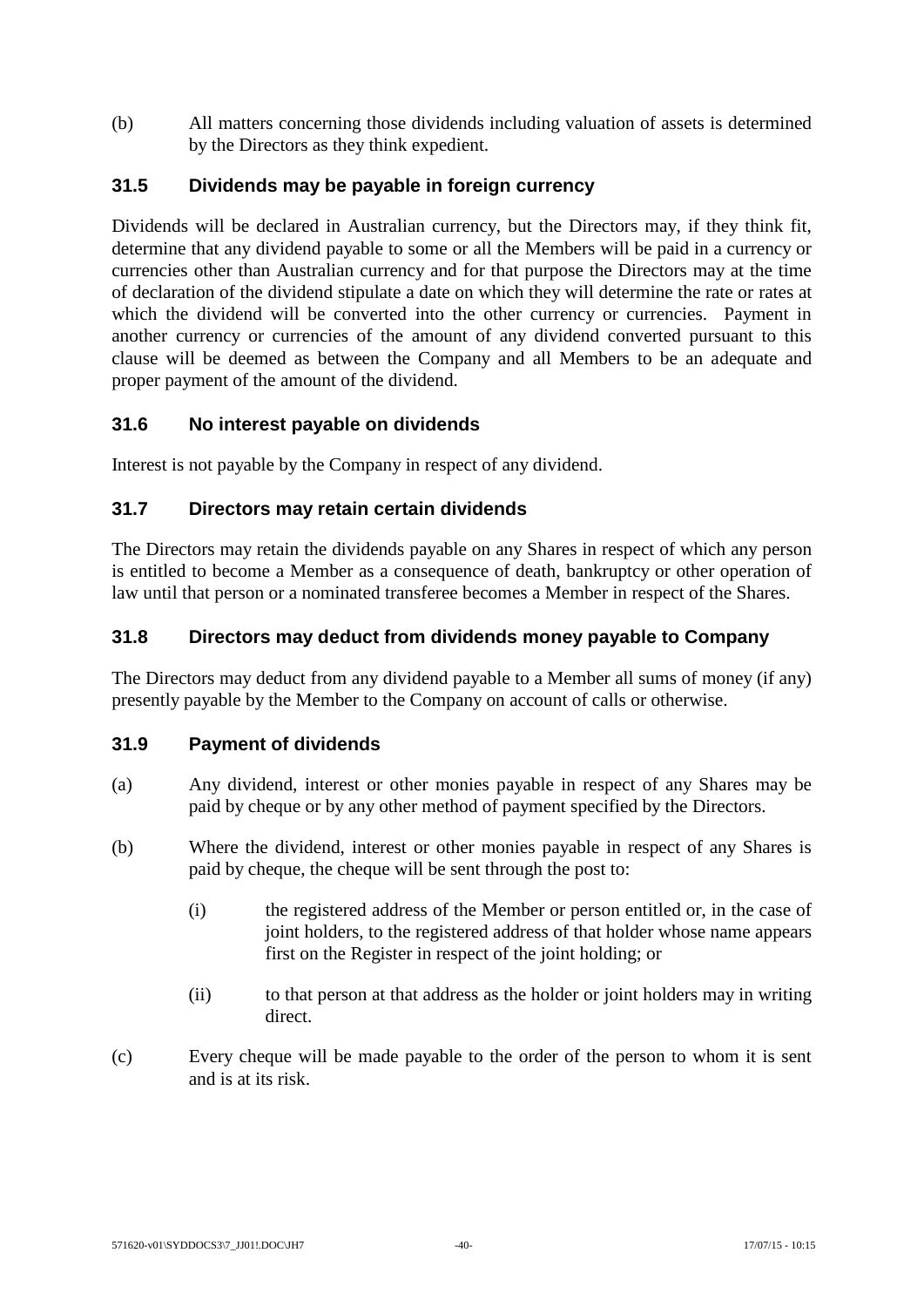(b) All matters concerning those dividends including valuation of assets is determined by the Directors as they think expedient.

### 31.5 Dividends may be payable in foreign currency

Dividends will be declared in Australian currency, but the Directors may, if they think fit, determine that any dividend payable to some or all the Members will be paid in a currency or currencies other than Australian currency and for that purpose the Directors may at the time of declaration of the dividend stipulate a date on which they will determine the rate or rates at which the dividend will be converted into the other currency or currencies. Payment in another currency or currencies of the amount of any dividend converted pursuant to this clause will be deemed as between the Company and all Members to be an adequate and proper payment of the amount of the dividend.

### 31.6 No interest payable on dividends

Interest is not payable by the Company in respect of any dividend.

### 31.7 Directors may retain certain dividends

The Directors may retain the dividends payable on any Shares in respect of which any person is entitled to become a Member as a consequence of death, bankruptcy or other operation of law until that person or a nominated transferee becomes a Member in respect of the Shares.

### 31.8 Directors may deduct from dividends money payable to Company

The Directors may deduct from any dividend payable to a Member all sums of money (if any) presently payable by the Member to the Company on account of calls or otherwise.

### 31.9 Payment of dividends

(a) Any dividend, interest or other monies payable in respect of any Shares may be paid by cheque or by any other method of payment specified by the Directors.

(b) Where the dividend, interest or other monies payable in respect of any Shares is paid by cheque, the cheque will be sent through the post to:

  (i) the registered address of the Member or person entitled or, in the case of joint holders, to the registered address of that holder whose name appears first on the Register in respect of the joint holding; or

  (ii) to that person at that address as the holder or joint holders may in writing direct.

(c) Every cheque will be made payable to the order of the person to whom it is sent and is at its risk.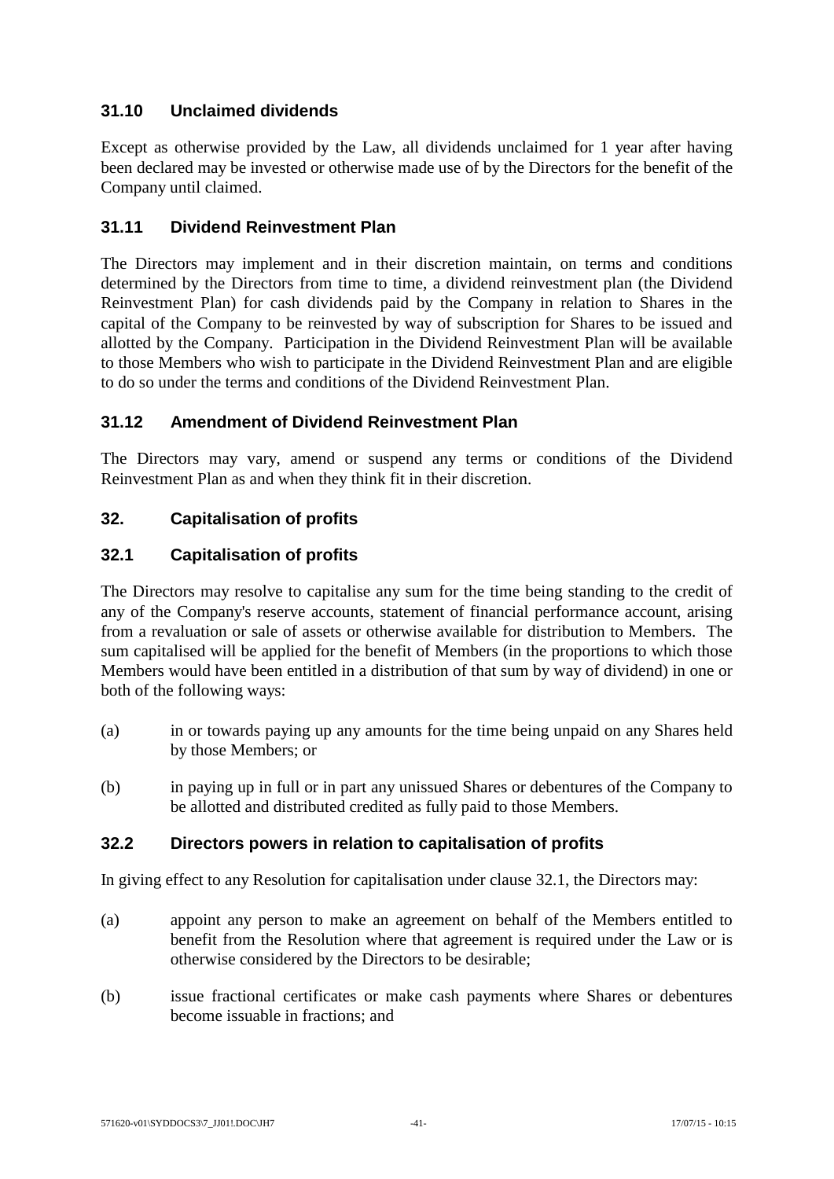### 31.10 Unclaimed dividends

Except as otherwise provided by the Law, all dividends unclaimed for 1 year after having been declared may be invested or otherwise made use of by the Directors for the benefit of the Company until claimed.

### 31.11 Dividend Reinvestment Plan

The Directors may implement and in their discretion maintain, on terms and conditions determined by the Directors from time to time, a dividend reinvestment plan (the Dividend Reinvestment Plan) for cash dividends paid by the Company in relation to Shares in the capital of the Company to be reinvested by way of subscription for Shares to be issued and allotted by the Company. Participation in the Dividend Reinvestment Plan will be available to those Members who wish to participate in the Dividend Reinvestment Plan and are eligible to do so under the terms and conditions of the Dividend Reinvestment Plan.

### 31.12 Amendment of Dividend Reinvestment Plan

The Directors may vary, amend or suspend any terms or conditions of the Dividend Reinvestment Plan as and when they think fit in their discretion.

## 32. Capitalisation of profits

### 32.1 Capitalisation of profits

The Directors may resolve to capitalise any sum for the time being standing to the credit of any of the Company's reserve accounts, statement of financial performance account, arising from a revaluation or sale of assets or otherwise available for distribution to Members. The sum capitalised will be applied for the benefit of Members (in the proportions to which those Members would have been entitled in a distribution of that sum by way of dividend) in one or both of the following ways:

(a) in or towards paying up any amounts for the time being unpaid on any Shares held by those Members; or

(b) in paying up in full or in part any unissued Shares or debentures of the Company to be allotted and distributed credited as fully paid to those Members.

### 32.2 Directors powers in relation to capitalisation of profits

In giving effect to any Resolution for capitalisation under clause 32.1, the Directors may:

(a) appoint any person to make an agreement on behalf of the Members entitled to benefit from the Resolution where that agreement is required under the Law or is otherwise considered by the Directors to be desirable;

(b) issue fractional certificates or make cash payments where Shares or debentures become issuable in fractions; and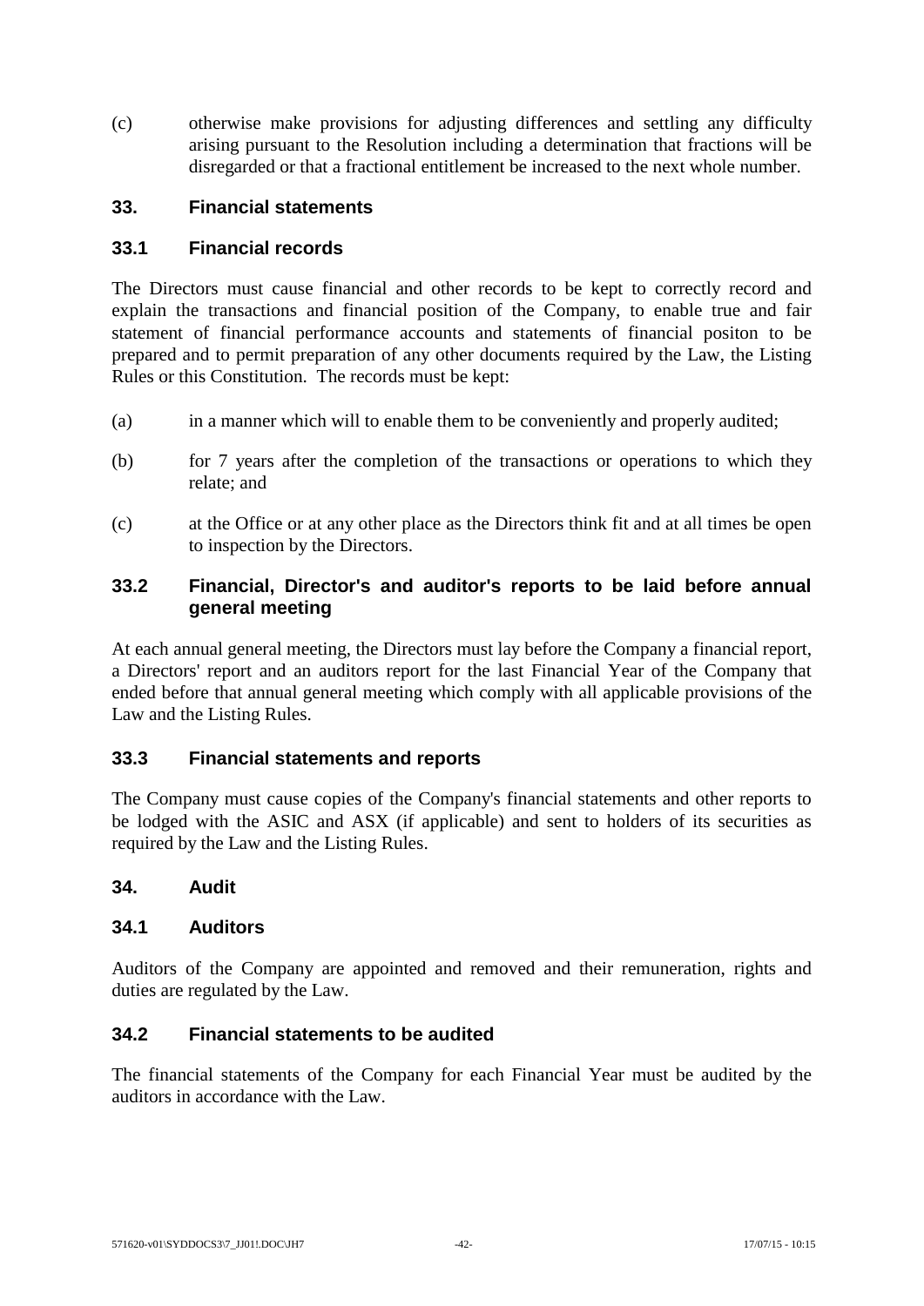(c) otherwise make provisions for adjusting differences and settling any difficulty arising pursuant to the Resolution including a determination that fractions will be disregarded or that a fractional entitlement be increased to the next whole number.

## 33. Financial statements

### 33.1 Financial records

The Directors must cause financial and other records to be kept to correctly record and explain the transactions and financial position of the Company, to enable true and fair statement of financial performance accounts and statements of financial positon to be prepared and to permit preparation of any other documents required by the Law, the Listing Rules or this Constitution. The records must be kept:

(a) in a manner which will to enable them to be conveniently and properly audited;

(b) for 7 years after the completion of the transactions or operations to which they relate; and

(c) at the Office or at any other place as the Directors think fit and at all times be open to inspection by the Directors.

### 33.2 Financial, Director's and auditor's reports to be laid before annual general meeting

At each annual general meeting, the Directors must lay before the Company a financial report, a Directors' report and an auditors report for the last Financial Year of the Company that ended before that annual general meeting which comply with all applicable provisions of the Law and the Listing Rules.

### 33.3 Financial statements and reports

The Company must cause copies of the Company's financial statements and other reports to be lodged with the ASIC and ASX (if applicable) and sent to holders of its securities as required by the Law and the Listing Rules.

## 34. Audit

### 34.1 Auditors

Auditors of the Company are appointed and removed and their remuneration, rights and duties are regulated by the Law.

### 34.2 Financial statements to be audited

The financial statements of the Company for each Financial Year must be audited by the auditors in accordance with the Law.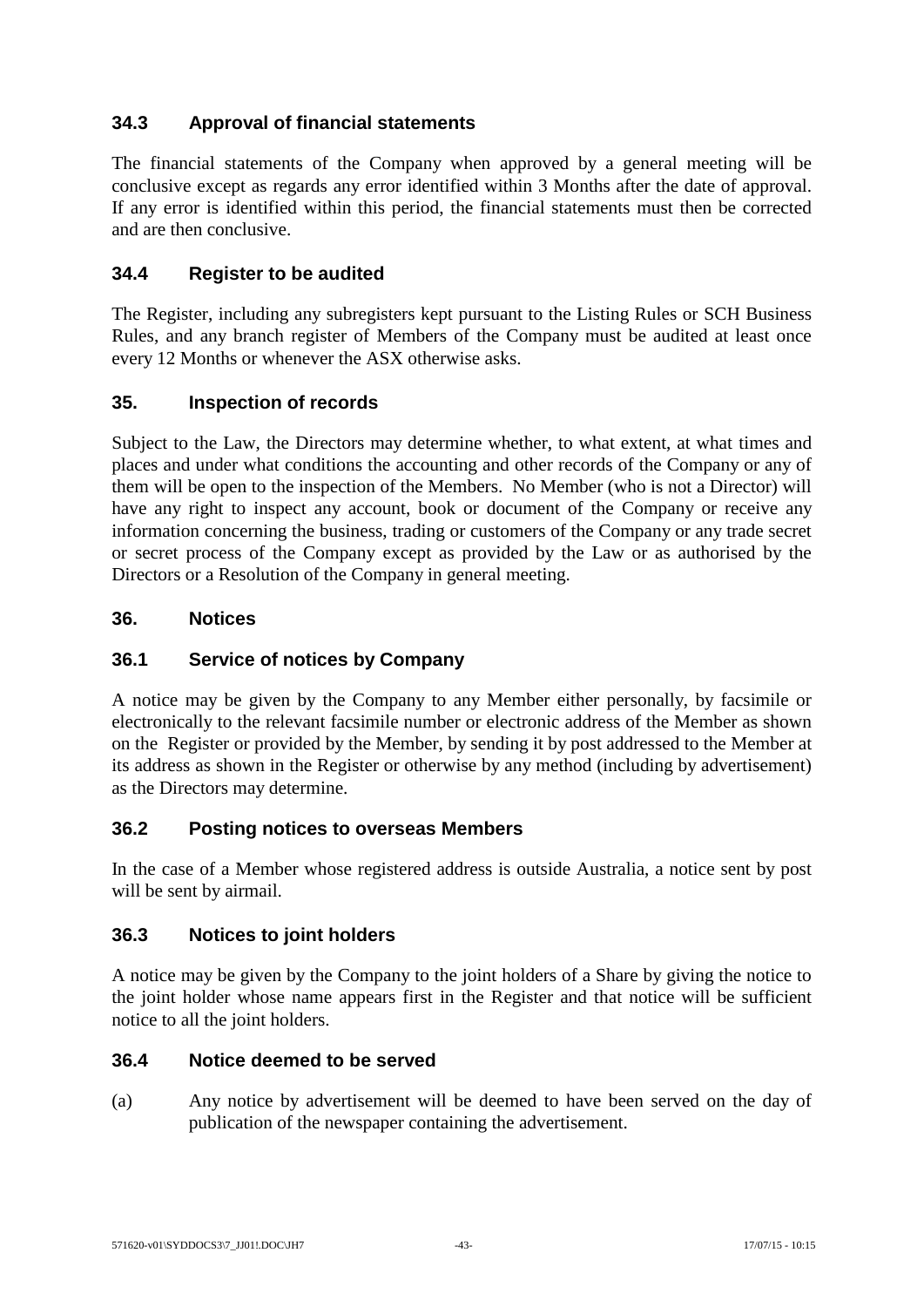### 34.3 Approval of financial statements

The financial statements of the Company when approved by a general meeting will be conclusive except as regards any error identified within 3 Months after the date of approval. If any error is identified within this period, the financial statements must then be corrected and are then conclusive.

### 34.4 Register to be audited

The Register, including any subregisters kept pursuant to the Listing Rules or SCH Business Rules, and any branch register of Members of the Company must be audited at least once every 12 Months or whenever the ASX otherwise asks.

## 35. Inspection of records

Subject to the Law, the Directors may determine whether, to what extent, at what times and places and under what conditions the accounting and other records of the Company or any of them will be open to the inspection of the Members. No Member (who is not a Director) will have any right to inspect any account, book or document of the Company or receive any information concerning the business, trading or customers of the Company or any trade secret or secret process of the Company except as provided by the Law or as authorised by the Directors or a Resolution of the Company in general meeting.

## 36. Notices

### 36.1 Service of notices by Company

A notice may be given by the Company to any Member either personally, by facsimile or electronically to the relevant facsimile number or electronic address of the Member as shown on the Register or provided by the Member, by sending it by post addressed to the Member at its address as shown in the Register or otherwise by any method (including by advertisement) as the Directors may determine.

### 36.2 Posting notices to overseas Members

In the case of a Member whose registered address is outside Australia, a notice sent by post will be sent by airmail.

### 36.3 Notices to joint holders

A notice may be given by the Company to the joint holders of a Share by giving the notice to the joint holder whose name appears first in the Register and that notice will be sufficient notice to all the joint holders.

### 36.4 Notice deemed to be served

(a) Any notice by advertisement will be deemed to have been served on the day of publication of the newspaper containing the advertisement.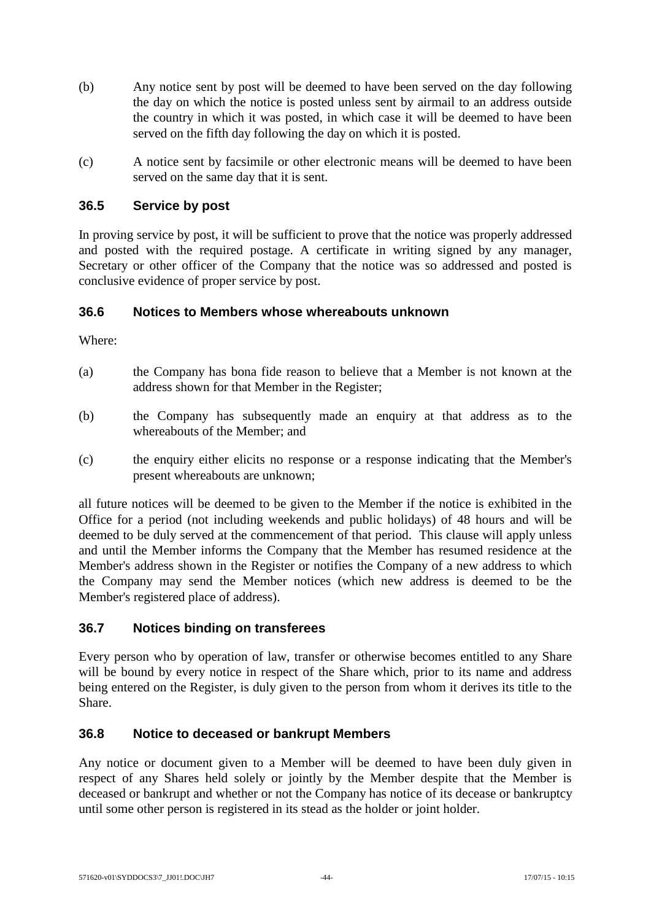(b) Any notice sent by post will be deemed to have been served on the day following the day on which the notice is posted unless sent by airmail to an address outside the country in which it was posted, in which case it will be deemed to have been served on the fifth day following the day on which it is posted.

(c) A notice sent by facsimile or other electronic means will be deemed to have been served on the same day that it is sent.

### 36.5 Service by post

In proving service by post, it will be sufficient to prove that the notice was properly addressed and posted with the required postage. A certificate in writing signed by any manager, Secretary or other officer of the Company that the notice was so addressed and posted is conclusive evidence of proper service by post.

### 36.6 Notices to Members whose whereabouts unknown

Where:

(a) the Company has bona fide reason to believe that a Member is not known at the address shown for that Member in the Register;

(b) the Company has subsequently made an enquiry at that address as to the whereabouts of the Member; and

(c) the enquiry either elicits no response or a response indicating that the Member's present whereabouts are unknown;

all future notices will be deemed to be given to the Member if the notice is exhibited in the Office for a period (not including weekends and public holidays) of 48 hours and will be deemed to be duly served at the commencement of that period. This clause will apply unless and until the Member informs the Company that the Member has resumed residence at the Member's address shown in the Register or notifies the Company of a new address to which the Company may send the Member notices (which new address is deemed to be the Member's registered place of address).

### 36.7 Notices binding on transferees

Every person who by operation of law, transfer or otherwise becomes entitled to any Share will be bound by every notice in respect of the Share which, prior to its name and address being entered on the Register, is duly given to the person from whom it derives its title to the Share.

### 36.8 Notice to deceased or bankrupt Members

Any notice or document given to a Member will be deemed to have been duly given in respect of any Shares held solely or jointly by the Member despite that the Member is deceased or bankrupt and whether or not the Company has notice of its decease or bankruptcy until some other person is registered in its stead as the holder or joint holder.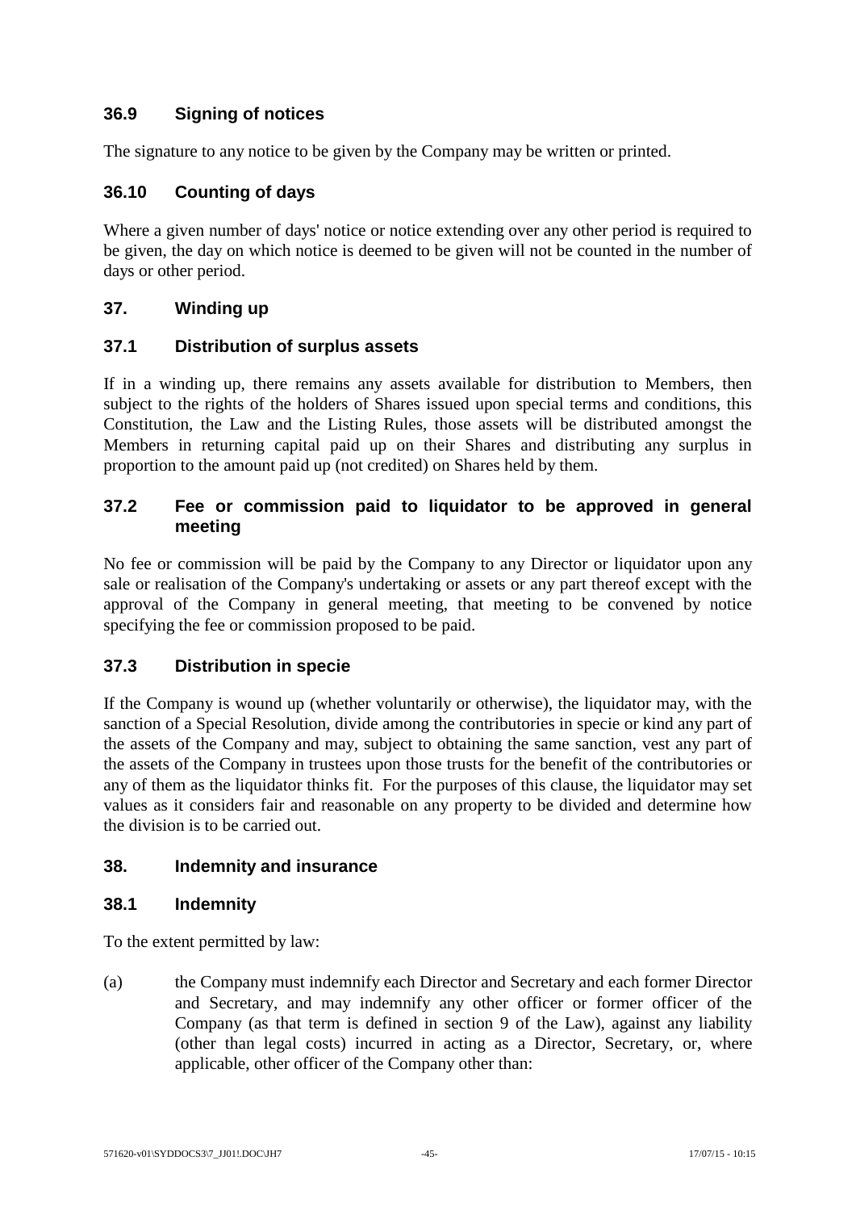### 36.9 Signing of notices

The signature to any notice to be given by the Company may be written or printed.

### 36.10 Counting of days

Where a given number of days' notice or notice extending over any other period is required to be given, the day on which notice is deemed to be given will not be counted in the number of days or other period.

## 37. Winding up

### 37.1 Distribution of surplus assets

If in a winding up, there remains any assets available for distribution to Members, then subject to the rights of the holders of Shares issued upon special terms and conditions, this Constitution, the Law and the Listing Rules, those assets will be distributed amongst the Members in returning capital paid up on their Shares and distributing any surplus in proportion to the amount paid up (not credited) on Shares held by them.

### 37.2 Fee or commission paid to liquidator to be approved in general meeting

No fee or commission will be paid by the Company to any Director or liquidator upon any sale or realisation of the Company's undertaking or assets or any part thereof except with the approval of the Company in general meeting, that meeting to be convened by notice specifying the fee or commission proposed to be paid.

### 37.3 Distribution in specie

If the Company is wound up (whether voluntarily or otherwise), the liquidator may, with the sanction of a Special Resolution, divide among the contributories in specie or kind any part of the assets of the Company and may, subject to obtaining the same sanction, vest any part of the assets of the Company in trustees upon those trusts for the benefit of the contributories or any of them as the liquidator thinks fit. For the purposes of this clause, the liquidator may set values as it considers fair and reasonable on any property to be divided and determine how the division is to be carried out.

## 38. Indemnity and insurance

### 38.1 Indemnity

To the extent permitted by law:

(a) the Company must indemnify each Director and Secretary and each former Director and Secretary, and may indemnify any other officer or former officer of the Company (as that term is defined in section 9 of the Law), against any liability (other than legal costs) incurred in acting as a Director, Secretary, or, where applicable, other officer of the Company other than: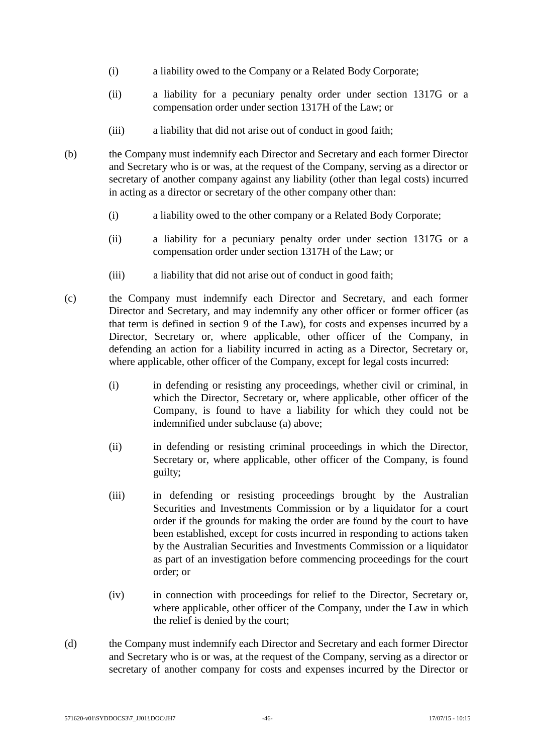(i) a liability owed to the Company or a Related Body Corporate;

(ii) a liability for a pecuniary penalty order under section 1317G or a compensation order under section 1317H of the Law; or

(iii) a liability that did not arise out of conduct in good faith;

(b) the Company must indemnify each Director and Secretary and each former Director and Secretary who is or was, at the request of the Company, serving as a director or secretary of another company against any liability (other than legal costs) incurred in acting as a director or secretary of the other company other than:

(i) a liability owed to the other company or a Related Body Corporate;

(ii) a liability for a pecuniary penalty order under section 1317G or a compensation order under section 1317H of the Law; or

(iii) a liability that did not arise out of conduct in good faith;

(c) the Company must indemnify each Director and Secretary, and each former Director and Secretary, and may indemnify any other officer or former officer (as that term is defined in section 9 of the Law), for costs and expenses incurred by a Director, Secretary or, where applicable, other officer of the Company, in defending an action for a liability incurred in acting as a Director, Secretary or, where applicable, other officer of the Company, except for legal costs incurred:

(i) in defending or resisting any proceedings, whether civil or criminal, in which the Director, Secretary or, where applicable, other officer of the Company, is found to have a liability for which they could not be indemnified under subclause (a) above;

(ii) in defending or resisting criminal proceedings in which the Director, Secretary or, where applicable, other officer of the Company, is found guilty;

(iii) in defending or resisting proceedings brought by the Australian Securities and Investments Commission or by a liquidator for a court order if the grounds for making the order are found by the court to have been established, except for costs incurred in responding to actions taken by the Australian Securities and Investments Commission or a liquidator as part of an investigation before commencing proceedings for the court order; or

(iv) in connection with proceedings for relief to the Director, Secretary or, where applicable, other officer of the Company, under the Law in which the relief is denied by the court;

(d) the Company must indemnify each Director and Secretary and each former Director and Secretary who is or was, at the request of the Company, serving as a director or secretary of another company for costs and expenses incurred by the Director or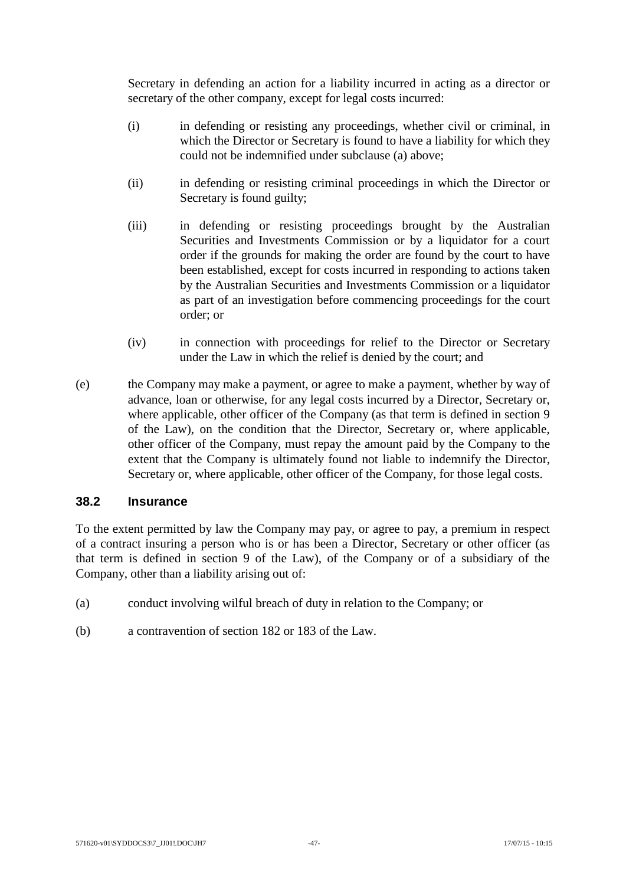Secretary in defending an action for a liability incurred in acting as a director or secretary of the other company, except for legal costs incurred:

(i) in defending or resisting any proceedings, whether civil or criminal, in which the Director or Secretary is found to have a liability for which they could not be indemnified under subclause (a) above;

(ii) in defending or resisting criminal proceedings in which the Director or Secretary is found guilty;

(iii) in defending or resisting proceedings brought by the Australian Securities and Investments Commission or by a liquidator for a court order if the grounds for making the order are found by the court to have been established, except for costs incurred in responding to actions taken by the Australian Securities and Investments Commission or a liquidator as part of an investigation before commencing proceedings for the court order; or

(iv) in connection with proceedings for relief to the Director or Secretary under the Law in which the relief is denied by the court; and

(e) the Company may make a payment, or agree to make a payment, whether by way of advance, loan or otherwise, for any legal costs incurred by a Director, Secretary or, where applicable, other officer of the Company (as that term is defined in section 9 of the Law), on the condition that the Director, Secretary or, where applicable, other officer of the Company, must repay the amount paid by the Company to the extent that the Company is ultimately found not liable to indemnify the Director, Secretary or, where applicable, other officer of the Company, for those legal costs.

### 38.2 Insurance

To the extent permitted by law the Company may pay, or agree to pay, a premium in respect of a contract insuring a person who is or has been a Director, Secretary or other officer (as that term is defined in section 9 of the Law), of the Company or of a subsidiary of the Company, other than a liability arising out of:

(a) conduct involving wilful breach of duty in relation to the Company; or

(b) a contravention of section 182 or 183 of the Law.